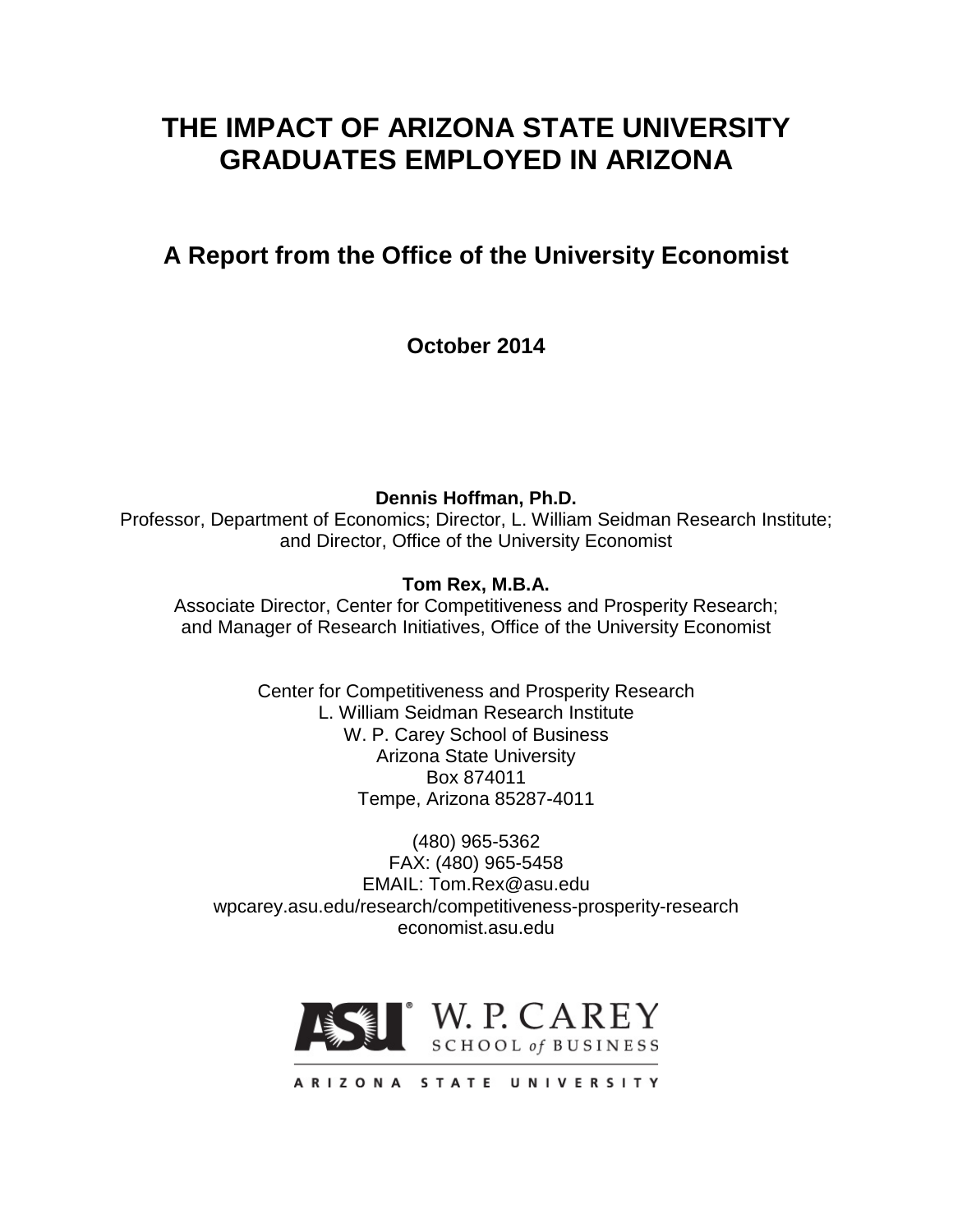# THE IMPACT OF ARIZONA STATE UNIVERSITY GRADUATES EMPLOYED IN ARIZONA

## A Report from the Office of the University Economist

**October 2014**

**Dennis Hoffman, Ph.D.**
Professor, Department of Economics; Director, L. William Seidman Research Institute; and Director, Office of the University Economist

**Tom Rex, M.B.A.**
Associate Director, Center for Competitiveness and Prosperity Research; and Manager of Research Initiatives, Office of the University Economist

Center for Competitiveness and Prosperity Research
L. William Seidman Research Institute
W. P. Carey School of Business
Arizona State University
Box 874011
Tempe, Arizona 85287-4011

(480) 965-5362
FAX: (480) 965-5458
EMAIL: Tom.Rex@asu.edu
wpcarey.asu.edu/research/competitiveness-prosperity-research
economist.asu.edu

ASU W. P. CAREY SCHOOL of BUSINESS

ARIZONA STATE UNIVERSITY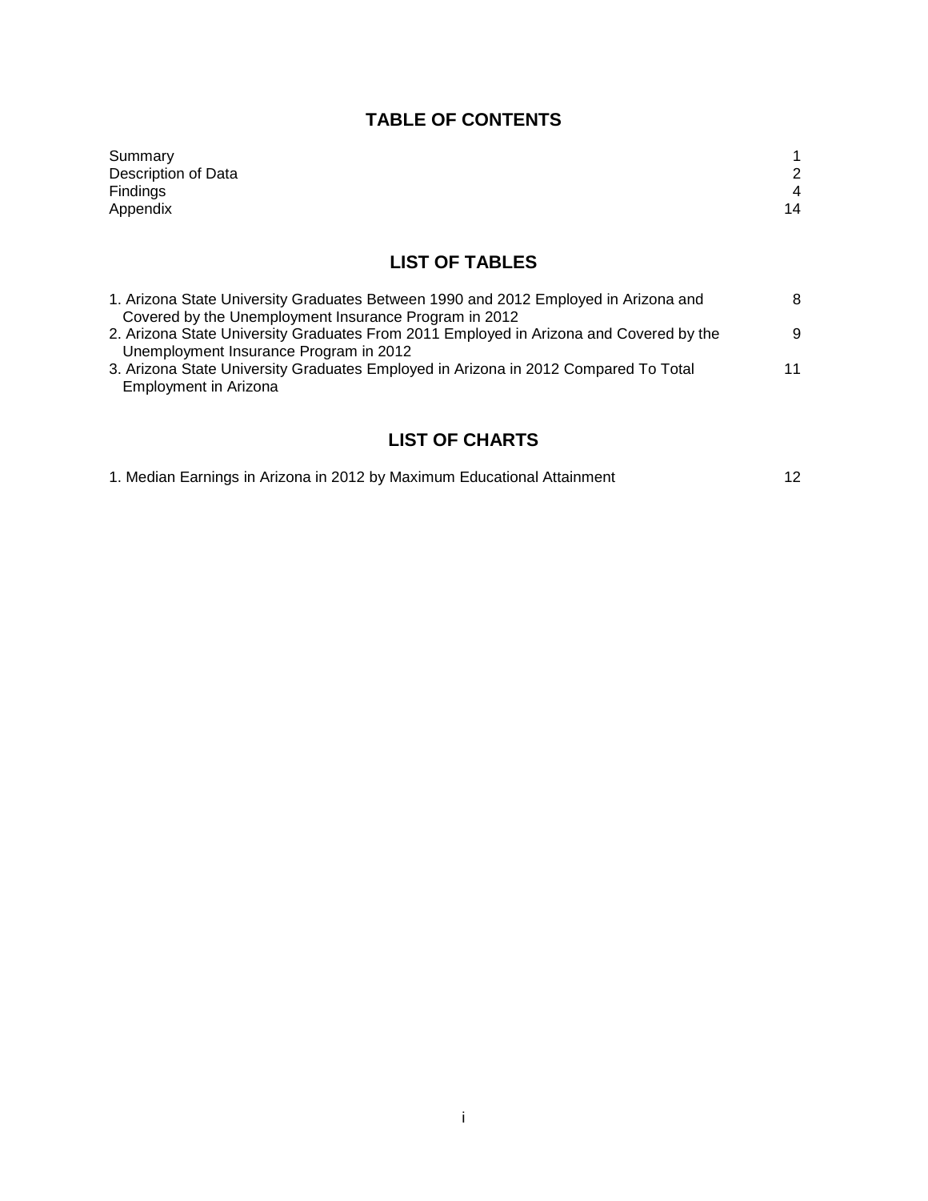# TABLE OF CONTENTS

| | |
|---|---|
| Summary | 1 |
| Description of Data | 2 |
| Findings | 4 |
| Appendix | 14 |

## LIST OF TABLES

| | |
|---|---|
| 1. Arizona State University Graduates Between 1990 and 2012 Employed in Arizona and Covered by the Unemployment Insurance Program in 2012 | 8 |
| 2. Arizona State University Graduates From 2011 Employed in Arizona and Covered by the Unemployment Insurance Program in 2012 | 9 |
| 3. Arizona State University Graduates Employed in Arizona in 2012 Compared To Total Employment in Arizona | 11 |

## LIST OF CHARTS

| | |
|---|---|
| 1. Median Earnings in Arizona in 2012 by Maximum Educational Attainment | 12 |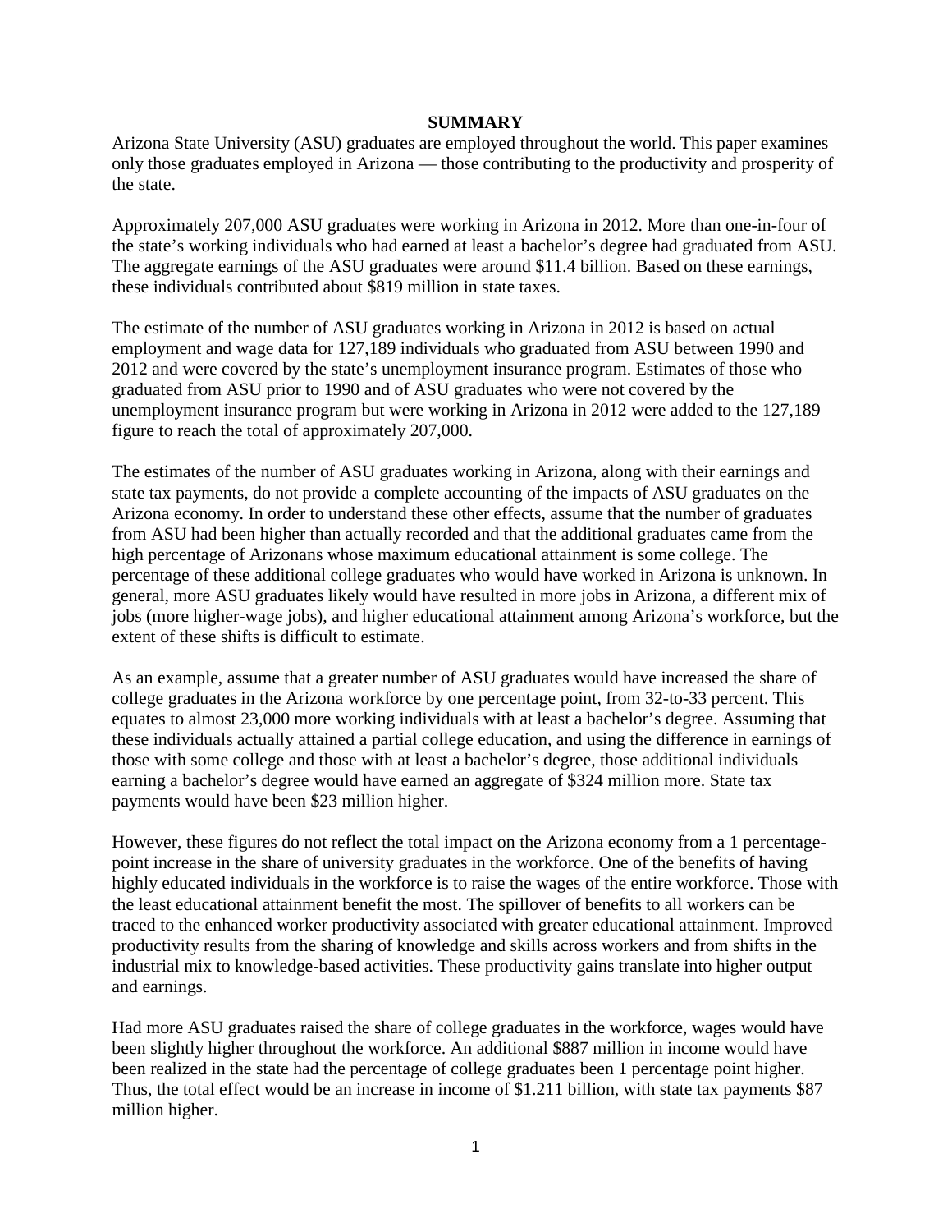# SUMMARY

Arizona State University (ASU) graduates are employed throughout the world. This paper examines only those graduates employed in Arizona — those contributing to the productivity and prosperity of the state.

Approximately 207,000 ASU graduates were working in Arizona in 2012. More than one-in-four of the state's working individuals who had earned at least a bachelor's degree had graduated from ASU. The aggregate earnings of the ASU graduates were around $11.4 billion. Based on these earnings, these individuals contributed about $819 million in state taxes.

The estimate of the number of ASU graduates working in Arizona in 2012 is based on actual employment and wage data for 127,189 individuals who graduated from ASU between 1990 and 2012 and were covered by the state's unemployment insurance program. Estimates of those who graduated from ASU prior to 1990 and of ASU graduates who were not covered by the unemployment insurance program but were working in Arizona in 2012 were added to the 127,189 figure to reach the total of approximately 207,000.

The estimates of the number of ASU graduates working in Arizona, along with their earnings and state tax payments, do not provide a complete accounting of the impacts of ASU graduates on the Arizona economy. In order to understand these other effects, assume that the number of graduates from ASU had been higher than actually recorded and that the additional graduates came from the high percentage of Arizonans whose maximum educational attainment is some college. The percentage of these additional college graduates who would have worked in Arizona is unknown. In general, more ASU graduates likely would have resulted in more jobs in Arizona, a different mix of jobs (more higher-wage jobs), and higher educational attainment among Arizona's workforce, but the extent of these shifts is difficult to estimate.

As an example, assume that a greater number of ASU graduates would have increased the share of college graduates in the Arizona workforce by one percentage point, from 32-to-33 percent. This equates to almost 23,000 more working individuals with at least a bachelor's degree. Assuming that these individuals actually attained a partial college education, and using the difference in earnings of those with some college and those with at least a bachelor's degree, those additional individuals earning a bachelor's degree would have earned an aggregate of $324 million more. State tax payments would have been $23 million higher.

However, these figures do not reflect the total impact on the Arizona economy from a 1 percentage-point increase in the share of university graduates in the workforce. One of the benefits of having highly educated individuals in the workforce is to raise the wages of the entire workforce. Those with the least educational attainment benefit the most. The spillover of benefits to all workers can be traced to the enhanced worker productivity associated with greater educational attainment. Improved productivity results from the sharing of knowledge and skills across workers and from shifts in the industrial mix to knowledge-based activities. These productivity gains translate into higher output and earnings.

Had more ASU graduates raised the share of college graduates in the workforce, wages would have been slightly higher throughout the workforce. An additional $887 million in income would have been realized in the state had the percentage of college graduates been 1 percentage point higher. Thus, the total effect would be an increase in income of $1.211 billion, with state tax payments $87 million higher.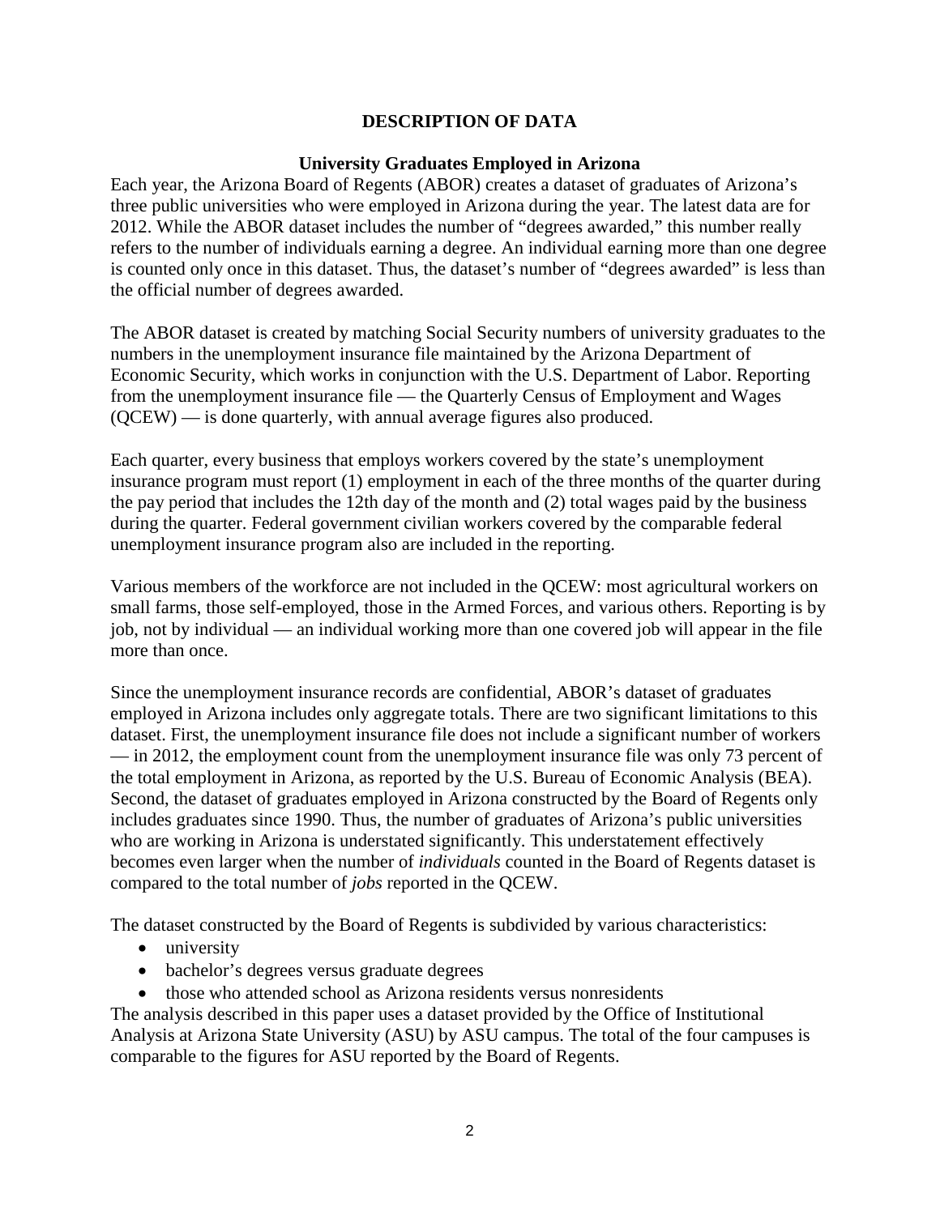## DESCRIPTION OF DATA

### University Graduates Employed in Arizona

Each year, the Arizona Board of Regents (ABOR) creates a dataset of graduates of Arizona's three public universities who were employed in Arizona during the year. The latest data are for 2012. While the ABOR dataset includes the number of "degrees awarded," this number really refers to the number of individuals earning a degree. An individual earning more than one degree is counted only once in this dataset. Thus, the dataset's number of "degrees awarded" is less than the official number of degrees awarded.

The ABOR dataset is created by matching Social Security numbers of university graduates to the numbers in the unemployment insurance file maintained by the Arizona Department of Economic Security, which works in conjunction with the U.S. Department of Labor. Reporting from the unemployment insurance file — the Quarterly Census of Employment and Wages (QCEW) — is done quarterly, with annual average figures also produced.

Each quarter, every business that employs workers covered by the state's unemployment insurance program must report (1) employment in each of the three months of the quarter during the pay period that includes the 12th day of the month and (2) total wages paid by the business during the quarter. Federal government civilian workers covered by the comparable federal unemployment insurance program also are included in the reporting.

Various members of the workforce are not included in the QCEW: most agricultural workers on small farms, those self-employed, those in the Armed Forces, and various others. Reporting is by job, not by individual — an individual working more than one covered job will appear in the file more than once.

Since the unemployment insurance records are confidential, ABOR's dataset of graduates employed in Arizona includes only aggregate totals. There are two significant limitations to this dataset. First, the unemployment insurance file does not include a significant number of workers — in 2012, the employment count from the unemployment insurance file was only 73 percent of the total employment in Arizona, as reported by the U.S. Bureau of Economic Analysis (BEA). Second, the dataset of graduates employed in Arizona constructed by the Board of Regents only includes graduates since 1990. Thus, the number of graduates of Arizona's public universities who are working in Arizona is understated significantly. This understatement effectively becomes even larger when the number of *individuals* counted in the Board of Regents dataset is compared to the total number of *jobs* reported in the QCEW.

The dataset constructed by the Board of Regents is subdivided by various characteristics:

- university
- bachelor's degrees versus graduate degrees
- those who attended school as Arizona residents versus nonresidents

The analysis described in this paper uses a dataset provided by the Office of Institutional Analysis at Arizona State University (ASU) by ASU campus. The total of the four campuses is comparable to the figures for ASU reported by the Board of Regents.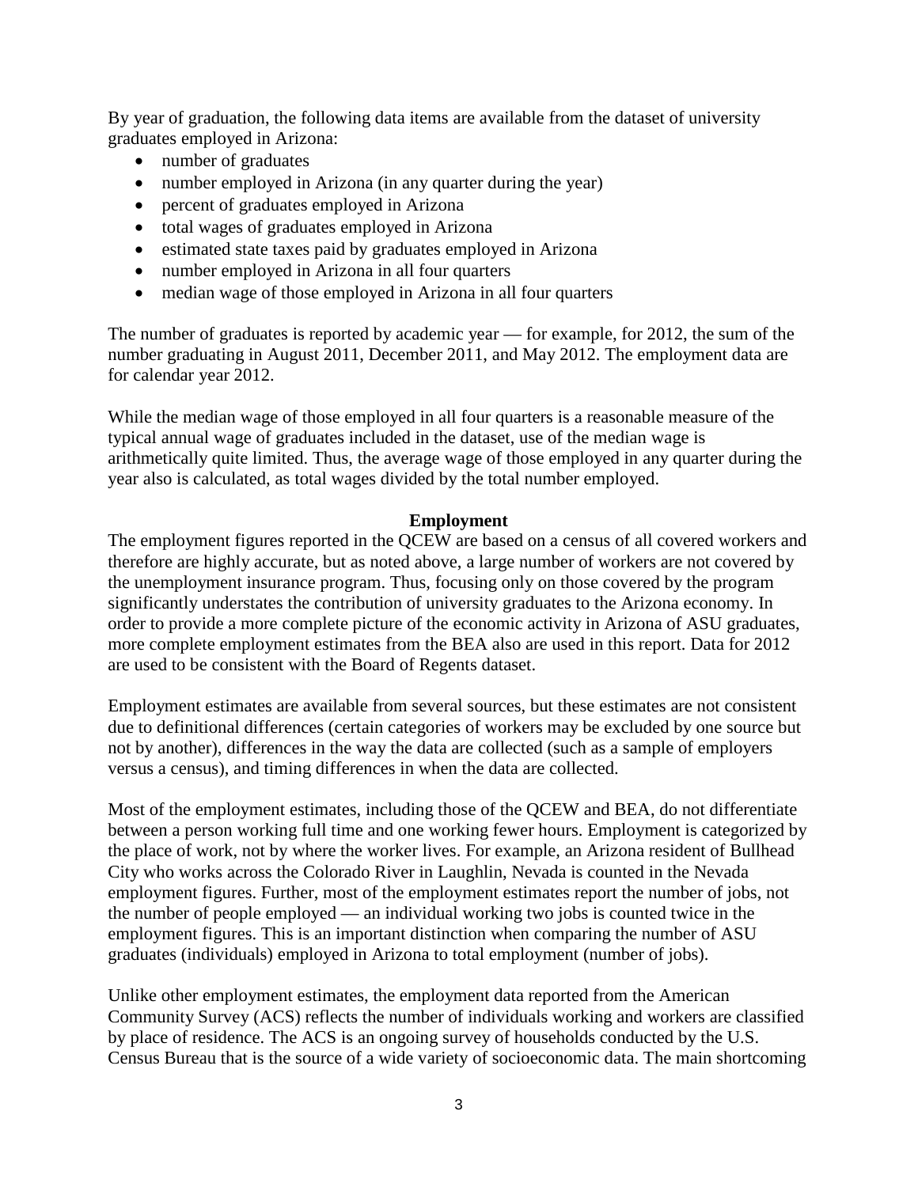By year of graduation, the following data items are available from the dataset of university graduates employed in Arizona:

- number of graduates
- number employed in Arizona (in any quarter during the year)
- percent of graduates employed in Arizona
- total wages of graduates employed in Arizona
- estimated state taxes paid by graduates employed in Arizona
- number employed in Arizona in all four quarters
- median wage of those employed in Arizona in all four quarters

The number of graduates is reported by academic year — for example, for 2012, the sum of the number graduating in August 2011, December 2011, and May 2012. The employment data are for calendar year 2012.

While the median wage of those employed in all four quarters is a reasonable measure of the typical annual wage of graduates included in the dataset, use of the median wage is arithmetically quite limited. Thus, the average wage of those employed in any quarter during the year also is calculated, as total wages divided by the total number employed.

## Employment

The employment figures reported in the QCEW are based on a census of all covered workers and therefore are highly accurate, but as noted above, a large number of workers are not covered by the unemployment insurance program. Thus, focusing only on those covered by the program significantly understates the contribution of university graduates to the Arizona economy. In order to provide a more complete picture of the economic activity in Arizona of ASU graduates, more complete employment estimates from the BEA also are used in this report. Data for 2012 are used to be consistent with the Board of Regents dataset.

Employment estimates are available from several sources, but these estimates are not consistent due to definitional differences (certain categories of workers may be excluded by one source but not by another), differences in the way the data are collected (such as a sample of employers versus a census), and timing differences in when the data are collected.

Most of the employment estimates, including those of the QCEW and BEA, do not differentiate between a person working full time and one working fewer hours. Employment is categorized by the place of work, not by where the worker lives. For example, an Arizona resident of Bullhead City who works across the Colorado River in Laughlin, Nevada is counted in the Nevada employment figures. Further, most of the employment estimates report the number of jobs, not the number of people employed — an individual working two jobs is counted twice in the employment figures. This is an important distinction when comparing the number of ASU graduates (individuals) employed in Arizona to total employment (number of jobs).

Unlike other employment estimates, the employment data reported from the American Community Survey (ACS) reflects the number of individuals working and workers are classified by place of residence. The ACS is an ongoing survey of households conducted by the U.S. Census Bureau that is the source of a wide variety of socioeconomic data. The main shortcoming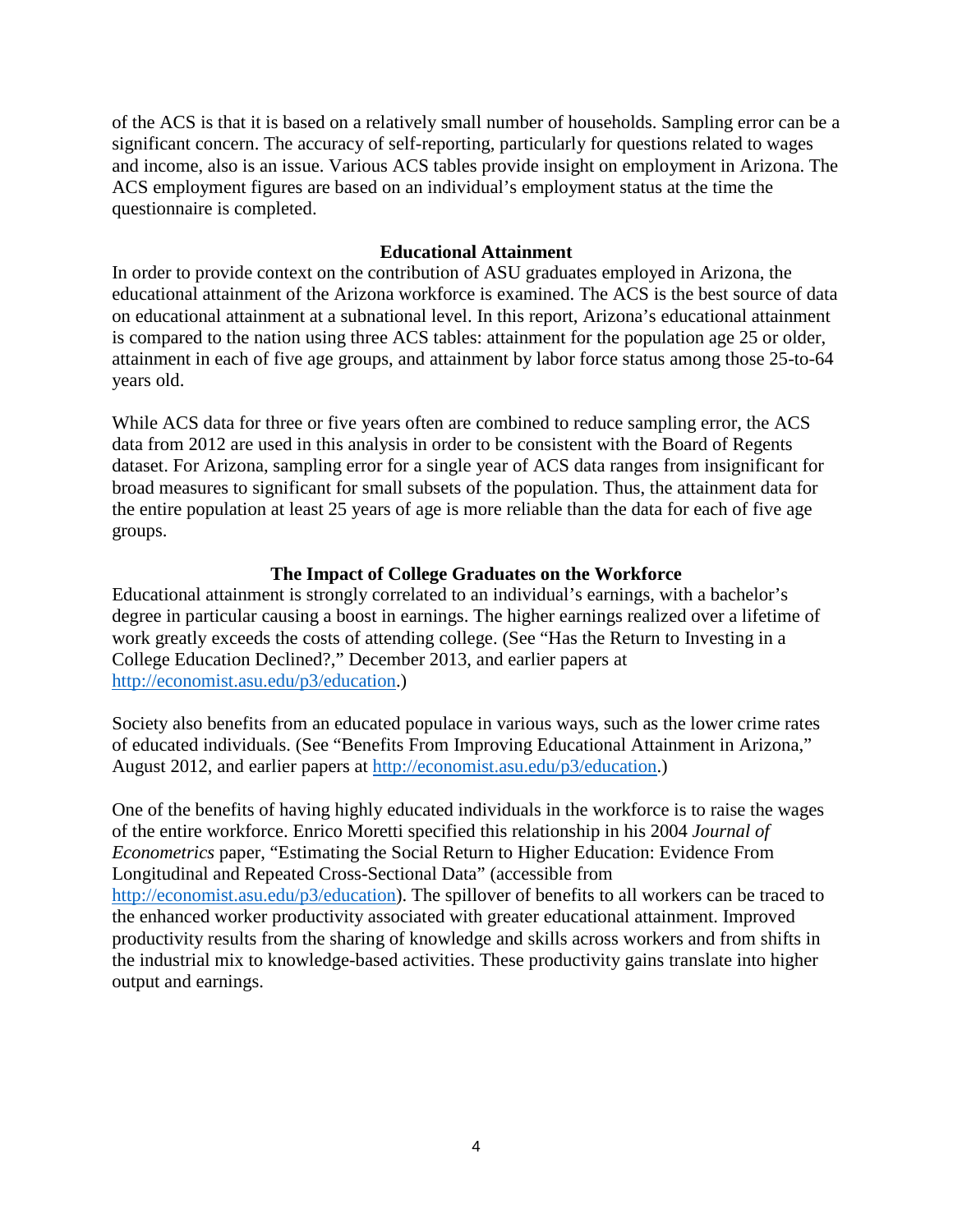of the ACS is that it is based on a relatively small number of households. Sampling error can be a significant concern. The accuracy of self-reporting, particularly for questions related to wages and income, also is an issue. Various ACS tables provide insight on employment in Arizona. The ACS employment figures are based on an individual's employment status at the time the questionnaire is completed.

### Educational Attainment

In order to provide context on the contribution of ASU graduates employed in Arizona, the educational attainment of the Arizona workforce is examined. The ACS is the best source of data on educational attainment at a subnational level. In this report, Arizona's educational attainment is compared to the nation using three ACS tables: attainment for the population age 25 or older, attainment in each of five age groups, and attainment by labor force status among those 25-to-64 years old.

While ACS data for three or five years often are combined to reduce sampling error, the ACS data from 2012 are used in this analysis in order to be consistent with the Board of Regents dataset. For Arizona, sampling error for a single year of ACS data ranges from insignificant for broad measures to significant for small subsets of the population. Thus, the attainment data for the entire population at least 25 years of age is more reliable than the data for each of five age groups.

### The Impact of College Graduates on the Workforce

Educational attainment is strongly correlated to an individual's earnings, with a bachelor's degree in particular causing a boost in earnings. The higher earnings realized over a lifetime of work greatly exceeds the costs of attending college. (See "Has the Return to Investing in a College Education Declined?," December 2013, and earlier papers at [http://economist.asu.edu/p3/education](http://economist.asu.edu/p3/education).)

Society also benefits from an educated populace in various ways, such as the lower crime rates of educated individuals. (See "Benefits From Improving Educational Attainment in Arizona," August 2012, and earlier papers at [http://economist.asu.edu/p3/education](http://economist.asu.edu/p3/education).)

One of the benefits of having highly educated individuals in the workforce is to raise the wages of the entire workforce. Enrico Moretti specified this relationship in his 2004 *Journal of Econometrics* paper, "Estimating the Social Return to Higher Education: Evidence From Longitudinal and Repeated Cross-Sectional Data" (accessible from [http://economist.asu.edu/p3/education](http://economist.asu.edu/p3/education)). The spillover of benefits to all workers can be traced to the enhanced worker productivity associated with greater educational attainment. Improved productivity results from the sharing of knowledge and skills across workers and from shifts in the industrial mix to knowledge-based activities. These productivity gains translate into higher output and earnings.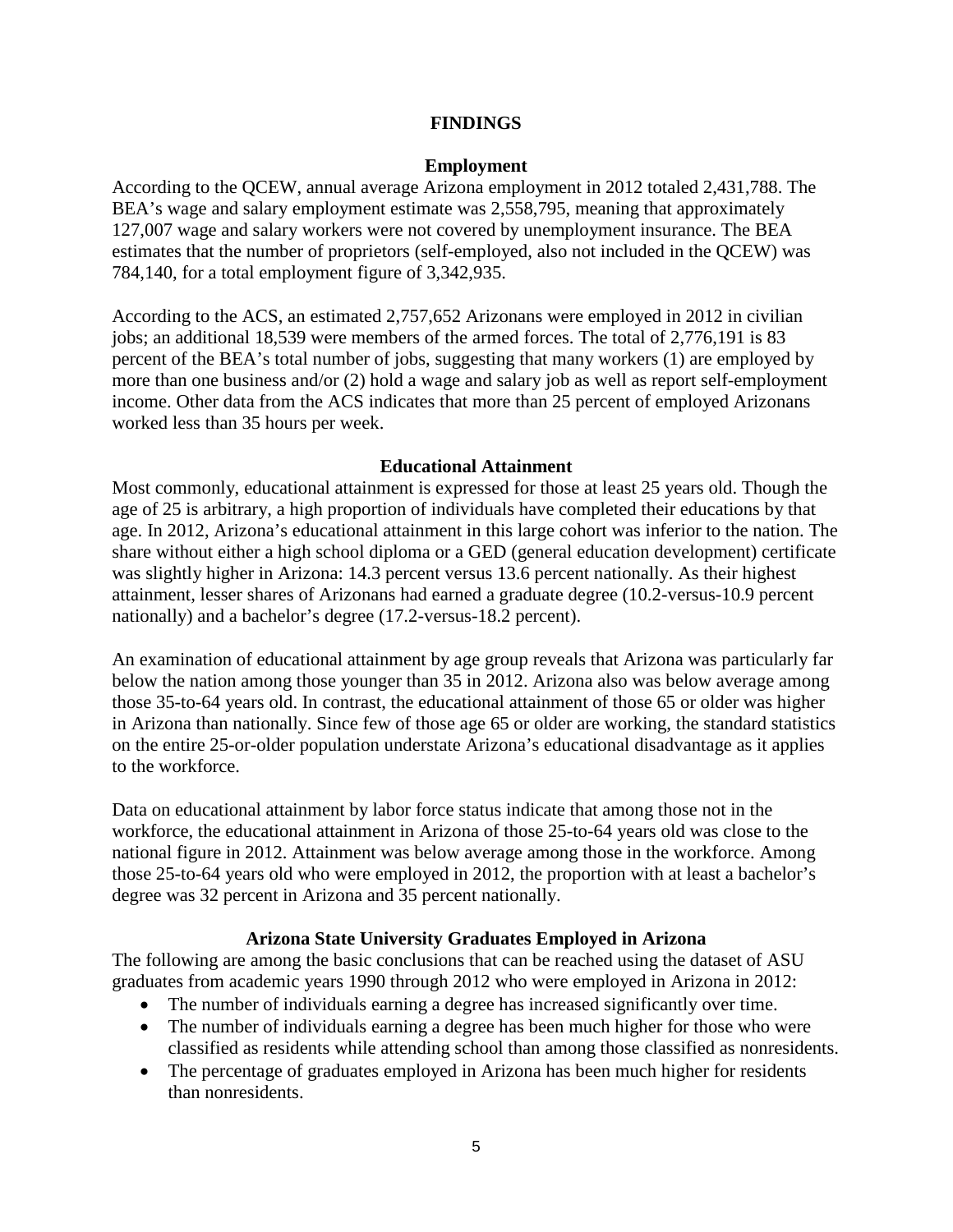# FINDINGS

## Employment

According to the QCEW, annual average Arizona employment in 2012 totaled 2,431,788. The BEA's wage and salary employment estimate was 2,558,795, meaning that approximately 127,007 wage and salary workers were not covered by unemployment insurance. The BEA estimates that the number of proprietors (self-employed, also not included in the QCEW) was 784,140, for a total employment figure of 3,342,935.

According to the ACS, an estimated 2,757,652 Arizonans were employed in 2012 in civilian jobs; an additional 18,539 were members of the armed forces. The total of 2,776,191 is 83 percent of the BEA's total number of jobs, suggesting that many workers (1) are employed by more than one business and/or (2) hold a wage and salary job as well as report self-employment income. Other data from the ACS indicates that more than 25 percent of employed Arizonans worked less than 35 hours per week.

## Educational Attainment

Most commonly, educational attainment is expressed for those at least 25 years old. Though the age of 25 is arbitrary, a high proportion of individuals have completed their educations by that age. In 2012, Arizona's educational attainment in this large cohort was inferior to the nation. The share without either a high school diploma or a GED (general education development) certificate was slightly higher in Arizona: 14.3 percent versus 13.6 percent nationally. As their highest attainment, lesser shares of Arizonans had earned a graduate degree (10.2-versus-10.9 percent nationally) and a bachelor's degree (17.2-versus-18.2 percent).

An examination of educational attainment by age group reveals that Arizona was particularly far below the nation among those younger than 35 in 2012. Arizona also was below average among those 35-to-64 years old. In contrast, the educational attainment of those 65 or older was higher in Arizona than nationally. Since few of those age 65 or older are working, the standard statistics on the entire 25-or-older population understate Arizona's educational disadvantage as it applies to the workforce.

Data on educational attainment by labor force status indicate that among those not in the workforce, the educational attainment in Arizona of those 25-to-64 years old was close to the national figure in 2012. Attainment was below average among those in the workforce. Among those 25-to-64 years old who were employed in 2012, the proportion with at least a bachelor's degree was 32 percent in Arizona and 35 percent nationally.

## Arizona State University Graduates Employed in Arizona

The following are among the basic conclusions that can be reached using the dataset of ASU graduates from academic years 1990 through 2012 who were employed in Arizona in 2012:

- The number of individuals earning a degree has increased significantly over time.
- The number of individuals earning a degree has been much higher for those who were classified as residents while attending school than among those classified as nonresidents.
- The percentage of graduates employed in Arizona has been much higher for residents than nonresidents.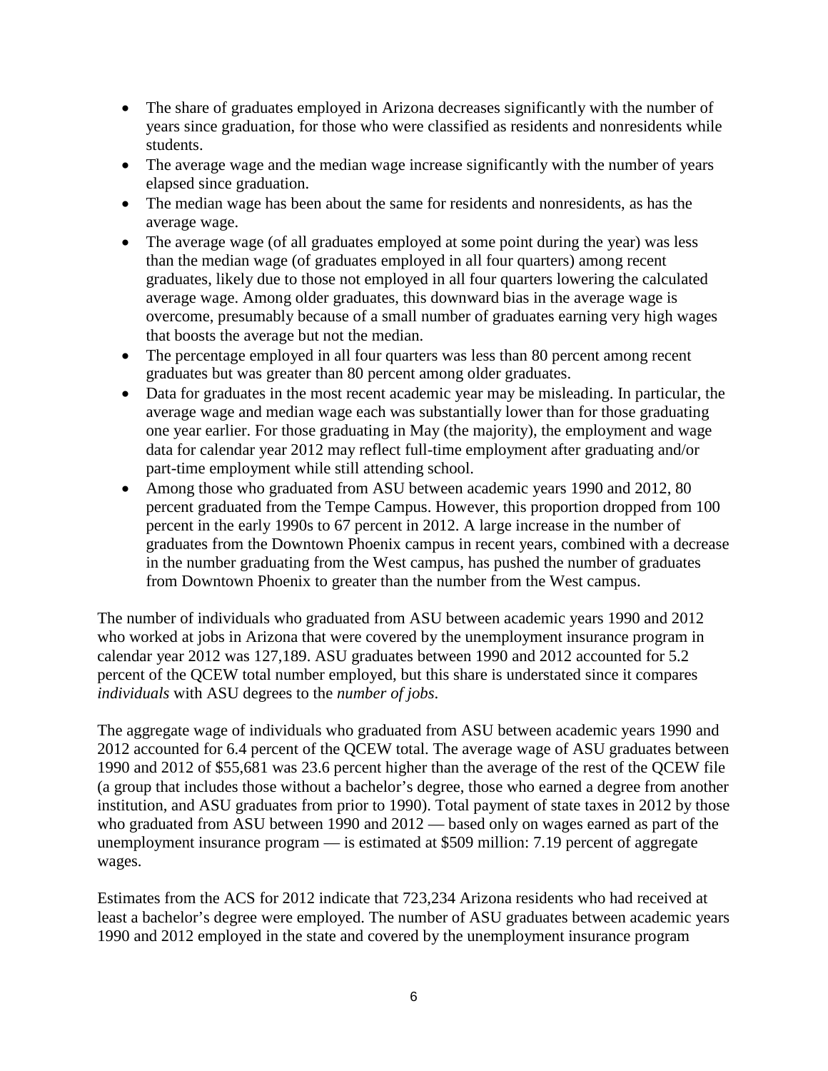- The share of graduates employed in Arizona decreases significantly with the number of years since graduation, for those who were classified as residents and nonresidents while students.
- The average wage and the median wage increase significantly with the number of years elapsed since graduation.
- The median wage has been about the same for residents and nonresidents, as has the average wage.
- The average wage (of all graduates employed at some point during the year) was less than the median wage (of graduates employed in all four quarters) among recent graduates, likely due to those not employed in all four quarters lowering the calculated average wage. Among older graduates, this downward bias in the average wage is overcome, presumably because of a small number of graduates earning very high wages that boosts the average but not the median.
- The percentage employed in all four quarters was less than 80 percent among recent graduates but was greater than 80 percent among older graduates.
- Data for graduates in the most recent academic year may be misleading. In particular, the average wage and median wage each was substantially lower than for those graduating one year earlier. For those graduating in May (the majority), the employment and wage data for calendar year 2012 may reflect full-time employment after graduating and/or part-time employment while still attending school.
- Among those who graduated from ASU between academic years 1990 and 2012, 80 percent graduated from the Tempe Campus. However, this proportion dropped from 100 percent in the early 1990s to 67 percent in 2012. A large increase in the number of graduates from the Downtown Phoenix campus in recent years, combined with a decrease in the number graduating from the West campus, has pushed the number of graduates from Downtown Phoenix to greater than the number from the West campus.

The number of individuals who graduated from ASU between academic years 1990 and 2012 who worked at jobs in Arizona that were covered by the unemployment insurance program in calendar year 2012 was 127,189. ASU graduates between 1990 and 2012 accounted for 5.2 percent of the QCEW total number employed, but this share is understated since it compares *individuals* with ASU degrees to the *number of jobs*.

The aggregate wage of individuals who graduated from ASU between academic years 1990 and 2012 accounted for 6.4 percent of the QCEW total. The average wage of ASU graduates between 1990 and 2012 of $55,681 was 23.6 percent higher than the average of the rest of the QCEW file (a group that includes those without a bachelor's degree, those who earned a degree from another institution, and ASU graduates from prior to 1990). Total payment of state taxes in 2012 by those who graduated from ASU between 1990 and 2012 — based only on wages earned as part of the unemployment insurance program — is estimated at $509 million: 7.19 percent of aggregate wages.

Estimates from the ACS for 2012 indicate that 723,234 Arizona residents who had received at least a bachelor's degree were employed. The number of ASU graduates between academic years 1990 and 2012 employed in the state and covered by the unemployment insurance program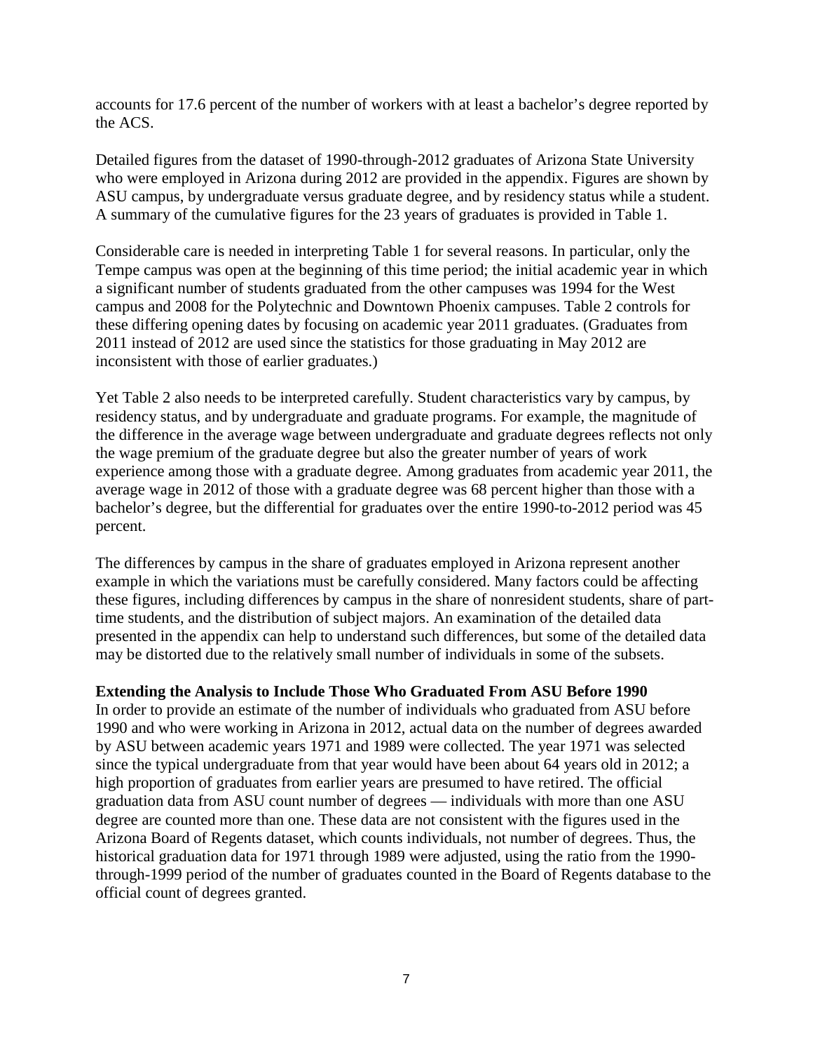accounts for 17.6 percent of the number of workers with at least a bachelor's degree reported by the ACS.

Detailed figures from the dataset of 1990-through-2012 graduates of Arizona State University who were employed in Arizona during 2012 are provided in the appendix. Figures are shown by ASU campus, by undergraduate versus graduate degree, and by residency status while a student. A summary of the cumulative figures for the 23 years of graduates is provided in Table 1.

Considerable care is needed in interpreting Table 1 for several reasons. In particular, only the Tempe campus was open at the beginning of this time period; the initial academic year in which a significant number of students graduated from the other campuses was 1994 for the West campus and 2008 for the Polytechnic and Downtown Phoenix campuses. Table 2 controls for these differing opening dates by focusing on academic year 2011 graduates. (Graduates from 2011 instead of 2012 are used since the statistics for those graduating in May 2012 are inconsistent with those of earlier graduates.)

Yet Table 2 also needs to be interpreted carefully. Student characteristics vary by campus, by residency status, and by undergraduate and graduate programs. For example, the magnitude of the difference in the average wage between undergraduate and graduate degrees reflects not only the wage premium of the graduate degree but also the greater number of years of work experience among those with a graduate degree. Among graduates from academic year 2011, the average wage in 2012 of those with a graduate degree was 68 percent higher than those with a bachelor's degree, but the differential for graduates over the entire 1990-to-2012 period was 45 percent.

The differences by campus in the share of graduates employed in Arizona represent another example in which the variations must be carefully considered. Many factors could be affecting these figures, including differences by campus in the share of nonresident students, share of part-time students, and the distribution of subject majors. An examination of the detailed data presented in the appendix can help to understand such differences, but some of the detailed data may be distorted due to the relatively small number of individuals in some of the subsets.

**Extending the Analysis to Include Those Who Graduated From ASU Before 1990**

In order to provide an estimate of the number of individuals who graduated from ASU before 1990 and who were working in Arizona in 2012, actual data on the number of degrees awarded by ASU between academic years 1971 and 1989 were collected. The year 1971 was selected since the typical undergraduate from that year would have been about 64 years old in 2012; a high proportion of graduates from earlier years are presumed to have retired. The official graduation data from ASU count number of degrees — individuals with more than one ASU degree are counted more than one. These data are not consistent with the figures used in the Arizona Board of Regents dataset, which counts individuals, not number of degrees. Thus, the historical graduation data for 1971 through 1989 were adjusted, using the ratio from the 1990-through-1999 period of the number of graduates counted in the Board of Regents database to the official count of degrees granted.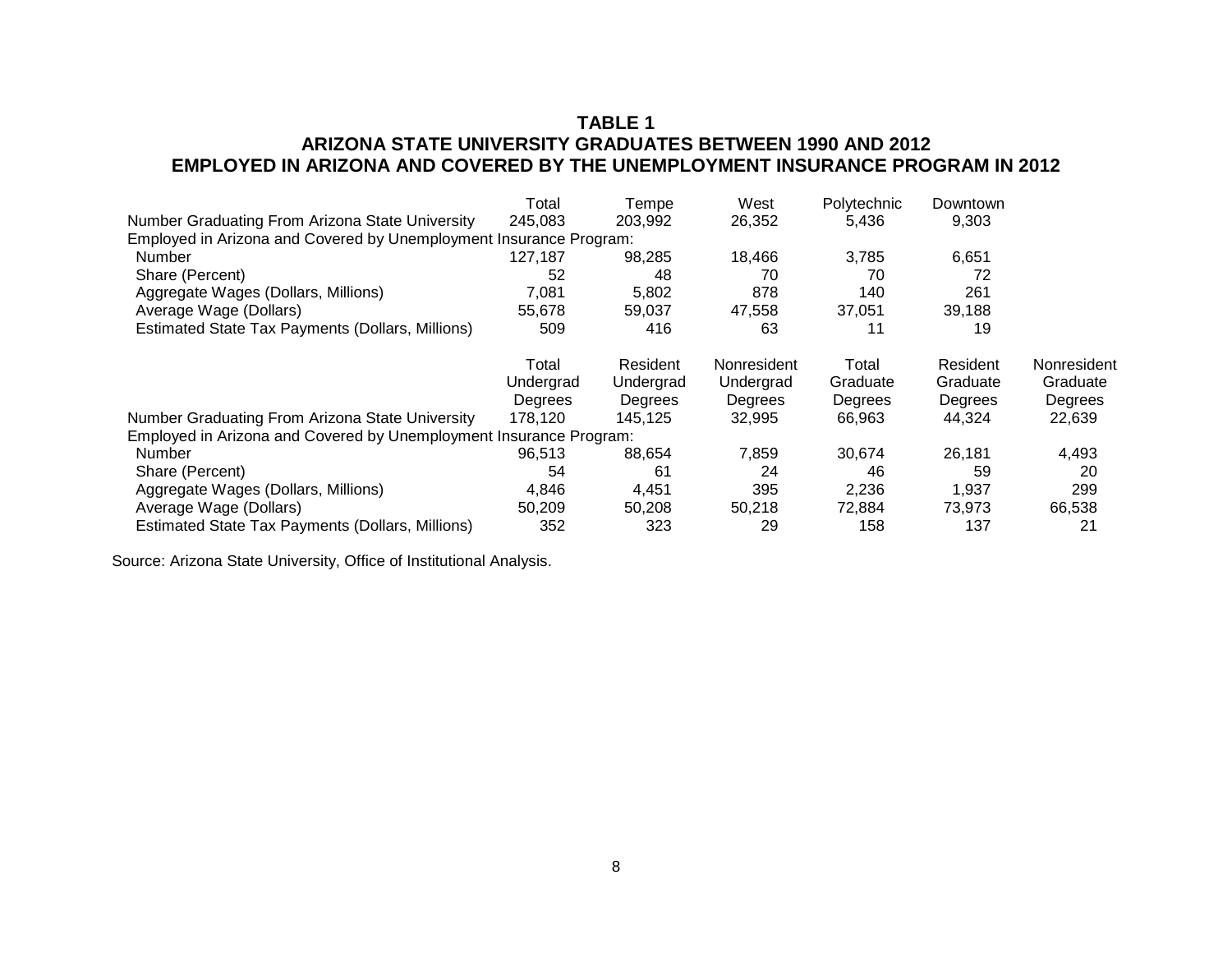**TABLE 1**
**ARIZONA STATE UNIVERSITY GRADUATES BETWEEN 1990 AND 2012**
**EMPLOYED IN ARIZONA AND COVERED BY THE UNEMPLOYMENT INSURANCE PROGRAM IN 2012**

| | Total | Tempe | West | Polytechnic | Downtown |
|---|---|---|---|---|---|
| Number Graduating From Arizona State University | 245,083 | 203,992 | 26,352 | 5,436 | 9,303 |
| Employed in Arizona and Covered by Unemployment Insurance Program: | | | | | |
| Number | 127,187 | 98,285 | 18,466 | 3,785 | 6,651 |
| Share (Percent) | 52 | 48 | 70 | 70 | 72 |
| Aggregate Wages (Dollars, Millions) | 7,081 | 5,802 | 878 | 140 | 261 |
| Average Wage (Dollars) | 55,678 | 59,037 | 47,558 | 37,051 | 39,188 |
| Estimated State Tax Payments (Dollars, Millions) | 509 | 416 | 63 | 11 | 19 |

| | Total Undergrad Degrees | Resident Undergrad Degrees | Nonresident Undergrad Degrees | Total Graduate Degrees | Resident Graduate Degrees | Nonresident Graduate Degrees |
|---|---|---|---|---|---|---|
| Number Graduating From Arizona State University | 178,120 | 145,125 | 32,995 | 66,963 | 44,324 | 22,639 |
| Employed in Arizona and Covered by Unemployment Insurance Program: | | | | | | |
| Number | 96,513 | 88,654 | 7,859 | 30,674 | 26,181 | 4,493 |
| Share (Percent) | 54 | 61 | 24 | 46 | 59 | 20 |
| Aggregate Wages (Dollars, Millions) | 4,846 | 4,451 | 395 | 2,236 | 1,937 | 299 |
| Average Wage (Dollars) | 50,209 | 50,208 | 50,218 | 72,884 | 73,973 | 66,538 |
| Estimated State Tax Payments (Dollars, Millions) | 352 | 323 | 29 | 158 | 137 | 21 |

Source: Arizona State University, Office of Institutional Analysis.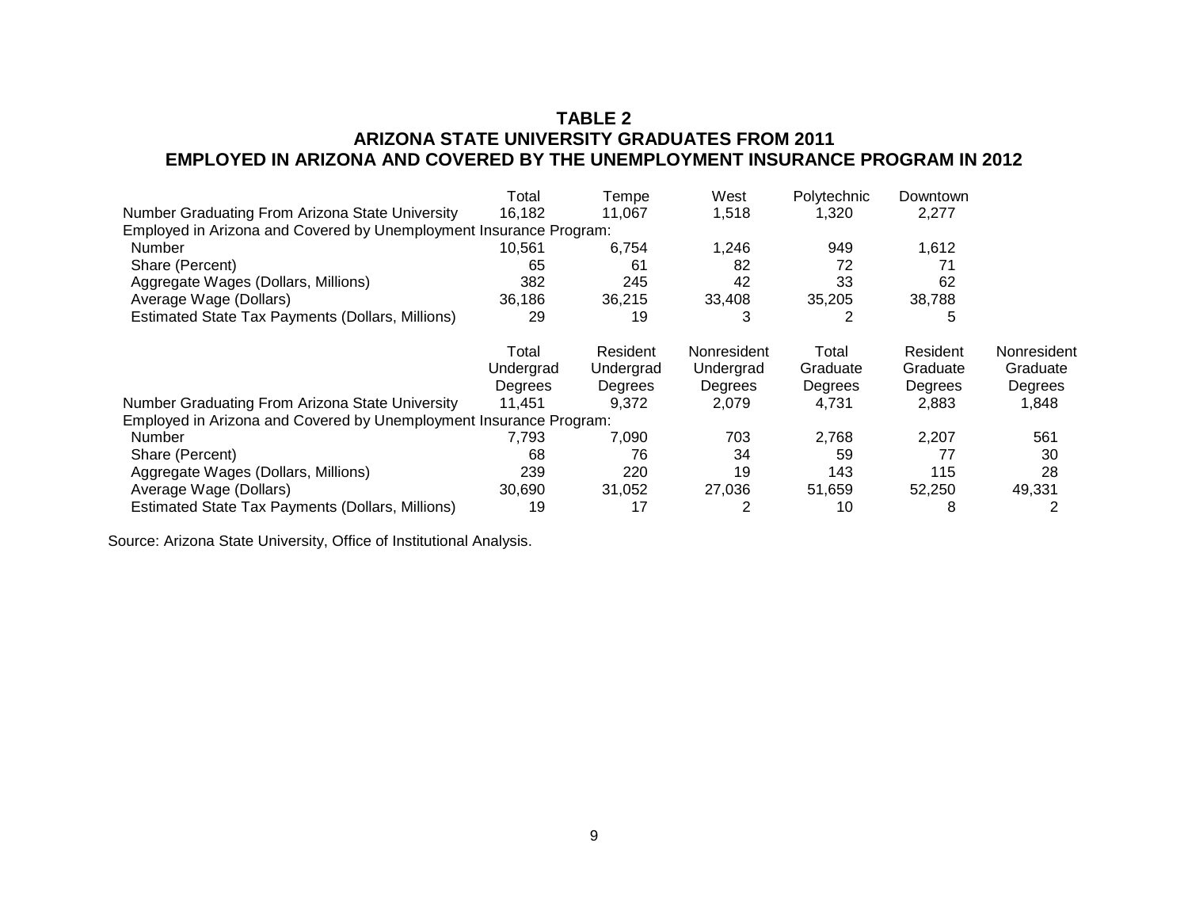# TABLE 2
## ARIZONA STATE UNIVERSITY GRADUATES FROM 2011
## EMPLOYED IN ARIZONA AND COVERED BY THE UNEMPLOYMENT INSURANCE PROGRAM IN 2012

| | Total | Tempe | West | Polytechnic | Downtown |
|---|---|---|---|---|---|
| Number Graduating From Arizona State University | 16,182 | 11,067 | 1,518 | 1,320 | 2,277 |
| Employed in Arizona and Covered by Unemployment Insurance Program: | | | | | |
| Number | 10,561 | 6,754 | 1,246 | 949 | 1,612 |
| Share (Percent) | 65 | 61 | 82 | 72 | 71 |
| Aggregate Wages (Dollars, Millions) | 382 | 245 | 42 | 33 | 62 |
| Average Wage (Dollars) | 36,186 | 36,215 | 33,408 | 35,205 | 38,788 |
| Estimated State Tax Payments (Dollars, Millions) | 29 | 19 | 3 | 2 | 5 |

| | Total Undergrad Degrees | Resident Undergrad Degrees | Nonresident Undergrad Degrees | Total Graduate Degrees | Resident Graduate Degrees | Nonresident Graduate Degrees |
|---|---|---|---|---|---|---|
| Number Graduating From Arizona State University | 11,451 | 9,372 | 2,079 | 4,731 | 2,883 | 1,848 |
| Employed in Arizona and Covered by Unemployment Insurance Program: | | | | | | |
| Number | 7,793 | 7,090 | 703 | 2,768 | 2,207 | 561 |
| Share (Percent) | 68 | 76 | 34 | 59 | 77 | 30 |
| Aggregate Wages (Dollars, Millions) | 239 | 220 | 19 | 143 | 115 | 28 |
| Average Wage (Dollars) | 30,690 | 31,052 | 27,036 | 51,659 | 52,250 | 49,331 |
| Estimated State Tax Payments (Dollars, Millions) | 19 | 17 | 2 | 10 | 8 | 2 |

Source: Arizona State University, Office of Institutional Analysis.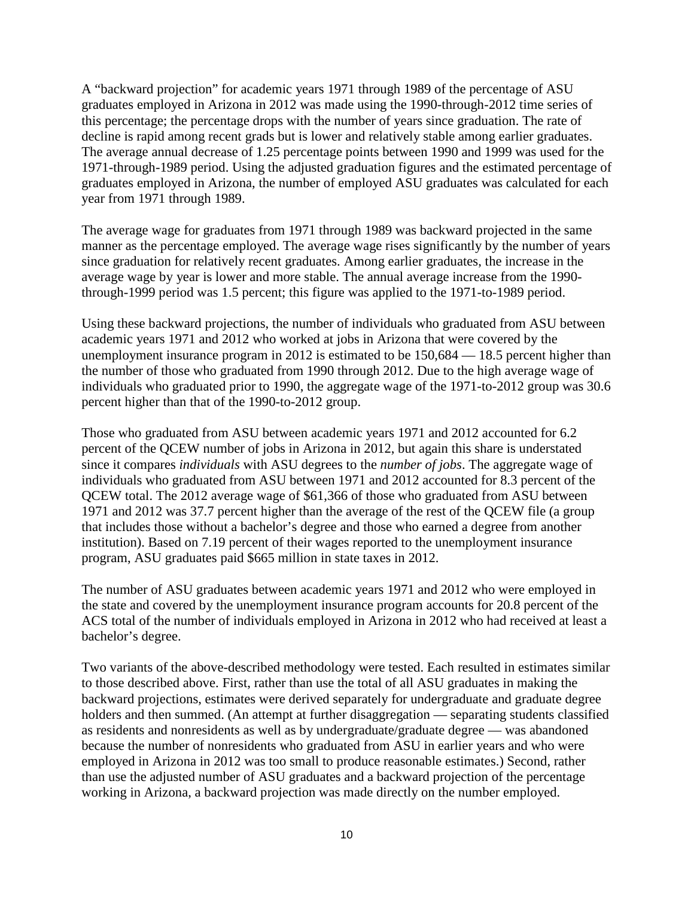A "backward projection" for academic years 1971 through 1989 of the percentage of ASU graduates employed in Arizona in 2012 was made using the 1990-through-2012 time series of this percentage; the percentage drops with the number of years since graduation. The rate of decline is rapid among recent grads but is lower and relatively stable among earlier graduates. The average annual decrease of 1.25 percentage points between 1990 and 1999 was used for the 1971-through-1989 period. Using the adjusted graduation figures and the estimated percentage of graduates employed in Arizona, the number of employed ASU graduates was calculated for each year from 1971 through 1989.

The average wage for graduates from 1971 through 1989 was backward projected in the same manner as the percentage employed. The average wage rises significantly by the number of years since graduation for relatively recent graduates. Among earlier graduates, the increase in the average wage by year is lower and more stable. The annual average increase from the 1990-through-1999 period was 1.5 percent; this figure was applied to the 1971-to-1989 period.

Using these backward projections, the number of individuals who graduated from ASU between academic years 1971 and 2012 who worked at jobs in Arizona that were covered by the unemployment insurance program in 2012 is estimated to be 150,684 — 18.5 percent higher than the number of those who graduated from 1990 through 2012. Due to the high average wage of individuals who graduated prior to 1990, the aggregate wage of the 1971-to-2012 group was 30.6 percent higher than that of the 1990-to-2012 group.

Those who graduated from ASU between academic years 1971 and 2012 accounted for 6.2 percent of the QCEW number of jobs in Arizona in 2012, but again this share is understated since it compares *individuals* with ASU degrees to the *number of jobs*. The aggregate wage of individuals who graduated from ASU between 1971 and 2012 accounted for 8.3 percent of the QCEW total. The 2012 average wage of $61,366 of those who graduated from ASU between 1971 and 2012 was 37.7 percent higher than the average of the rest of the QCEW file (a group that includes those without a bachelor's degree and those who earned a degree from another institution). Based on 7.19 percent of their wages reported to the unemployment insurance program, ASU graduates paid $665 million in state taxes in 2012.

The number of ASU graduates between academic years 1971 and 2012 who were employed in the state and covered by the unemployment insurance program accounts for 20.8 percent of the ACS total of the number of individuals employed in Arizona in 2012 who had received at least a bachelor's degree.

Two variants of the above-described methodology were tested. Each resulted in estimates similar to those described above. First, rather than use the total of all ASU graduates in making the backward projections, estimates were derived separately for undergraduate and graduate degree holders and then summed. (An attempt at further disaggregation — separating students classified as residents and nonresidents as well as by undergraduate/graduate degree — was abandoned because the number of nonresidents who graduated from ASU in earlier years and who were employed in Arizona in 2012 was too small to produce reasonable estimates.) Second, rather than use the adjusted number of ASU graduates and a backward projection of the percentage working in Arizona, a backward projection was made directly on the number employed.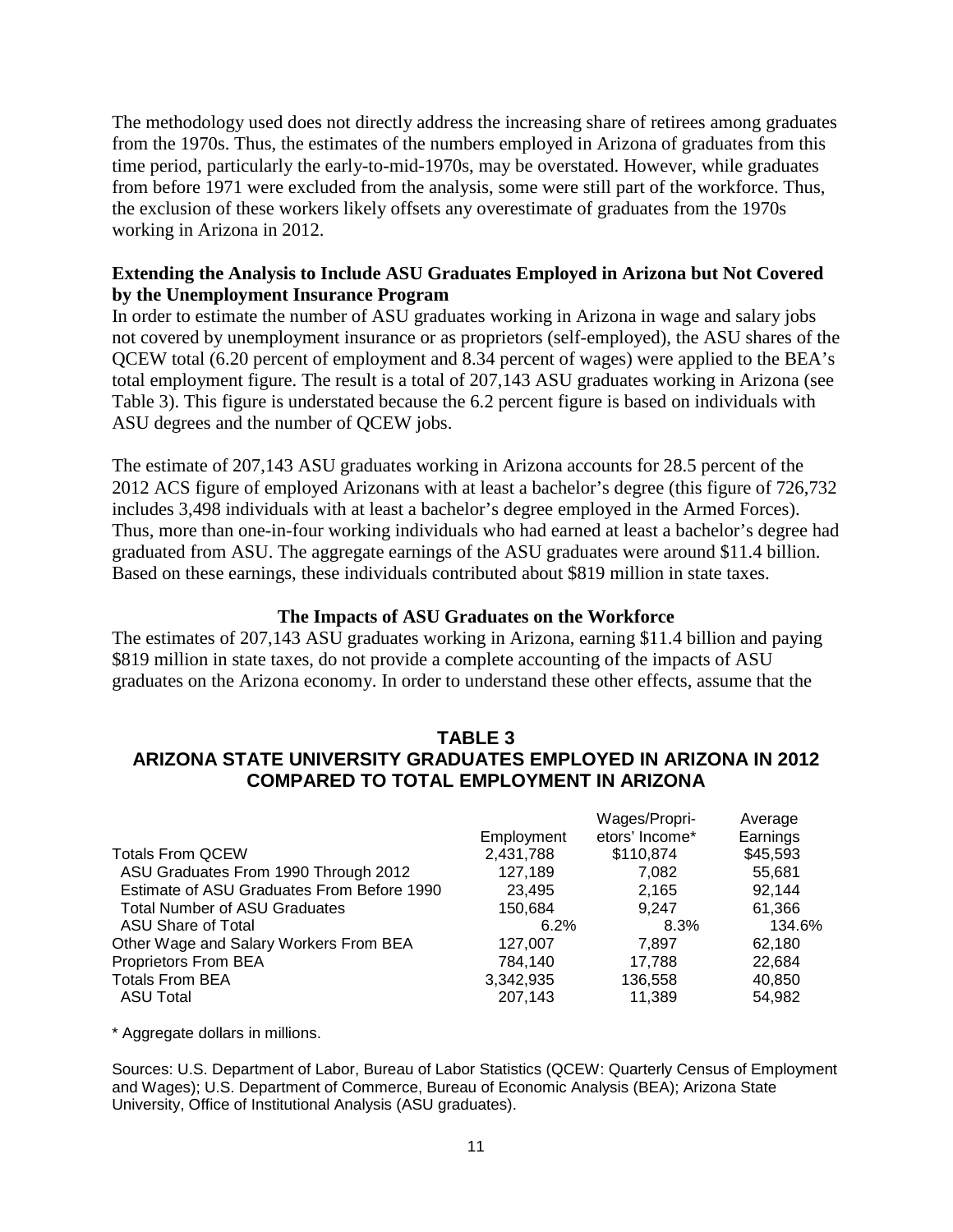The methodology used does not directly address the increasing share of retirees among graduates from the 1970s. Thus, the estimates of the numbers employed in Arizona of graduates from this time period, particularly the early-to-mid-1970s, may be overstated. However, while graduates from before 1971 were excluded from the analysis, some were still part of the workforce. Thus, the exclusion of these workers likely offsets any overestimate of graduates from the 1970s working in Arizona in 2012.

**Extending the Analysis to Include ASU Graduates Employed in Arizona but Not Covered by the Unemployment Insurance Program**

In order to estimate the number of ASU graduates working in Arizona in wage and salary jobs not covered by unemployment insurance or as proprietors (self-employed), the ASU shares of the QCEW total (6.20 percent of employment and 8.34 percent of wages) were applied to the BEA's total employment figure. The result is a total of 207,143 ASU graduates working in Arizona (see Table 3). This figure is understated because the 6.2 percent figure is based on individuals with ASU degrees and the number of QCEW jobs.

The estimate of 207,143 ASU graduates working in Arizona accounts for 28.5 percent of the 2012 ACS figure of employed Arizonans with at least a bachelor's degree (this figure of 726,732 includes 3,498 individuals with at least a bachelor's degree employed in the Armed Forces). Thus, more than one-in-four working individuals who had earned at least a bachelor's degree had graduated from ASU. The aggregate earnings of the ASU graduates were around $11.4 billion. Based on these earnings, these individuals contributed about $819 million in state taxes.

### The Impacts of ASU Graduates on the Workforce

The estimates of 207,143 ASU graduates working in Arizona, earning $11.4 billion and paying $819 million in state taxes, do not provide a complete accounting of the impacts of ASU graduates on the Arizona economy. In order to understand these other effects, assume that the

**TABLE 3**
**ARIZONA STATE UNIVERSITY GRADUATES EMPLOYED IN ARIZONA IN 2012 COMPARED TO TOTAL EMPLOYMENT IN ARIZONA**

| | Employment | Wages/Proprietors' Income* | Average Earnings |
|---|---|---|---|
| Totals From QCEW | 2,431,788 | $110,874 | $45,593 |
| ASU Graduates From 1990 Through 2012 | 127,189 | 7,082 | 55,681 |
| Estimate of ASU Graduates From Before 1990 | 23,495 | 2,165 | 92,144 |
| Total Number of ASU Graduates | 150,684 | 9,247 | 61,366 |
| ASU Share of Total | 6.2% | 8.3% | 134.6% |
| Other Wage and Salary Workers From BEA | 127,007 | 7,897 | 62,180 |
| Proprietors From BEA | 784,140 | 17,788 | 22,684 |
| Totals From BEA | 3,342,935 | 136,558 | 40,850 |
| ASU Total | 207,143 | 11,389 | 54,982 |

\* Aggregate dollars in millions.

Sources: U.S. Department of Labor, Bureau of Labor Statistics (QCEW: Quarterly Census of Employment and Wages); U.S. Department of Commerce, Bureau of Economic Analysis (BEA); Arizona State University, Office of Institutional Analysis (ASU graduates).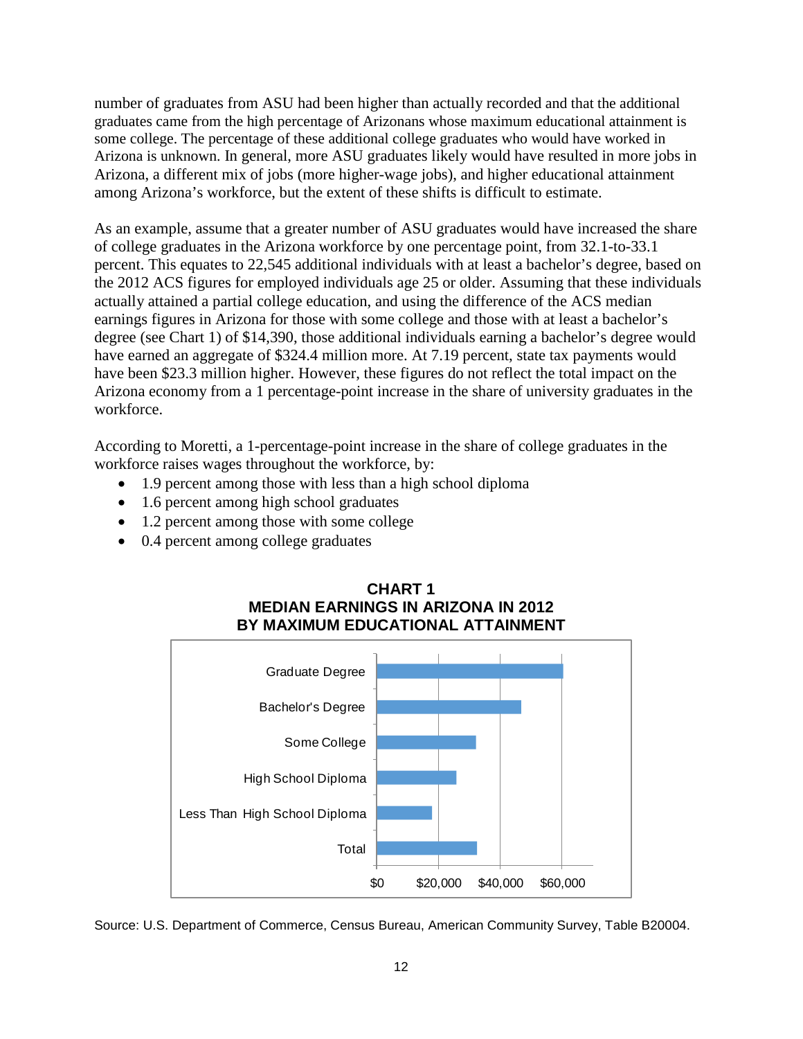number of graduates from ASU had been higher than actually recorded and that the additional graduates came from the high percentage of Arizonans whose maximum educational attainment is some college. The percentage of these additional college graduates who would have worked in Arizona is unknown. In general, more ASU graduates likely would have resulted in more jobs in Arizona, a different mix of jobs (more higher-wage jobs), and higher educational attainment among Arizona's workforce, but the extent of these shifts is difficult to estimate.

As an example, assume that a greater number of ASU graduates would have increased the share of college graduates in the Arizona workforce by one percentage point, from 32.1-to-33.1 percent. This equates to 22,545 additional individuals with at least a bachelor's degree, based on the 2012 ACS figures for employed individuals age 25 or older. Assuming that these individuals actually attained a partial college education, and using the difference of the ACS median earnings figures in Arizona for those with some college and those with at least a bachelor's degree (see Chart 1) of $14,390, those additional individuals earning a bachelor's degree would have earned an aggregate of $324.4 million more. At 7.19 percent, state tax payments would have been $23.3 million higher. However, these figures do not reflect the total impact on the Arizona economy from a 1 percentage-point increase in the share of university graduates in the workforce.

According to Moretti, a 1-percentage-point increase in the share of college graduates in the workforce raises wages throughout the workforce, by:

- 1.9 percent among those with less than a high school diploma
- 1.6 percent among high school graduates
- 1.2 percent among those with some college
- 0.4 percent among college graduates

**CHART 1**
**MEDIAN EARNINGS IN ARIZONA IN 2012**
**BY MAXIMUM EDUCATIONAL ATTAINMENT**

Source: U.S. Department of Commerce, Census Bureau, American Community Survey, Table B20004.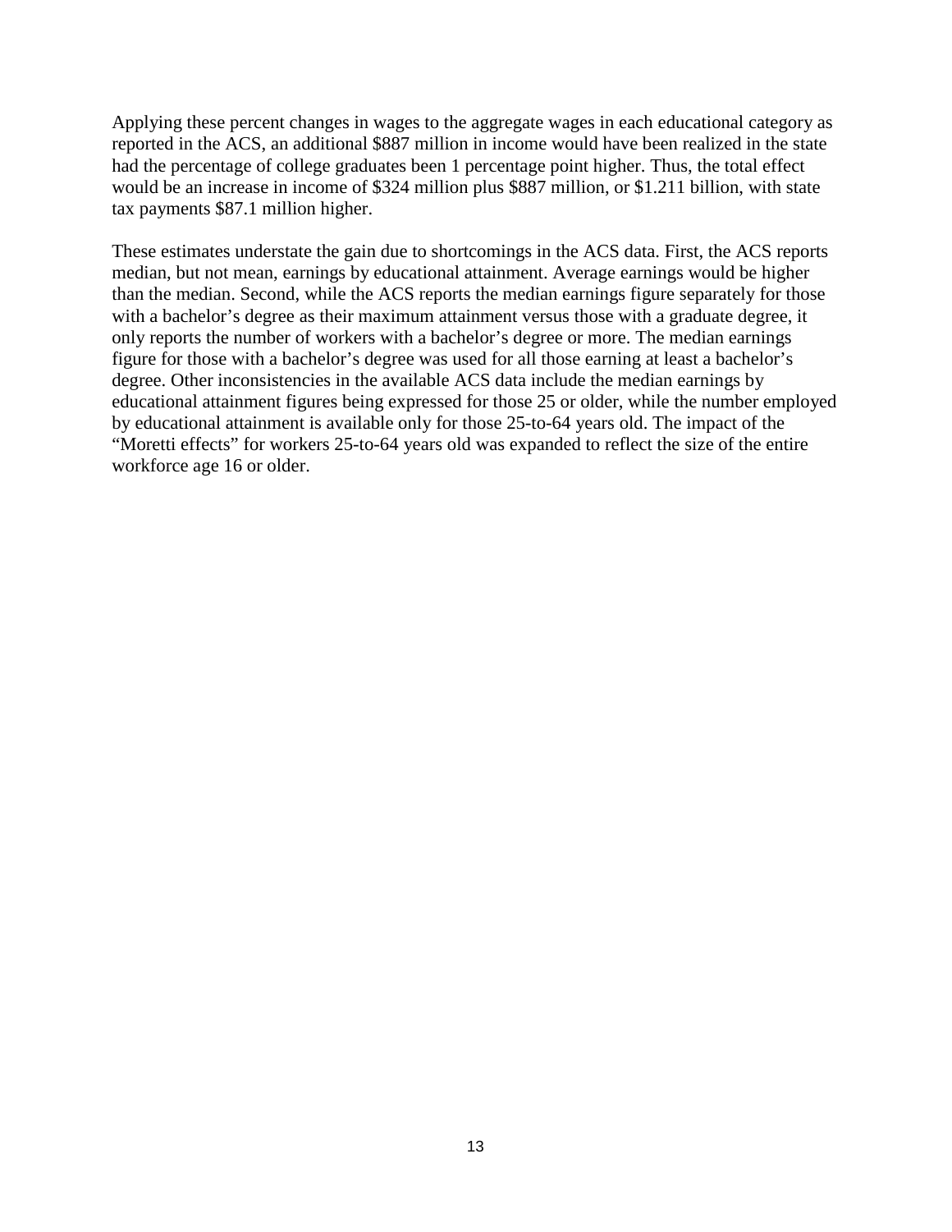Applying these percent changes in wages to the aggregate wages in each educational category as reported in the ACS, an additional $887 million in income would have been realized in the state had the percentage of college graduates been 1 percentage point higher. Thus, the total effect would be an increase in income of $324 million plus $887 million, or $1.211 billion, with state tax payments $87.1 million higher.

These estimates understate the gain due to shortcomings in the ACS data. First, the ACS reports median, but not mean, earnings by educational attainment. Average earnings would be higher than the median. Second, while the ACS reports the median earnings figure separately for those with a bachelor's degree as their maximum attainment versus those with a graduate degree, it only reports the number of workers with a bachelor's degree or more. The median earnings figure for those with a bachelor's degree was used for all those earning at least a bachelor's degree. Other inconsistencies in the available ACS data include the median earnings by educational attainment figures being expressed for those 25 or older, while the number employed by educational attainment is available only for those 25-to-64 years old. The impact of the "Moretti effects" for workers 25-to-64 years old was expanded to reflect the size of the entire workforce age 16 or older.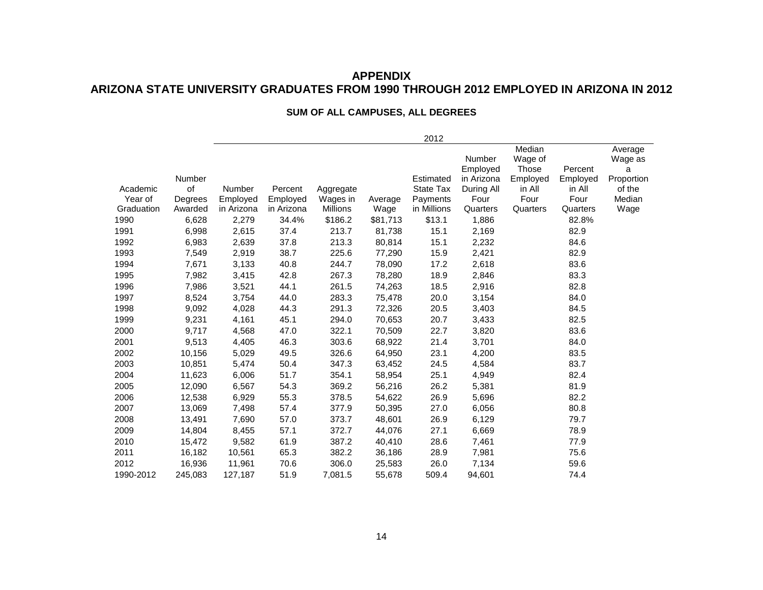## APPENDIX
## ARIZONA STATE UNIVERSITY GRADUATES FROM 1990 THROUGH 2012 EMPLOYED IN ARIZONA IN 2012

### SUM OF ALL CAMPUSES, ALL DEGREES

| | | 2012 | | | | | | | | |
|---|---|---|---|---|---|---|---|---|---|---|
| Academic Year of Graduation | Number of Degrees Awarded | Number Employed in Arizona | Percent Employed in Arizona | Aggregate Wages in Millions | Average Wage | Estimated State Tax Payments in Millions | Number Employed in Arizona During All Four Quarters | Median Wage of Those Employed in All Four Quarters | Percent Employed in All Four Quarters | Average Wage as a Proportion of the Median Wage |
| 1990 | 6,628 | 2,279 | 34.4% | $186.2 | $81,713 | $13.1 | 1,886 | | 82.8% | |
| 1991 | 6,998 | 2,615 | 37.4 | 213.7 | 81,738 | 15.1 | 2,169 | | 82.9 | |
| 1992 | 6,983 | 2,639 | 37.8 | 213.3 | 80,814 | 15.1 | 2,232 | | 84.6 | |
| 1993 | 7,549 | 2,919 | 38.7 | 225.6 | 77,290 | 15.9 | 2,421 | | 82.9 | |
| 1994 | 7,671 | 3,133 | 40.8 | 244.7 | 78,090 | 17.2 | 2,618 | | 83.6 | |
| 1995 | 7,982 | 3,415 | 42.8 | 267.3 | 78,280 | 18.9 | 2,846 | | 83.3 | |
| 1996 | 7,986 | 3,521 | 44.1 | 261.5 | 74,263 | 18.5 | 2,916 | | 82.8 | |
| 1997 | 8,524 | 3,754 | 44.0 | 283.3 | 75,478 | 20.0 | 3,154 | | 84.0 | |
| 1998 | 9,092 | 4,028 | 44.3 | 291.3 | 72,326 | 20.5 | 3,403 | | 84.5 | |
| 1999 | 9,231 | 4,161 | 45.1 | 294.0 | 70,653 | 20.7 | 3,433 | | 82.5 | |
| 2000 | 9,717 | 4,568 | 47.0 | 322.1 | 70,509 | 22.7 | 3,820 | | 83.6 | |
| 2001 | 9,513 | 4,405 | 46.3 | 303.6 | 68,922 | 21.4 | 3,701 | | 84.0 | |
| 2002 | 10,156 | 5,029 | 49.5 | 326.6 | 64,950 | 23.1 | 4,200 | | 83.5 | |
| 2003 | 10,851 | 5,474 | 50.4 | 347.3 | 63,452 | 24.5 | 4,584 | | 83.7 | |
| 2004 | 11,623 | 6,006 | 51.7 | 354.1 | 58,954 | 25.1 | 4,949 | | 82.4 | |
| 2005 | 12,090 | 6,567 | 54.3 | 369.2 | 56,216 | 26.2 | 5,381 | | 81.9 | |
| 2006 | 12,538 | 6,929 | 55.3 | 378.5 | 54,622 | 26.9 | 5,696 | | 82.2 | |
| 2007 | 13,069 | 7,498 | 57.4 | 377.9 | 50,395 | 27.0 | 6,056 | | 80.8 | |
| 2008 | 13,491 | 7,690 | 57.0 | 373.7 | 48,601 | 26.9 | 6,129 | | 79.7 | |
| 2009 | 14,804 | 8,455 | 57.1 | 372.7 | 44,076 | 27.1 | 6,669 | | 78.9 | |
| 2010 | 15,472 | 9,582 | 61.9 | 387.2 | 40,410 | 28.6 | 7,461 | | 77.9 | |
| 2011 | 16,182 | 10,561 | 65.3 | 382.2 | 36,186 | 28.9 | 7,981 | | 75.6 | |
| 2012 | 16,936 | 11,961 | 70.6 | 306.0 | 25,583 | 26.0 | 7,134 | | 59.6 | |
| 1990-2012 | 245,083 | 127,187 | 51.9 | 7,081.5 | 55,678 | 509.4 | 94,601 | | 74.4 | |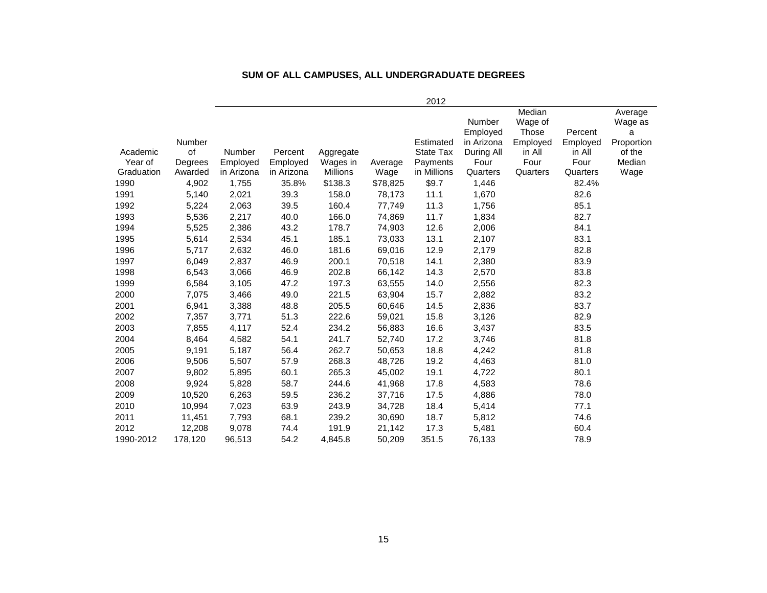## SUM OF ALL CAMPUSES, ALL UNDERGRADUATE DEGREES

| | | 2012 | | | | | | | | | |
|---|---|---|---|---|---|---|---|---|---|---|---|
| Academic Year of Graduation | Number of Degrees Awarded | Number Employed in Arizona | Percent Employed in Arizona | Aggregate Wages in Millions | Average Wage | Estimated State Tax Payments in Millions | Number Employed in Arizona During All Four Quarters | Median Wage of Those Employed in All Four Quarters | Percent Employed in All Four Quarters | Average Wage as a Proportion of the Median Wage |
| 1990 | 4,902 | 1,755 | 35.8% | $138.3 | $78,825 | $9.7 | 1,446 | | 82.4% | |
| 1991 | 5,140 | 2,021 | 39.3 | 158.0 | 78,173 | 11.1 | 1,670 | | 82.6 | |
| 1992 | 5,224 | 2,063 | 39.5 | 160.4 | 77,749 | 11.3 | 1,756 | | 85.1 | |
| 1993 | 5,536 | 2,217 | 40.0 | 166.0 | 74,869 | 11.7 | 1,834 | | 82.7 | |
| 1994 | 5,525 | 2,386 | 43.2 | 178.7 | 74,903 | 12.6 | 2,006 | | 84.1 | |
| 1995 | 5,614 | 2,534 | 45.1 | 185.1 | 73,033 | 13.1 | 2,107 | | 83.1 | |
| 1996 | 5,717 | 2,632 | 46.0 | 181.6 | 69,016 | 12.9 | 2,179 | | 82.8 | |
| 1997 | 6,049 | 2,837 | 46.9 | 200.1 | 70,518 | 14.1 | 2,380 | | 83.9 | |
| 1998 | 6,543 | 3,066 | 46.9 | 202.8 | 66,142 | 14.3 | 2,570 | | 83.8 | |
| 1999 | 6,584 | 3,105 | 47.2 | 197.3 | 63,555 | 14.0 | 2,556 | | 82.3 | |
| 2000 | 7,075 | 3,466 | 49.0 | 221.5 | 63,904 | 15.7 | 2,882 | | 83.2 | |
| 2001 | 6,941 | 3,388 | 48.8 | 205.5 | 60,646 | 14.5 | 2,836 | | 83.7 | |
| 2002 | 7,357 | 3,771 | 51.3 | 222.6 | 59,021 | 15.8 | 3,126 | | 82.9 | |
| 2003 | 7,855 | 4,117 | 52.4 | 234.2 | 56,883 | 16.6 | 3,437 | | 83.5 | |
| 2004 | 8,464 | 4,582 | 54.1 | 241.7 | 52,740 | 17.2 | 3,746 | | 81.8 | |
| 2005 | 9,191 | 5,187 | 56.4 | 262.7 | 50,653 | 18.8 | 4,242 | | 81.8 | |
| 2006 | 9,506 | 5,507 | 57.9 | 268.3 | 48,726 | 19.2 | 4,463 | | 81.0 | |
| 2007 | 9,802 | 5,895 | 60.1 | 265.3 | 45,002 | 19.1 | 4,722 | | 80.1 | |
| 2008 | 9,924 | 5,828 | 58.7 | 244.6 | 41,968 | 17.8 | 4,583 | | 78.6 | |
| 2009 | 10,520 | 6,263 | 59.5 | 236.2 | 37,716 | 17.5 | 4,886 | | 78.0 | |
| 2010 | 10,994 | 7,023 | 63.9 | 243.9 | 34,728 | 18.4 | 5,414 | | 77.1 | |
| 2011 | 11,451 | 7,793 | 68.1 | 239.2 | 30,690 | 18.7 | 5,812 | | 74.6 | |
| 2012 | 12,208 | 9,078 | 74.4 | 191.9 | 21,142 | 17.3 | 5,481 | | 60.4 | |
| 1990-2012 | 178,120 | 96,513 | 54.2 | 4,845.8 | 50,209 | 351.5 | 76,133 | | 78.9 | |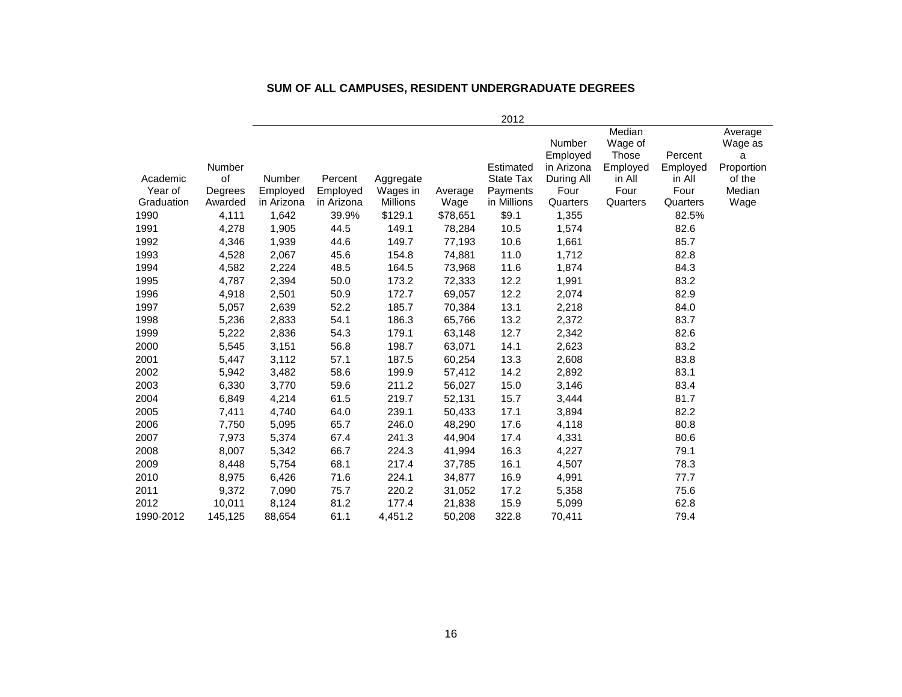## SUM OF ALL CAMPUSES, RESIDENT UNDERGRADUATE DEGREES

| Academic Year of Graduation | Number of Degrees Awarded | 2012 | | | | | | | | |
|---|---|---|---|---|---|---|---|---|---|---|
| | | Number Employed in Arizona | Percent Employed in Arizona | Aggregate Wages in Millions | Average Wage | Estimated State Tax Payments in Millions | Number Employed in Arizona During All Four Quarters | Median Wage of Those Employed in All Four Quarters | Percent Employed in All Four Quarters | Average Wage as a Proportion of the Median Wage |
| 1990 | 4,111 | 1,642 | 39.9% | $129.1 | $78,651 | $9.1 | 1,355 | | 82.5% | |
| 1991 | 4,278 | 1,905 | 44.5 | 149.1 | 78,284 | 10.5 | 1,574 | | 82.6 | |
| 1992 | 4,346 | 1,939 | 44.6 | 149.7 | 77,193 | 10.6 | 1,661 | | 85.7 | |
| 1993 | 4,528 | 2,067 | 45.6 | 154.8 | 74,881 | 11.0 | 1,712 | | 82.8 | |
| 1994 | 4,582 | 2,224 | 48.5 | 164.5 | 73,968 | 11.6 | 1,874 | | 84.3 | |
| 1995 | 4,787 | 2,394 | 50.0 | 173.2 | 72,333 | 12.2 | 1,991 | | 83.2 | |
| 1996 | 4,918 | 2,501 | 50.9 | 172.7 | 69,057 | 12.2 | 2,074 | | 82.9 | |
| 1997 | 5,057 | 2,639 | 52.2 | 185.7 | 70,384 | 13.1 | 2,218 | | 84.0 | |
| 1998 | 5,236 | 2,833 | 54.1 | 186.3 | 65,766 | 13.2 | 2,372 | | 83.7 | |
| 1999 | 5,222 | 2,836 | 54.3 | 179.1 | 63,148 | 12.7 | 2,342 | | 82.6 | |
| 2000 | 5,545 | 3,151 | 56.8 | 198.7 | 63,071 | 14.1 | 2,623 | | 83.2 | |
| 2001 | 5,447 | 3,112 | 57.1 | 187.5 | 60,254 | 13.3 | 2,608 | | 83.8 | |
| 2002 | 5,942 | 3,482 | 58.6 | 199.9 | 57,412 | 14.2 | 2,892 | | 83.1 | |
| 2003 | 6,330 | 3,770 | 59.6 | 211.2 | 56,027 | 15.0 | 3,146 | | 83.4 | |
| 2004 | 6,849 | 4,214 | 61.5 | 219.7 | 52,131 | 15.7 | 3,444 | | 81.7 | |
| 2005 | 7,411 | 4,740 | 64.0 | 239.1 | 50,433 | 17.1 | 3,894 | | 82.2 | |
| 2006 | 7,750 | 5,095 | 65.7 | 246.0 | 48,290 | 17.6 | 4,118 | | 80.8 | |
| 2007 | 7,973 | 5,374 | 67.4 | 241.3 | 44,904 | 17.4 | 4,331 | | 80.6 | |
| 2008 | 8,007 | 5,342 | 66.7 | 224.3 | 41,994 | 16.3 | 4,227 | | 79.1 | |
| 2009 | 8,448 | 5,754 | 68.1 | 217.4 | 37,785 | 16.1 | 4,507 | | 78.3 | |
| 2010 | 8,975 | 6,426 | 71.6 | 224.1 | 34,877 | 16.9 | 4,991 | | 77.7 | |
| 2011 | 9,372 | 7,090 | 75.7 | 220.2 | 31,052 | 17.2 | 5,358 | | 75.6 | |
| 2012 | 10,011 | 8,124 | 81.2 | 177.4 | 21,838 | 15.9 | 5,099 | | 62.8 | |
| 1990-2012 | 145,125 | 88,654 | 61.1 | 4,451.2 | 50,208 | 322.8 | 70,411 | | 79.4 | |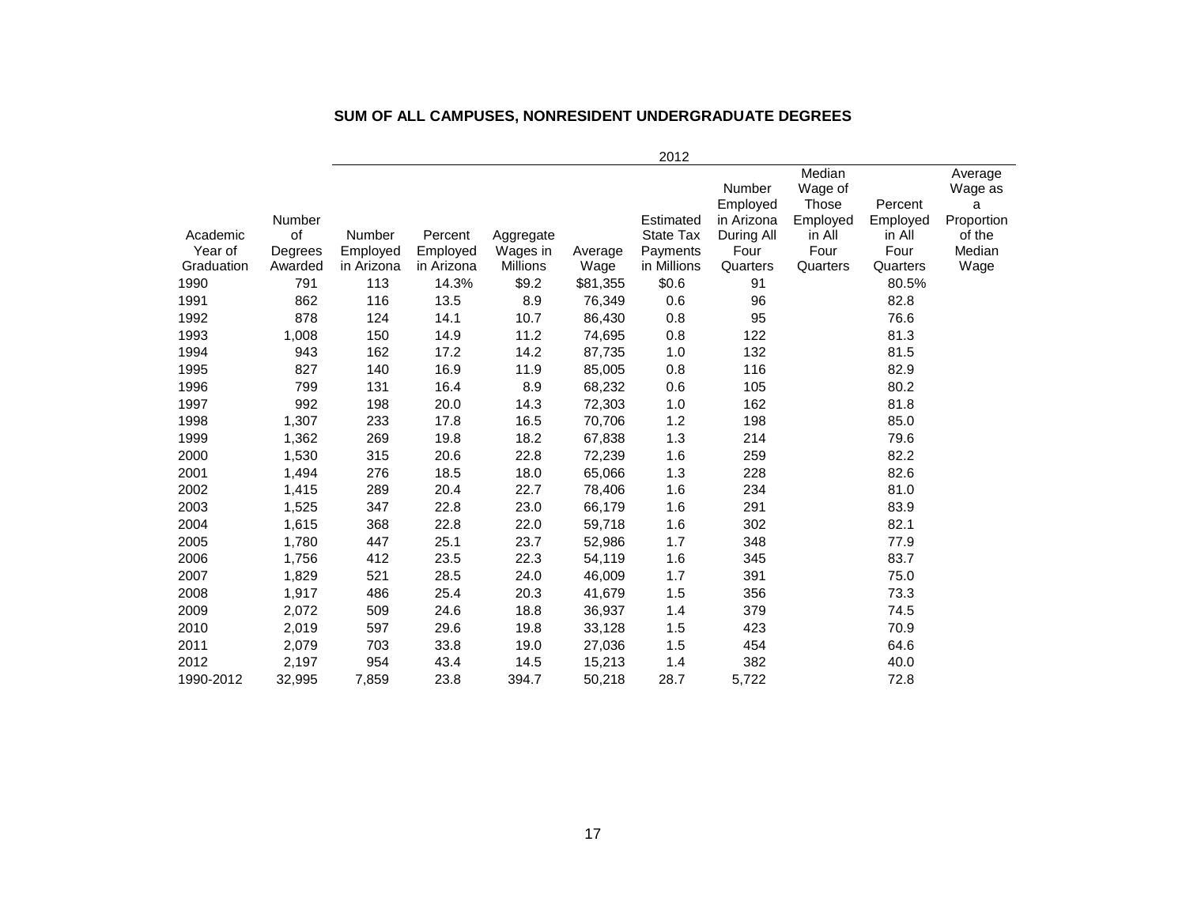## SUM OF ALL CAMPUSES, NONRESIDENT UNDERGRADUATE DEGREES

| | | 2012 | | | | | | | | |
|---|---|---|---|---|---|---|---|---|---|---|
| Academic Year of Graduation | Number of Degrees Awarded | Number Employed in Arizona | Percent Employed in Arizona | Aggregate Wages in Millions | Average Wage | Estimated State Tax Payments in Millions | Number Employed in Arizona During All Four Quarters | Median Wage of Those Employed in All Four Quarters | Percent Employed in All Four Quarters | Average Wage as a Proportion of the Median Wage |
| 1990 | 791 | 113 | 14.3% | $9.2 | $81,355 | $0.6 | 91 | | 80.5% | |
| 1991 | 862 | 116 | 13.5 | 8.9 | 76,349 | 0.6 | 96 | | 82.8 | |
| 1992 | 878 | 124 | 14.1 | 10.7 | 86,430 | 0.8 | 95 | | 76.6 | |
| 1993 | 1,008 | 150 | 14.9 | 11.2 | 74,695 | 0.8 | 122 | | 81.3 | |
| 1994 | 943 | 162 | 17.2 | 14.2 | 87,735 | 1.0 | 132 | | 81.5 | |
| 1995 | 827 | 140 | 16.9 | 11.9 | 85,005 | 0.8 | 116 | | 82.9 | |
| 1996 | 799 | 131 | 16.4 | 8.9 | 68,232 | 0.6 | 105 | | 80.2 | |
| 1997 | 992 | 198 | 20.0 | 14.3 | 72,303 | 1.0 | 162 | | 81.8 | |
| 1998 | 1,307 | 233 | 17.8 | 16.5 | 70,706 | 1.2 | 198 | | 85.0 | |
| 1999 | 1,362 | 269 | 19.8 | 18.2 | 67,838 | 1.3 | 214 | | 79.6 | |
| 2000 | 1,530 | 315 | 20.6 | 22.8 | 72,239 | 1.6 | 259 | | 82.2 | |
| 2001 | 1,494 | 276 | 18.5 | 18.0 | 65,066 | 1.3 | 228 | | 82.6 | |
| 2002 | 1,415 | 289 | 20.4 | 22.7 | 78,406 | 1.6 | 234 | | 81.0 | |
| 2003 | 1,525 | 347 | 22.8 | 23.0 | 66,179 | 1.6 | 291 | | 83.9 | |
| 2004 | 1,615 | 368 | 22.8 | 22.0 | 59,718 | 1.6 | 302 | | 82.1 | |
| 2005 | 1,780 | 447 | 25.1 | 23.7 | 52,986 | 1.7 | 348 | | 77.9 | |
| 2006 | 1,756 | 412 | 23.5 | 22.3 | 54,119 | 1.6 | 345 | | 83.7 | |
| 2007 | 1,829 | 521 | 28.5 | 24.0 | 46,009 | 1.7 | 391 | | 75.0 | |
| 2008 | 1,917 | 486 | 25.4 | 20.3 | 41,679 | 1.5 | 356 | | 73.3 | |
| 2009 | 2,072 | 509 | 24.6 | 18.8 | 36,937 | 1.4 | 379 | | 74.5 | |
| 2010 | 2,019 | 597 | 29.6 | 19.8 | 33,128 | 1.5 | 423 | | 70.9 | |
| 2011 | 2,079 | 703 | 33.8 | 19.0 | 27,036 | 1.5 | 454 | | 64.6 | |
| 2012 | 2,197 | 954 | 43.4 | 14.5 | 15,213 | 1.4 | 382 | | 40.0 | |
| 1990-2012 | 32,995 | 7,859 | 23.8 | 394.7 | 50,218 | 28.7 | 5,722 | | 72.8 | |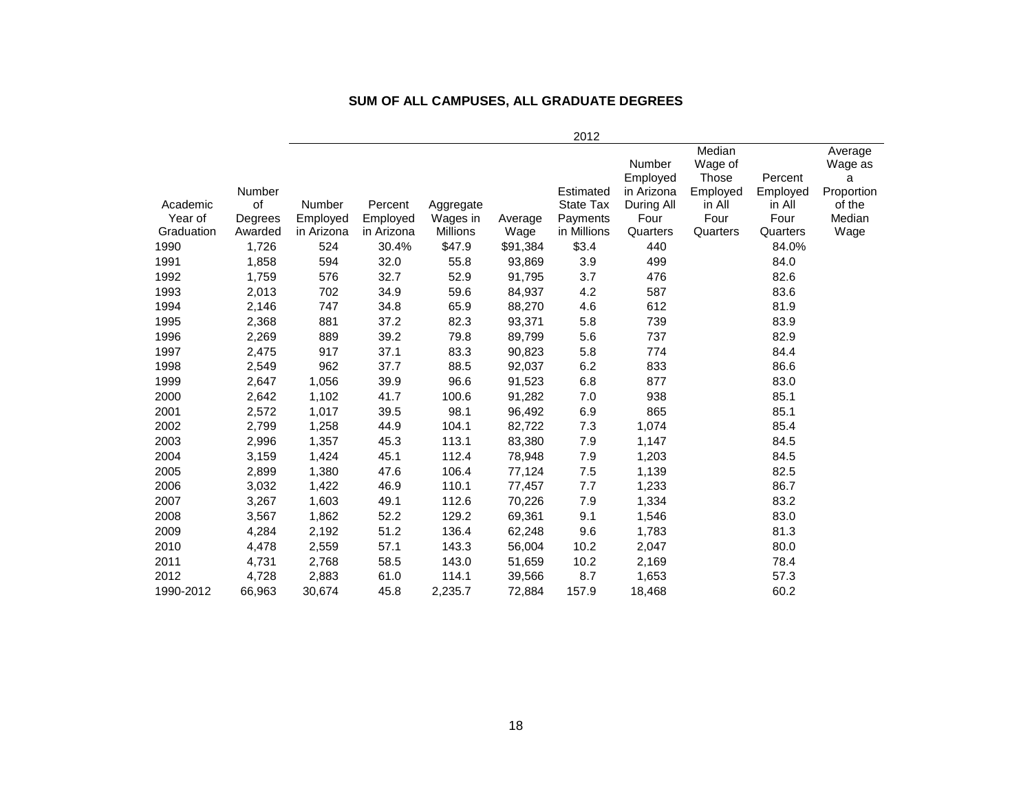## SUM OF ALL CAMPUSES, ALL GRADUATE DEGREES

| | | 2012 | | | | | | | | | |
|---|---|---|---|---|---|---|---|---|---|---|---|
| Academic Year of Graduation | Number of Degrees Awarded | Number Employed in Arizona | Percent Employed in Arizona | Aggregate Wages in Millions | Average Wage | Estimated State Tax Payments in Millions | Number Employed in Arizona During All Four Quarters | Median Wage of Those Employed in All Four Quarters | Percent Employed in All Four Quarters | Average Wage as a Proportion of the Median Wage |
| 1990 | 1,726 | 524 | 30.4% | $47.9 | $91,384 | $3.4 | 440 | | 84.0% | |
| 1991 | 1,858 | 594 | 32.0 | 55.8 | 93,869 | 3.9 | 499 | | 84.0 | |
| 1992 | 1,759 | 576 | 32.7 | 52.9 | 91,795 | 3.7 | 476 | | 82.6 | |
| 1993 | 2,013 | 702 | 34.9 | 59.6 | 84,937 | 4.2 | 587 | | 83.6 | |
| 1994 | 2,146 | 747 | 34.8 | 65.9 | 88,270 | 4.6 | 612 | | 81.9 | |
| 1995 | 2,368 | 881 | 37.2 | 82.3 | 93,371 | 5.8 | 739 | | 83.9 | |
| 1996 | 2,269 | 889 | 39.2 | 79.8 | 89,799 | 5.6 | 737 | | 82.9 | |
| 1997 | 2,475 | 917 | 37.1 | 83.3 | 90,823 | 5.8 | 774 | | 84.4 | |
| 1998 | 2,549 | 962 | 37.7 | 88.5 | 92,037 | 6.2 | 833 | | 86.6 | |
| 1999 | 2,647 | 1,056 | 39.9 | 96.6 | 91,523 | 6.8 | 877 | | 83.0 | |
| 2000 | 2,642 | 1,102 | 41.7 | 100.6 | 91,282 | 7.0 | 938 | | 85.1 | |
| 2001 | 2,572 | 1,017 | 39.5 | 98.1 | 96,492 | 6.9 | 865 | | 85.1 | |
| 2002 | 2,799 | 1,258 | 44.9 | 104.1 | 82,722 | 7.3 | 1,074 | | 85.4 | |
| 2003 | 2,996 | 1,357 | 45.3 | 113.1 | 83,380 | 7.9 | 1,147 | | 84.5 | |
| 2004 | 3,159 | 1,424 | 45.1 | 112.4 | 78,948 | 7.9 | 1,203 | | 84.5 | |
| 2005 | 2,899 | 1,380 | 47.6 | 106.4 | 77,124 | 7.5 | 1,139 | | 82.5 | |
| 2006 | 3,032 | 1,422 | 46.9 | 110.1 | 77,457 | 7.7 | 1,233 | | 86.7 | |
| 2007 | 3,267 | 1,603 | 49.1 | 112.6 | 70,226 | 7.9 | 1,334 | | 83.2 | |
| 2008 | 3,567 | 1,862 | 52.2 | 129.2 | 69,361 | 9.1 | 1,546 | | 83.0 | |
| 2009 | 4,284 | 2,192 | 51.2 | 136.4 | 62,248 | 9.6 | 1,783 | | 81.3 | |
| 2010 | 4,478 | 2,559 | 57.1 | 143.3 | 56,004 | 10.2 | 2,047 | | 80.0 | |
| 2011 | 4,731 | 2,768 | 58.5 | 143.0 | 51,659 | 10.2 | 2,169 | | 78.4 | |
| 2012 | 4,728 | 2,883 | 61.0 | 114.1 | 39,566 | 8.7 | 1,653 | | 57.3 | |
| 1990-2012 | 66,963 | 30,674 | 45.8 | 2,235.7 | 72,884 | 157.9 | 18,468 | | 60.2 | |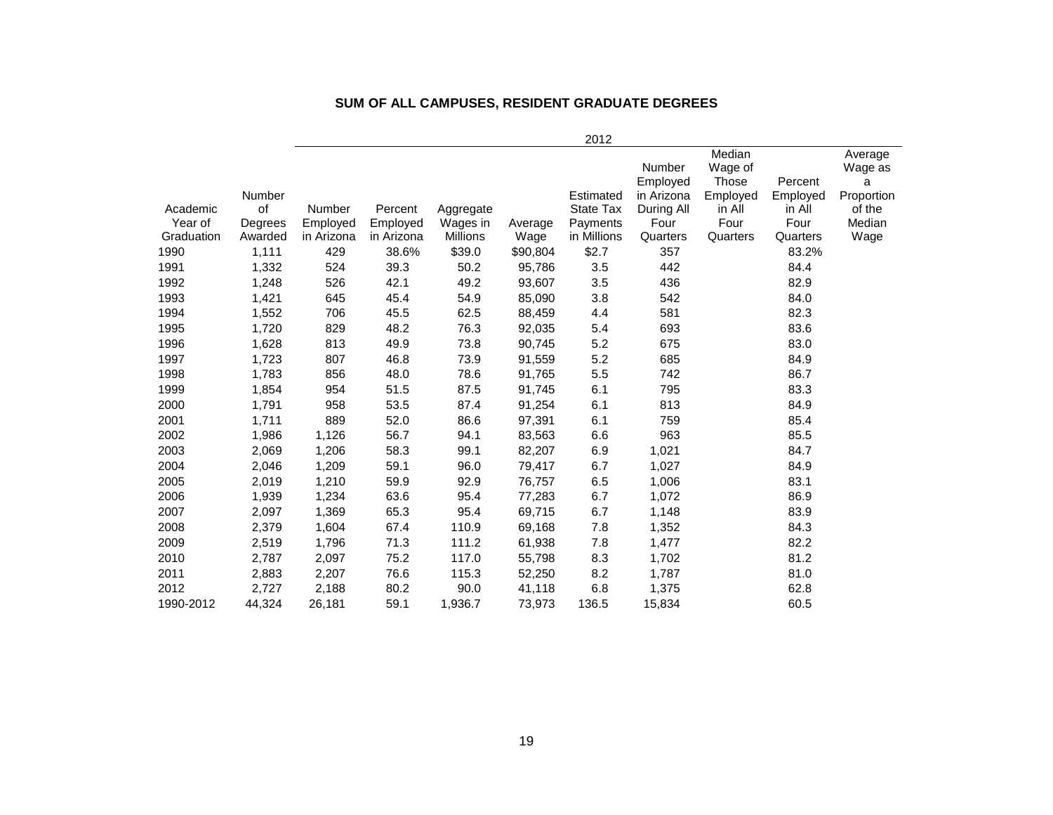## SUM OF ALL CAMPUSES, RESIDENT GRADUATE DEGREES

| | | 2012 | | | | | | | | |
|---|---|---|---|---|---|---|---|---|---|---|
| Academic Year of Graduation | Number of Degrees Awarded | Number Employed in Arizona | Percent Employed in Arizona | Aggregate Wages in Millions | Average Wage | Estimated State Tax Payments in Millions | Number Employed in Arizona During All Four Quarters | Median Wage of Those Employed in All Four Quarters | Percent Employed in All Four Quarters | Average Wage as a Proportion of the Median Wage |
| 1990 | 1,111 | 429 | 38.6% | $39.0 | $90,804 | $2.7 | 357 | | 83.2% | |
| 1991 | 1,332 | 524 | 39.3 | 50.2 | 95,786 | 3.5 | 442 | | 84.4 | |
| 1992 | 1,248 | 526 | 42.1 | 49.2 | 93,607 | 3.5 | 436 | | 82.9 | |
| 1993 | 1,421 | 645 | 45.4 | 54.9 | 85,090 | 3.8 | 542 | | 84.0 | |
| 1994 | 1,552 | 706 | 45.5 | 62.5 | 88,459 | 4.4 | 581 | | 82.3 | |
| 1995 | 1,720 | 829 | 48.2 | 76.3 | 92,035 | 5.4 | 693 | | 83.6 | |
| 1996 | 1,628 | 813 | 49.9 | 73.8 | 90,745 | 5.2 | 675 | | 83.0 | |
| 1997 | 1,723 | 807 | 46.8 | 73.9 | 91,559 | 5.2 | 685 | | 84.9 | |
| 1998 | 1,783 | 856 | 48.0 | 78.6 | 91,765 | 5.5 | 742 | | 86.7 | |
| 1999 | 1,854 | 954 | 51.5 | 87.5 | 91,745 | 6.1 | 795 | | 83.3 | |
| 2000 | 1,791 | 958 | 53.5 | 87.4 | 91,254 | 6.1 | 813 | | 84.9 | |
| 2001 | 1,711 | 889 | 52.0 | 86.6 | 97,391 | 6.1 | 759 | | 85.4 | |
| 2002 | 1,986 | 1,126 | 56.7 | 94.1 | 83,563 | 6.6 | 963 | | 85.5 | |
| 2003 | 2,069 | 1,206 | 58.3 | 99.1 | 82,207 | 6.9 | 1,021 | | 84.7 | |
| 2004 | 2,046 | 1,209 | 59.1 | 96.0 | 79,417 | 6.7 | 1,027 | | 84.9 | |
| 2005 | 2,019 | 1,210 | 59.9 | 92.9 | 76,757 | 6.5 | 1,006 | | 83.1 | |
| 2006 | 1,939 | 1,234 | 63.6 | 95.4 | 77,283 | 6.7 | 1,072 | | 86.9 | |
| 2007 | 2,097 | 1,369 | 65.3 | 95.4 | 69,715 | 6.7 | 1,148 | | 83.9 | |
| 2008 | 2,379 | 1,604 | 67.4 | 110.9 | 69,168 | 7.8 | 1,352 | | 84.3 | |
| 2009 | 2,519 | 1,796 | 71.3 | 111.2 | 61,938 | 7.8 | 1,477 | | 82.2 | |
| 2010 | 2,787 | 2,097 | 75.2 | 117.0 | 55,798 | 8.3 | 1,702 | | 81.2 | |
| 2011 | 2,883 | 2,207 | 76.6 | 115.3 | 52,250 | 8.2 | 1,787 | | 81.0 | |
| 2012 | 2,727 | 2,188 | 80.2 | 90.0 | 41,118 | 6.8 | 1,375 | | 62.8 | |
| 1990-2012 | 44,324 | 26,181 | 59.1 | 1,936.7 | 73,973 | 136.5 | 15,834 | | 60.5 | |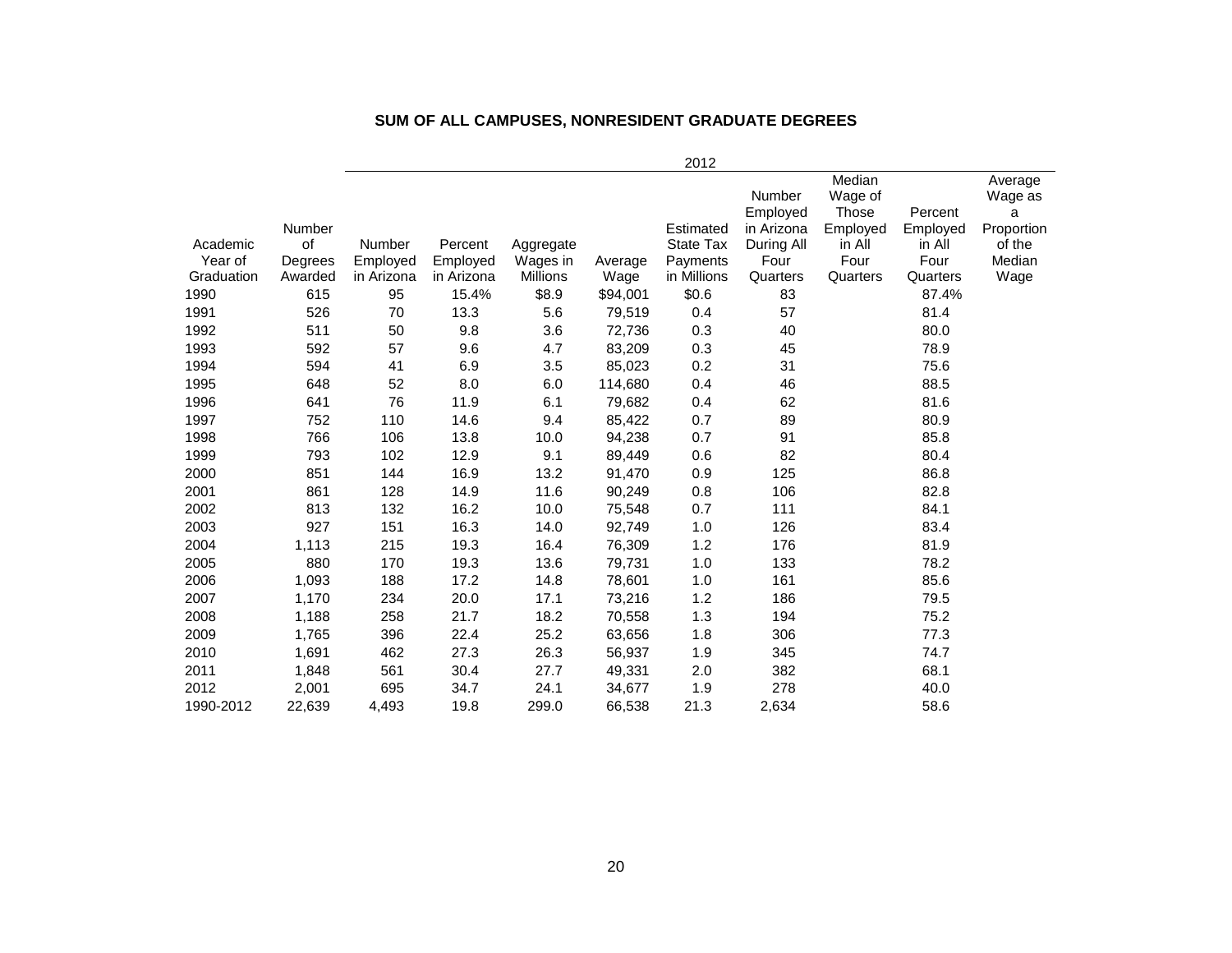## SUM OF ALL CAMPUSES, NONRESIDENT GRADUATE DEGREES

| | | 2012 | | | | | | | | |
|---|---|---|---|---|---|---|---|---|---|---|
| Academic Year of Graduation | Number of Degrees Awarded | Number Employed in Arizona | Percent Employed in Arizona | Aggregate Wages in Millions | Average Wage | Estimated State Tax Payments in Millions | Number Employed in Arizona During All Four Quarters | Median Wage of Those Employed in All Four Quarters | Percent Employed in All Four Quarters | Average Wage as a Proportion of the Median Wage |
| 1990 | 615 | 95 | 15.4% | $8.9 | $94,001 | $0.6 | 83 | | 87.4% | |
| 1991 | 526 | 70 | 13.3 | 5.6 | 79,519 | 0.4 | 57 | | 81.4 | |
| 1992 | 511 | 50 | 9.8 | 3.6 | 72,736 | 0.3 | 40 | | 80.0 | |
| 1993 | 592 | 57 | 9.6 | 4.7 | 83,209 | 0.3 | 45 | | 78.9 | |
| 1994 | 594 | 41 | 6.9 | 3.5 | 85,023 | 0.2 | 31 | | 75.6 | |
| 1995 | 648 | 52 | 8.0 | 6.0 | 114,680 | 0.4 | 46 | | 88.5 | |
| 1996 | 641 | 76 | 11.9 | 6.1 | 79,682 | 0.4 | 62 | | 81.6 | |
| 1997 | 752 | 110 | 14.6 | 9.4 | 85,422 | 0.7 | 89 | | 80.9 | |
| 1998 | 766 | 106 | 13.8 | 10.0 | 94,238 | 0.7 | 91 | | 85.8 | |
| 1999 | 793 | 102 | 12.9 | 9.1 | 89,449 | 0.6 | 82 | | 80.4 | |
| 2000 | 851 | 144 | 16.9 | 13.2 | 91,470 | 0.9 | 125 | | 86.8 | |
| 2001 | 861 | 128 | 14.9 | 11.6 | 90,249 | 0.8 | 106 | | 82.8 | |
| 2002 | 813 | 132 | 16.2 | 10.0 | 75,548 | 0.7 | 111 | | 84.1 | |
| 2003 | 927 | 151 | 16.3 | 14.0 | 92,749 | 1.0 | 126 | | 83.4 | |
| 2004 | 1,113 | 215 | 19.3 | 16.4 | 76,309 | 1.2 | 176 | | 81.9 | |
| 2005 | 880 | 170 | 19.3 | 13.6 | 79,731 | 1.0 | 133 | | 78.2 | |
| 2006 | 1,093 | 188 | 17.2 | 14.8 | 78,601 | 1.0 | 161 | | 85.6 | |
| 2007 | 1,170 | 234 | 20.0 | 17.1 | 73,216 | 1.2 | 186 | | 79.5 | |
| 2008 | 1,188 | 258 | 21.7 | 18.2 | 70,558 | 1.3 | 194 | | 75.2 | |
| 2009 | 1,765 | 396 | 22.4 | 25.2 | 63,656 | 1.8 | 306 | | 77.3 | |
| 2010 | 1,691 | 462 | 27.3 | 26.3 | 56,937 | 1.9 | 345 | | 74.7 | |
| 2011 | 1,848 | 561 | 30.4 | 27.7 | 49,331 | 2.0 | 382 | | 68.1 | |
| 2012 | 2,001 | 695 | 34.7 | 24.1 | 34,677 | 1.9 | 278 | | 40.0 | |
| 1990-2012 | 22,639 | 4,493 | 19.8 | 299.0 | 66,538 | 21.3 | 2,634 | | 58.6 | |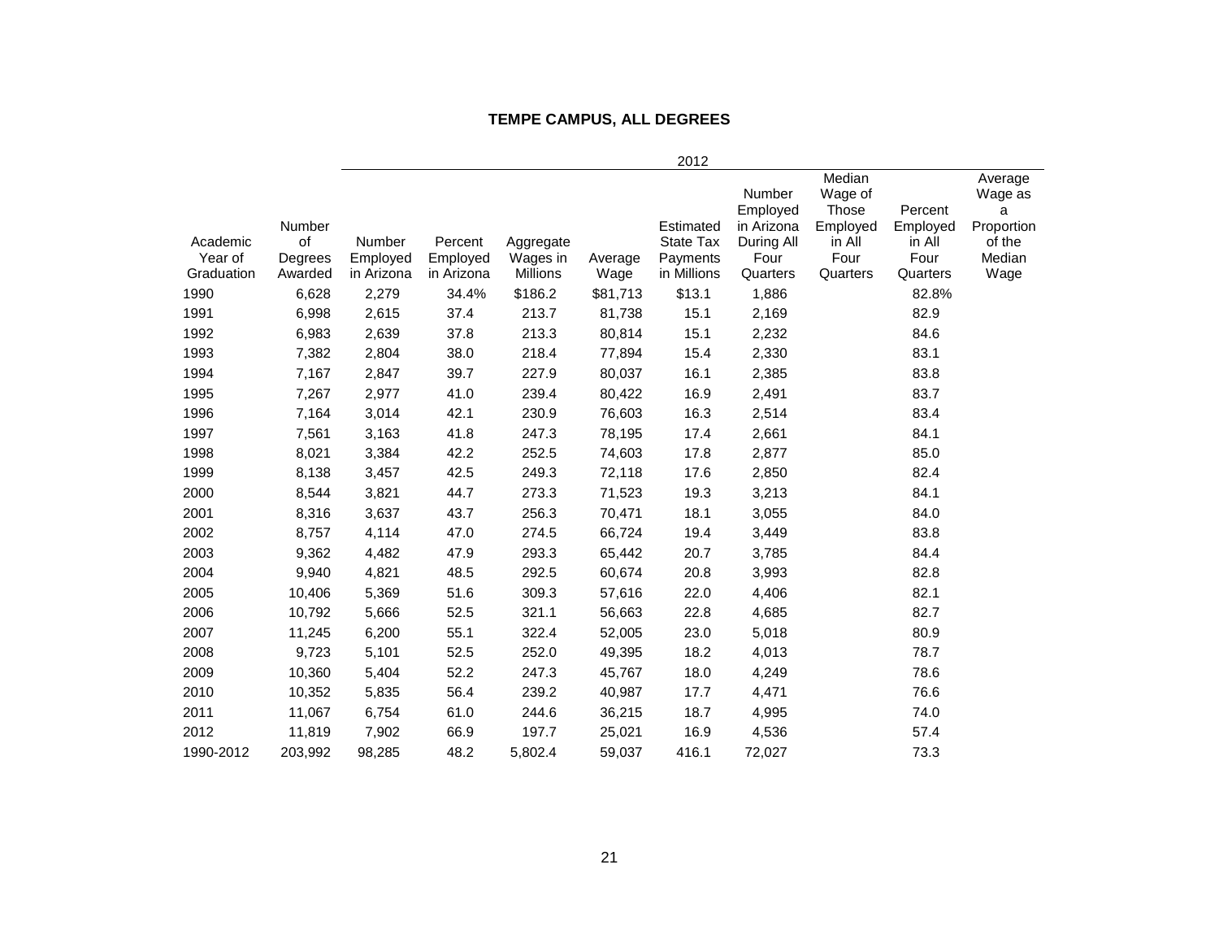# TEMPE CAMPUS, ALL DEGREES

| | | 2012 | | | | | | | | |
|---|---|---|---|---|---|---|---|---|---|---|
| Academic Year of Graduation | Number of Degrees Awarded | Number Employed in Arizona | Percent Employed in Arizona | Aggregate Wages in Millions | Average Wage | Estimated State Tax Payments in Millions | Number Employed in Arizona During All Four Quarters | Median Wage of Those Employed in All Four Quarters | Percent Employed in All Four Quarters | Average Wage as a Proportion of the Median Wage |
| 1990 | 6,628 | 2,279 | 34.4% | $186.2 | $81,713 | $13.1 | 1,886 | | 82.8% | |
| 1991 | 6,998 | 2,615 | 37.4 | 213.7 | 81,738 | 15.1 | 2,169 | | 82.9 | |
| 1992 | 6,983 | 2,639 | 37.8 | 213.3 | 80,814 | 15.1 | 2,232 | | 84.6 | |
| 1993 | 7,382 | 2,804 | 38.0 | 218.4 | 77,894 | 15.4 | 2,330 | | 83.1 | |
| 1994 | 7,167 | 2,847 | 39.7 | 227.9 | 80,037 | 16.1 | 2,385 | | 83.8 | |
| 1995 | 7,267 | 2,977 | 41.0 | 239.4 | 80,422 | 16.9 | 2,491 | | 83.7 | |
| 1996 | 7,164 | 3,014 | 42.1 | 230.9 | 76,603 | 16.3 | 2,514 | | 83.4 | |
| 1997 | 7,561 | 3,163 | 41.8 | 247.3 | 78,195 | 17.4 | 2,661 | | 84.1 | |
| 1998 | 8,021 | 3,384 | 42.2 | 252.5 | 74,603 | 17.8 | 2,877 | | 85.0 | |
| 1999 | 8,138 | 3,457 | 42.5 | 249.3 | 72,118 | 17.6 | 2,850 | | 82.4 | |
| 2000 | 8,544 | 3,821 | 44.7 | 273.3 | 71,523 | 19.3 | 3,213 | | 84.1 | |
| 2001 | 8,316 | 3,637 | 43.7 | 256.3 | 70,471 | 18.1 | 3,055 | | 84.0 | |
| 2002 | 8,757 | 4,114 | 47.0 | 274.5 | 66,724 | 19.4 | 3,449 | | 83.8 | |
| 2003 | 9,362 | 4,482 | 47.9 | 293.3 | 65,442 | 20.7 | 3,785 | | 84.4 | |
| 2004 | 9,940 | 4,821 | 48.5 | 292.5 | 60,674 | 20.8 | 3,993 | | 82.8 | |
| 2005 | 10,406 | 5,369 | 51.6 | 309.3 | 57,616 | 22.0 | 4,406 | | 82.1 | |
| 2006 | 10,792 | 5,666 | 52.5 | 321.1 | 56,663 | 22.8 | 4,685 | | 82.7 | |
| 2007 | 11,245 | 6,200 | 55.1 | 322.4 | 52,005 | 23.0 | 5,018 | | 80.9 | |
| 2008 | 9,723 | 5,101 | 52.5 | 252.0 | 49,395 | 18.2 | 4,013 | | 78.7 | |
| 2009 | 10,360 | 5,404 | 52.2 | 247.3 | 45,767 | 18.0 | 4,249 | | 78.6 | |
| 2010 | 10,352 | 5,835 | 56.4 | 239.2 | 40,987 | 17.7 | 4,471 | | 76.6 | |
| 2011 | 11,067 | 6,754 | 61.0 | 244.6 | 36,215 | 18.7 | 4,995 | | 74.0 | |
| 2012 | 11,819 | 7,902 | 66.9 | 197.7 | 25,021 | 16.9 | 4,536 | | 57.4 | |
| 1990-2012 | 203,992 | 98,285 | 48.2 | 5,802.4 | 59,037 | 416.1 | 72,027 | | 73.3 | |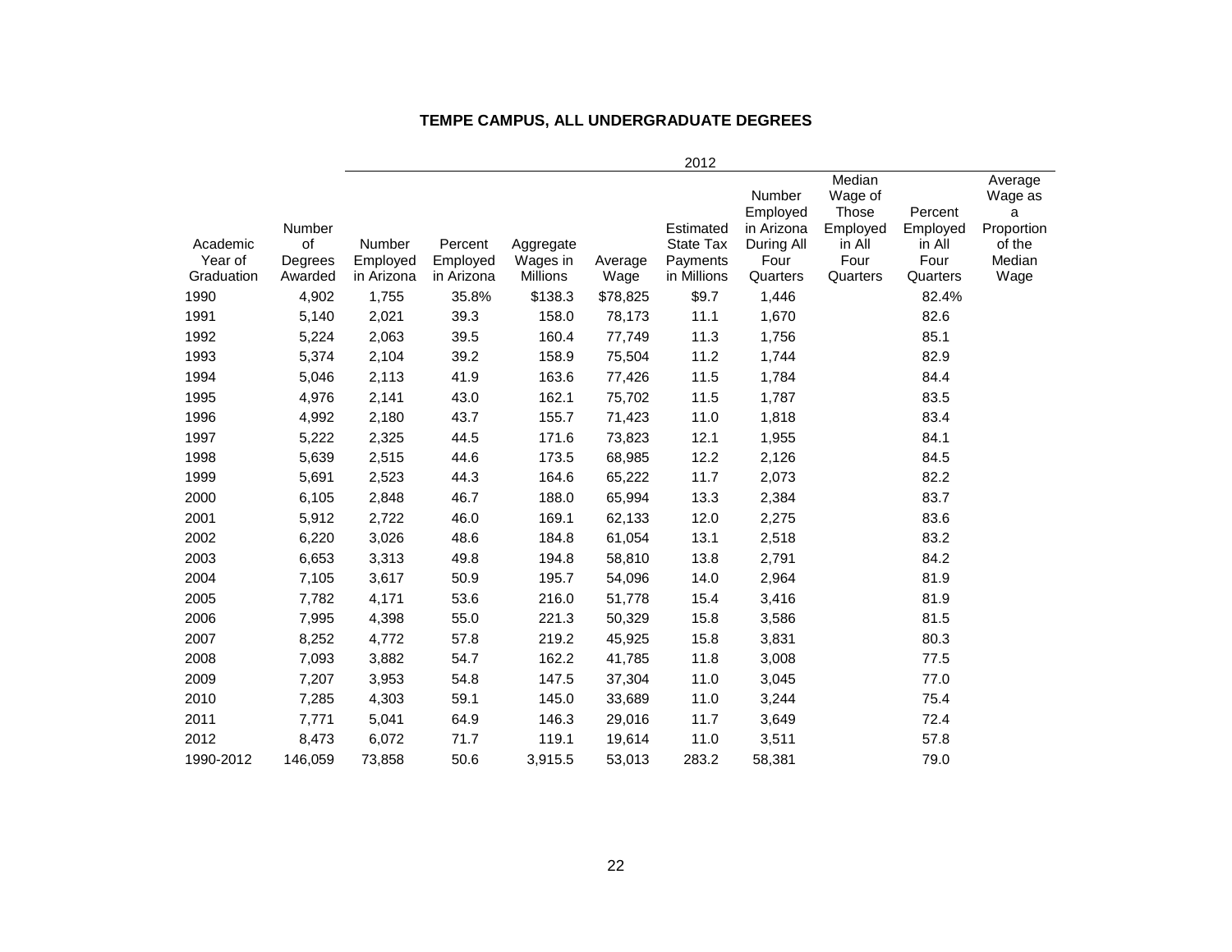## TEMPE CAMPUS, ALL UNDERGRADUATE DEGREES

| | | 2012 | | | | | | | | |
|---|---|---|---|---|---|---|---|---|---|---|
| Academic Year of Graduation | Number of Degrees Awarded | Number Employed in Arizona | Percent Employed in Arizona | Aggregate Wages in Millions | Average Wage | Estimated State Tax Payments in Millions | Number Employed in Arizona During All Four Quarters | Median Wage of Those Employed in All Four Quarters | Percent Employed in All Four Quarters | Average Wage as a Proportion of the Median Wage |
| 1990 | 4,902 | 1,755 | 35.8% | $138.3 | $78,825 | $9.7 | 1,446 | | 82.4% | |
| 1991 | 5,140 | 2,021 | 39.3 | 158.0 | 78,173 | 11.1 | 1,670 | | 82.6 | |
| 1992 | 5,224 | 2,063 | 39.5 | 160.4 | 77,749 | 11.3 | 1,756 | | 85.1 | |
| 1993 | 5,374 | 2,104 | 39.2 | 158.9 | 75,504 | 11.2 | 1,744 | | 82.9 | |
| 1994 | 5,046 | 2,113 | 41.9 | 163.6 | 77,426 | 11.5 | 1,784 | | 84.4 | |
| 1995 | 4,976 | 2,141 | 43.0 | 162.1 | 75,702 | 11.5 | 1,787 | | 83.5 | |
| 1996 | 4,992 | 2,180 | 43.7 | 155.7 | 71,423 | 11.0 | 1,818 | | 83.4 | |
| 1997 | 5,222 | 2,325 | 44.5 | 171.6 | 73,823 | 12.1 | 1,955 | | 84.1 | |
| 1998 | 5,639 | 2,515 | 44.6 | 173.5 | 68,985 | 12.2 | 2,126 | | 84.5 | |
| 1999 | 5,691 | 2,523 | 44.3 | 164.6 | 65,222 | 11.7 | 2,073 | | 82.2 | |
| 2000 | 6,105 | 2,848 | 46.7 | 188.0 | 65,994 | 13.3 | 2,384 | | 83.7 | |
| 2001 | 5,912 | 2,722 | 46.0 | 169.1 | 62,133 | 12.0 | 2,275 | | 83.6 | |
| 2002 | 6,220 | 3,026 | 48.6 | 184.8 | 61,054 | 13.1 | 2,518 | | 83.2 | |
| 2003 | 6,653 | 3,313 | 49.8 | 194.8 | 58,810 | 13.8 | 2,791 | | 84.2 | |
| 2004 | 7,105 | 3,617 | 50.9 | 195.7 | 54,096 | 14.0 | 2,964 | | 81.9 | |
| 2005 | 7,782 | 4,171 | 53.6 | 216.0 | 51,778 | 15.4 | 3,416 | | 81.9 | |
| 2006 | 7,995 | 4,398 | 55.0 | 221.3 | 50,329 | 15.8 | 3,586 | | 81.5 | |
| 2007 | 8,252 | 4,772 | 57.8 | 219.2 | 45,925 | 15.8 | 3,831 | | 80.3 | |
| 2008 | 7,093 | 3,882 | 54.7 | 162.2 | 41,785 | 11.8 | 3,008 | | 77.5 | |
| 2009 | 7,207 | 3,953 | 54.8 | 147.5 | 37,304 | 11.0 | 3,045 | | 77.0 | |
| 2010 | 7,285 | 4,303 | 59.1 | 145.0 | 33,689 | 11.0 | 3,244 | | 75.4 | |
| 2011 | 7,771 | 5,041 | 64.9 | 146.3 | 29,016 | 11.7 | 3,649 | | 72.4 | |
| 2012 | 8,473 | 6,072 | 71.7 | 119.1 | 19,614 | 11.0 | 3,511 | | 57.8 | |
| 1990-2012 | 146,059 | 73,858 | 50.6 | 3,915.5 | 53,013 | 283.2 | 58,381 | | 79.0 | |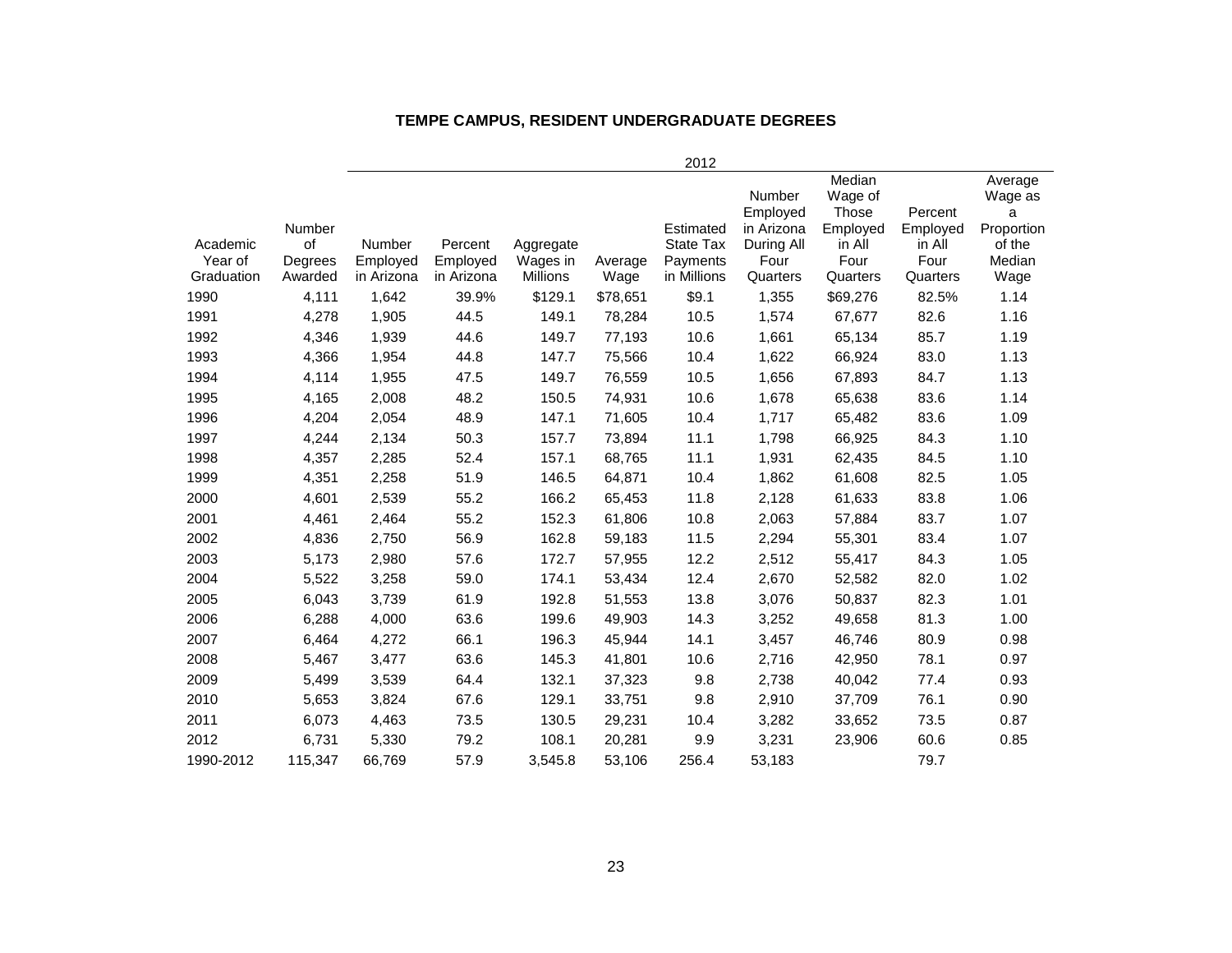**TEMPE CAMPUS, RESIDENT UNDERGRADUATE DEGREES**

| | | 2012 | | | | | | | | |
|---|---|---|---|---|---|---|---|---|---|---|
| Academic Year of Graduation | Number of Degrees Awarded | Number Employed in Arizona | Percent Employed in Arizona | Aggregate Wages in Millions | Average Wage | Estimated State Tax Payments in Millions | Number Employed in Arizona During All Four Quarters | Median Wage of Those Employed in All Four Quarters | Percent Employed in All Four Quarters | Average Wage as a Proportion of the Median Wage |
| 1990 | 4,111 | 1,642 | 39.9% | $129.1 | $78,651 | $9.1 | 1,355 | $69,276 | 82.5% | 1.14 |
| 1991 | 4,278 | 1,905 | 44.5 | 149.1 | 78,284 | 10.5 | 1,574 | 67,677 | 82.6 | 1.16 |
| 1992 | 4,346 | 1,939 | 44.6 | 149.7 | 77,193 | 10.6 | 1,661 | 65,134 | 85.7 | 1.19 |
| 1993 | 4,366 | 1,954 | 44.8 | 147.7 | 75,566 | 10.4 | 1,622 | 66,924 | 83.0 | 1.13 |
| 1994 | 4,114 | 1,955 | 47.5 | 149.7 | 76,559 | 10.5 | 1,656 | 67,893 | 84.7 | 1.13 |
| 1995 | 4,165 | 2,008 | 48.2 | 150.5 | 74,931 | 10.6 | 1,678 | 65,638 | 83.6 | 1.14 |
| 1996 | 4,204 | 2,054 | 48.9 | 147.1 | 71,605 | 10.4 | 1,717 | 65,482 | 83.6 | 1.09 |
| 1997 | 4,244 | 2,134 | 50.3 | 157.7 | 73,894 | 11.1 | 1,798 | 66,925 | 84.3 | 1.10 |
| 1998 | 4,357 | 2,285 | 52.4 | 157.1 | 68,765 | 11.1 | 1,931 | 62,435 | 84.5 | 1.10 |
| 1999 | 4,351 | 2,258 | 51.9 | 146.5 | 64,871 | 10.4 | 1,862 | 61,608 | 82.5 | 1.05 |
| 2000 | 4,601 | 2,539 | 55.2 | 166.2 | 65,453 | 11.8 | 2,128 | 61,633 | 83.8 | 1.06 |
| 2001 | 4,461 | 2,464 | 55.2 | 152.3 | 61,806 | 10.8 | 2,063 | 57,884 | 83.7 | 1.07 |
| 2002 | 4,836 | 2,750 | 56.9 | 162.8 | 59,183 | 11.5 | 2,294 | 55,301 | 83.4 | 1.07 |
| 2003 | 5,173 | 2,980 | 57.6 | 172.7 | 57,955 | 12.2 | 2,512 | 55,417 | 84.3 | 1.05 |
| 2004 | 5,522 | 3,258 | 59.0 | 174.1 | 53,434 | 12.4 | 2,670 | 52,582 | 82.0 | 1.02 |
| 2005 | 6,043 | 3,739 | 61.9 | 192.8 | 51,553 | 13.8 | 3,076 | 50,837 | 82.3 | 1.01 |
| 2006 | 6,288 | 4,000 | 63.6 | 199.6 | 49,903 | 14.3 | 3,252 | 49,658 | 81.3 | 1.00 |
| 2007 | 6,464 | 4,272 | 66.1 | 196.3 | 45,944 | 14.1 | 3,457 | 46,746 | 80.9 | 0.98 |
| 2008 | 5,467 | 3,477 | 63.6 | 145.3 | 41,801 | 10.6 | 2,716 | 42,950 | 78.1 | 0.97 |
| 2009 | 5,499 | 3,539 | 64.4 | 132.1 | 37,323 | 9.8 | 2,738 | 40,042 | 77.4 | 0.93 |
| 2010 | 5,653 | 3,824 | 67.6 | 129.1 | 33,751 | 9.8 | 2,910 | 37,709 | 76.1 | 0.90 |
| 2011 | 6,073 | 4,463 | 73.5 | 130.5 | 29,231 | 10.4 | 3,282 | 33,652 | 73.5 | 0.87 |
| 2012 | 6,731 | 5,330 | 79.2 | 108.1 | 20,281 | 9.9 | 3,231 | 23,906 | 60.6 | 0.85 |
| 1990-2012 | 115,347 | 66,769 | 57.9 | 3,545.8 | 53,106 | 256.4 | 53,183 | | 79.7 | |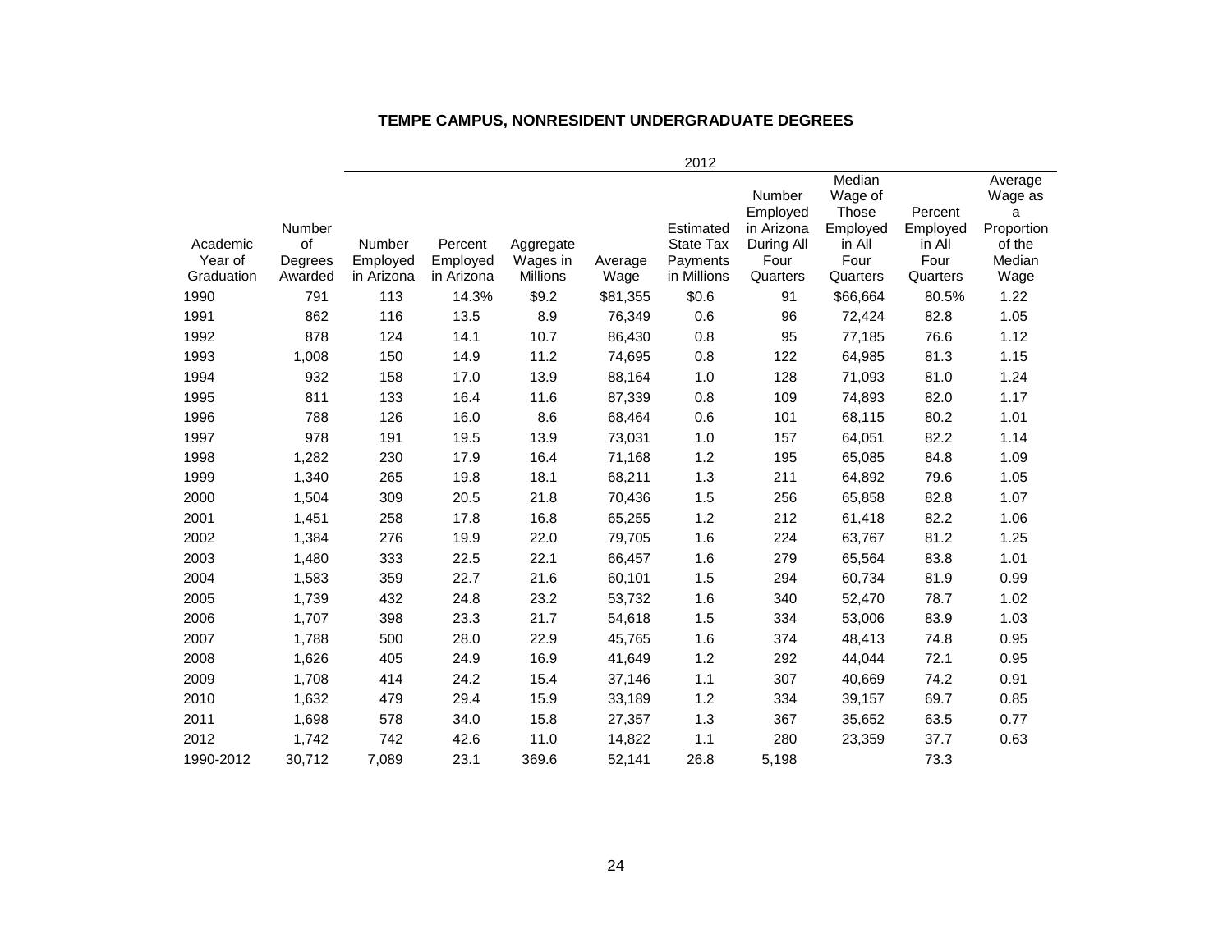### TEMPE CAMPUS, NONRESIDENT UNDERGRADUATE DEGREES

| | | 2012 | | | | | | | | |
|---|---|---|---|---|---|---|---|---|---|---|
| Academic Year of Graduation | Number of Degrees Awarded | Number Employed in Arizona | Percent Employed in Arizona | Aggregate Wages in Millions | Average Wage | Estimated State Tax Payments in Millions | Number Employed in Arizona During All Four Quarters | Median Wage of Those Employed in All Four Quarters | Percent Employed in All Four Quarters | Average Wage as a Proportion of the Median Wage |
| 1990 | 791 | 113 | 14.3% | $9.2 | $81,355 | $0.6 | 91 | $66,664 | 80.5% | 1.22 |
| 1991 | 862 | 116 | 13.5 | 8.9 | 76,349 | 0.6 | 96 | 72,424 | 82.8 | 1.05 |
| 1992 | 878 | 124 | 14.1 | 10.7 | 86,430 | 0.8 | 95 | 77,185 | 76.6 | 1.12 |
| 1993 | 1,008 | 150 | 14.9 | 11.2 | 74,695 | 0.8 | 122 | 64,985 | 81.3 | 1.15 |
| 1994 | 932 | 158 | 17.0 | 13.9 | 88,164 | 1.0 | 128 | 71,093 | 81.0 | 1.24 |
| 1995 | 811 | 133 | 16.4 | 11.6 | 87,339 | 0.8 | 109 | 74,893 | 82.0 | 1.17 |
| 1996 | 788 | 126 | 16.0 | 8.6 | 68,464 | 0.6 | 101 | 68,115 | 80.2 | 1.01 |
| 1997 | 978 | 191 | 19.5 | 13.9 | 73,031 | 1.0 | 157 | 64,051 | 82.2 | 1.14 |
| 1998 | 1,282 | 230 | 17.9 | 16.4 | 71,168 | 1.2 | 195 | 65,085 | 84.8 | 1.09 |
| 1999 | 1,340 | 265 | 19.8 | 18.1 | 68,211 | 1.3 | 211 | 64,892 | 79.6 | 1.05 |
| 2000 | 1,504 | 309 | 20.5 | 21.8 | 70,436 | 1.5 | 256 | 65,858 | 82.8 | 1.07 |
| 2001 | 1,451 | 258 | 17.8 | 16.8 | 65,255 | 1.2 | 212 | 61,418 | 82.2 | 1.06 |
| 2002 | 1,384 | 276 | 19.9 | 22.0 | 79,705 | 1.6 | 224 | 63,767 | 81.2 | 1.25 |
| 2003 | 1,480 | 333 | 22.5 | 22.1 | 66,457 | 1.6 | 279 | 65,564 | 83.8 | 1.01 |
| 2004 | 1,583 | 359 | 22.7 | 21.6 | 60,101 | 1.5 | 294 | 60,734 | 81.9 | 0.99 |
| 2005 | 1,739 | 432 | 24.8 | 23.2 | 53,732 | 1.6 | 340 | 52,470 | 78.7 | 1.02 |
| 2006 | 1,707 | 398 | 23.3 | 21.7 | 54,618 | 1.5 | 334 | 53,006 | 83.9 | 1.03 |
| 2007 | 1,788 | 500 | 28.0 | 22.9 | 45,765 | 1.6 | 374 | 48,413 | 74.8 | 0.95 |
| 2008 | 1,626 | 405 | 24.9 | 16.9 | 41,649 | 1.2 | 292 | 44,044 | 72.1 | 0.95 |
| 2009 | 1,708 | 414 | 24.2 | 15.4 | 37,146 | 1.1 | 307 | 40,669 | 74.2 | 0.91 |
| 2010 | 1,632 | 479 | 29.4 | 15.9 | 33,189 | 1.2 | 334 | 39,157 | 69.7 | 0.85 |
| 2011 | 1,698 | 578 | 34.0 | 15.8 | 27,357 | 1.3 | 367 | 35,652 | 63.5 | 0.77 |
| 2012 | 1,742 | 742 | 42.6 | 11.0 | 14,822 | 1.1 | 280 | 23,359 | 37.7 | 0.63 |
| 1990-2012 | 30,712 | 7,089 | 23.1 | 369.6 | 52,141 | 26.8 | 5,198 | | 73.3 | |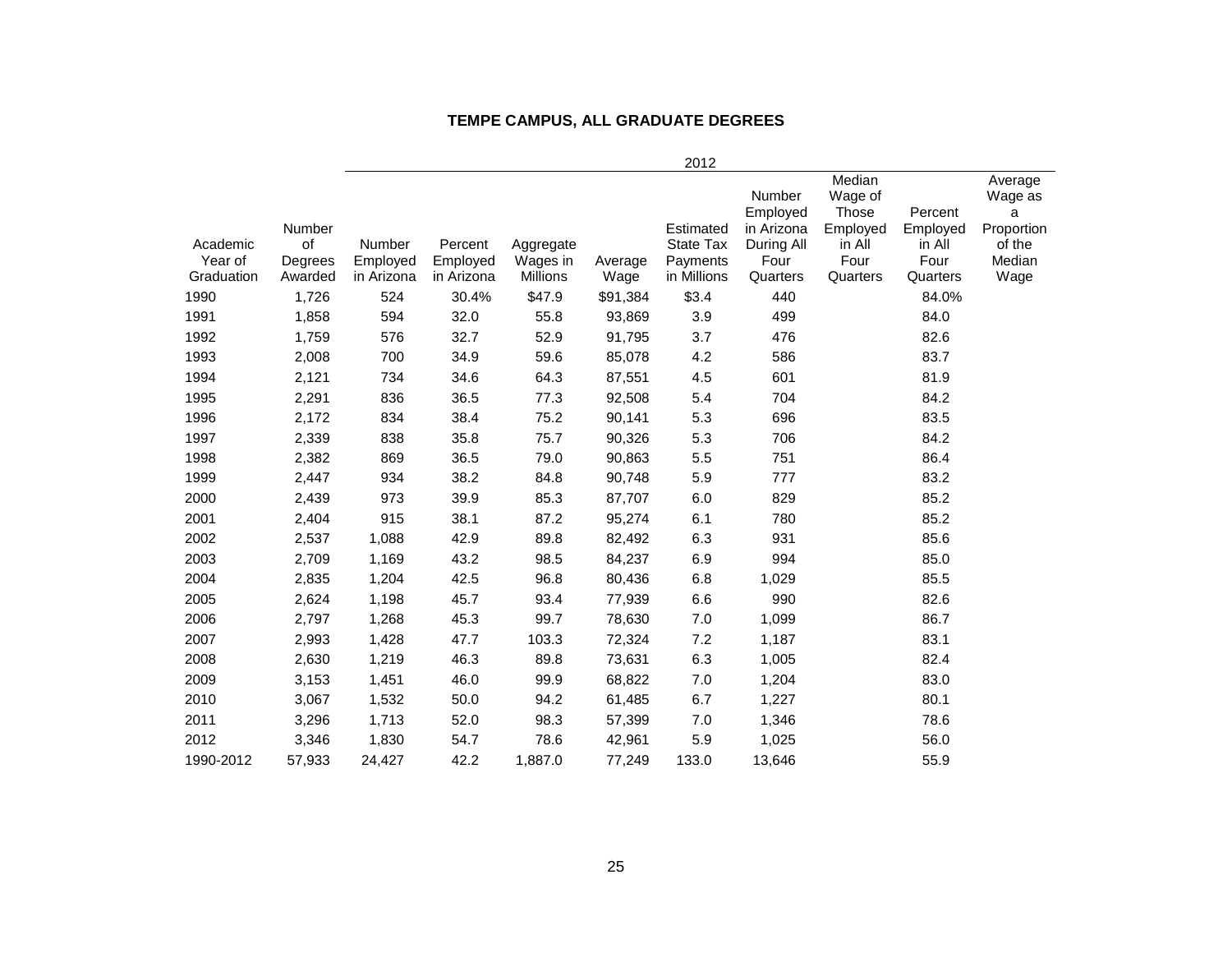# TEMPE CAMPUS, ALL GRADUATE DEGREES

| | | 2012 | | | | | | | | | |
|---|---|---|---|---|---|---|---|---|---|---|---|
| Academic Year of Graduation | Number of Degrees Awarded | Number Employed in Arizona | Percent Employed in Arizona | Aggregate Wages in Millions | Average Wage | Estimated State Tax Payments in Millions | Number Employed in Arizona During All Four Quarters | Median Wage of Those Employed in All Four Quarters | Percent Employed in All Four Quarters | Average Wage as a Proportion of the Median Wage |
| 1990 | 1,726 | 524 | 30.4% | $47.9 | $91,384 | $3.4 | 440 | | 84.0% | |
| 1991 | 1,858 | 594 | 32.0 | 55.8 | 93,869 | 3.9 | 499 | | 84.0 | |
| 1992 | 1,759 | 576 | 32.7 | 52.9 | 91,795 | 3.7 | 476 | | 82.6 | |
| 1993 | 2,008 | 700 | 34.9 | 59.6 | 85,078 | 4.2 | 586 | | 83.7 | |
| 1994 | 2,121 | 734 | 34.6 | 64.3 | 87,551 | 4.5 | 601 | | 81.9 | |
| 1995 | 2,291 | 836 | 36.5 | 77.3 | 92,508 | 5.4 | 704 | | 84.2 | |
| 1996 | 2,172 | 834 | 38.4 | 75.2 | 90,141 | 5.3 | 696 | | 83.5 | |
| 1997 | 2,339 | 838 | 35.8 | 75.7 | 90,326 | 5.3 | 706 | | 84.2 | |
| 1998 | 2,382 | 869 | 36.5 | 79.0 | 90,863 | 5.5 | 751 | | 86.4 | |
| 1999 | 2,447 | 934 | 38.2 | 84.8 | 90,748 | 5.9 | 777 | | 83.2 | |
| 2000 | 2,439 | 973 | 39.9 | 85.3 | 87,707 | 6.0 | 829 | | 85.2 | |
| 2001 | 2,404 | 915 | 38.1 | 87.2 | 95,274 | 6.1 | 780 | | 85.2 | |
| 2002 | 2,537 | 1,088 | 42.9 | 89.8 | 82,492 | 6.3 | 931 | | 85.6 | |
| 2003 | 2,709 | 1,169 | 43.2 | 98.5 | 84,237 | 6.9 | 994 | | 85.0 | |
| 2004 | 2,835 | 1,204 | 42.5 | 96.8 | 80,436 | 6.8 | 1,029 | | 85.5 | |
| 2005 | 2,624 | 1,198 | 45.7 | 93.4 | 77,939 | 6.6 | 990 | | 82.6 | |
| 2006 | 2,797 | 1,268 | 45.3 | 99.7 | 78,630 | 7.0 | 1,099 | | 86.7 | |
| 2007 | 2,993 | 1,428 | 47.7 | 103.3 | 72,324 | 7.2 | 1,187 | | 83.1 | |
| 2008 | 2,630 | 1,219 | 46.3 | 89.8 | 73,631 | 6.3 | 1,005 | | 82.4 | |
| 2009 | 3,153 | 1,451 | 46.0 | 99.9 | 68,822 | 7.0 | 1,204 | | 83.0 | |
| 2010 | 3,067 | 1,532 | 50.0 | 94.2 | 61,485 | 6.7 | 1,227 | | 80.1 | |
| 2011 | 3,296 | 1,713 | 52.0 | 98.3 | 57,399 | 7.0 | 1,346 | | 78.6 | |
| 2012 | 3,346 | 1,830 | 54.7 | 78.6 | 42,961 | 5.9 | 1,025 | | 56.0 | |
| 1990-2012 | 57,933 | 24,427 | 42.2 | 1,887.0 | 77,249 | 133.0 | 13,646 | | 55.9 | |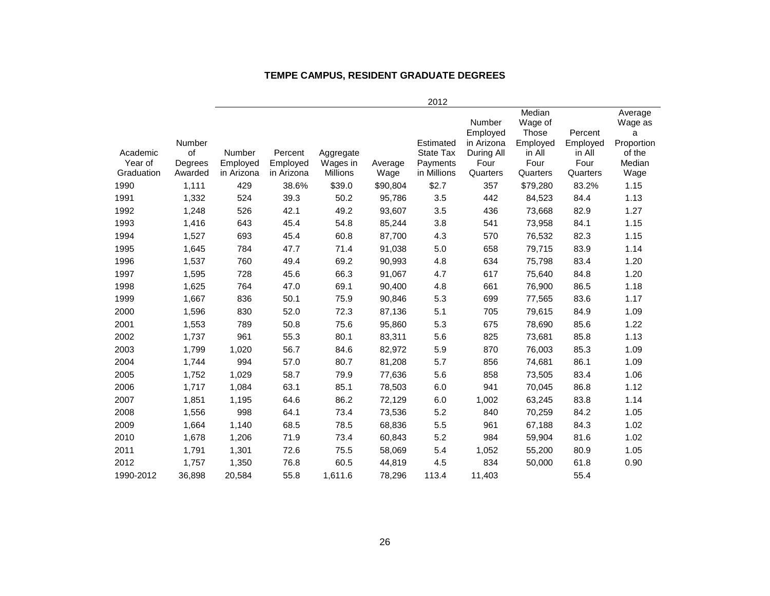## TEMPE CAMPUS, RESIDENT GRADUATE DEGREES

| | | 2012 | | | | | | | | |
|---|---|---|---|---|---|---|---|---|---|---|
| Academic Year of Graduation | Number of Degrees Awarded | Number Employed in Arizona | Percent Employed in Arizona | Aggregate Wages in Millions | Average Wage | Estimated State Tax Payments in Millions | Number Employed in Arizona During All Four Quarters | Median Wage of Those Employed in All Four Quarters | Percent Employed in All Four Quarters | Average Wage as a Proportion of the Median Wage |
| 1990 | 1,111 | 429 | 38.6% | $39.0 | $90,804 | $2.7 | 357 | $79,280 | 83.2% | 1.15 |
| 1991 | 1,332 | 524 | 39.3 | 50.2 | 95,786 | 3.5 | 442 | 84,523 | 84.4 | 1.13 |
| 1992 | 1,248 | 526 | 42.1 | 49.2 | 93,607 | 3.5 | 436 | 73,668 | 82.9 | 1.27 |
| 1993 | 1,416 | 643 | 45.4 | 54.8 | 85,244 | 3.8 | 541 | 73,958 | 84.1 | 1.15 |
| 1994 | 1,527 | 693 | 45.4 | 60.8 | 87,700 | 4.3 | 570 | 76,532 | 82.3 | 1.15 |
| 1995 | 1,645 | 784 | 47.7 | 71.4 | 91,038 | 5.0 | 658 | 79,715 | 83.9 | 1.14 |
| 1996 | 1,537 | 760 | 49.4 | 69.2 | 90,993 | 4.8 | 634 | 75,798 | 83.4 | 1.20 |
| 1997 | 1,595 | 728 | 45.6 | 66.3 | 91,067 | 4.7 | 617 | 75,640 | 84.8 | 1.20 |
| 1998 | 1,625 | 764 | 47.0 | 69.1 | 90,400 | 4.8 | 661 | 76,900 | 86.5 | 1.18 |
| 1999 | 1,667 | 836 | 50.1 | 75.9 | 90,846 | 5.3 | 699 | 77,565 | 83.6 | 1.17 |
| 2000 | 1,596 | 830 | 52.0 | 72.3 | 87,136 | 5.1 | 705 | 79,615 | 84.9 | 1.09 |
| 2001 | 1,553 | 789 | 50.8 | 75.6 | 95,860 | 5.3 | 675 | 78,690 | 85.6 | 1.22 |
| 2002 | 1,737 | 961 | 55.3 | 80.1 | 83,311 | 5.6 | 825 | 73,681 | 85.8 | 1.13 |
| 2003 | 1,799 | 1,020 | 56.7 | 84.6 | 82,972 | 5.9 | 870 | 76,003 | 85.3 | 1.09 |
| 2004 | 1,744 | 994 | 57.0 | 80.7 | 81,208 | 5.7 | 856 | 74,681 | 86.1 | 1.09 |
| 2005 | 1,752 | 1,029 | 58.7 | 79.9 | 77,636 | 5.6 | 858 | 73,505 | 83.4 | 1.06 |
| 2006 | 1,717 | 1,084 | 63.1 | 85.1 | 78,503 | 6.0 | 941 | 70,045 | 86.8 | 1.12 |
| 2007 | 1,851 | 1,195 | 64.6 | 86.2 | 72,129 | 6.0 | 1,002 | 63,245 | 83.8 | 1.14 |
| 2008 | 1,556 | 998 | 64.1 | 73.4 | 73,536 | 5.2 | 840 | 70,259 | 84.2 | 1.05 |
| 2009 | 1,664 | 1,140 | 68.5 | 78.5 | 68,836 | 5.5 | 961 | 67,188 | 84.3 | 1.02 |
| 2010 | 1,678 | 1,206 | 71.9 | 73.4 | 60,843 | 5.2 | 984 | 59,904 | 81.6 | 1.02 |
| 2011 | 1,791 | 1,301 | 72.6 | 75.5 | 58,069 | 5.4 | 1,052 | 55,200 | 80.9 | 1.05 |
| 2012 | 1,757 | 1,350 | 76.8 | 60.5 | 44,819 | 4.5 | 834 | 50,000 | 61.8 | 0.90 |
| 1990-2012 | 36,898 | 20,584 | 55.8 | 1,611.6 | 78,296 | 113.4 | 11,403 | | 55.4 | |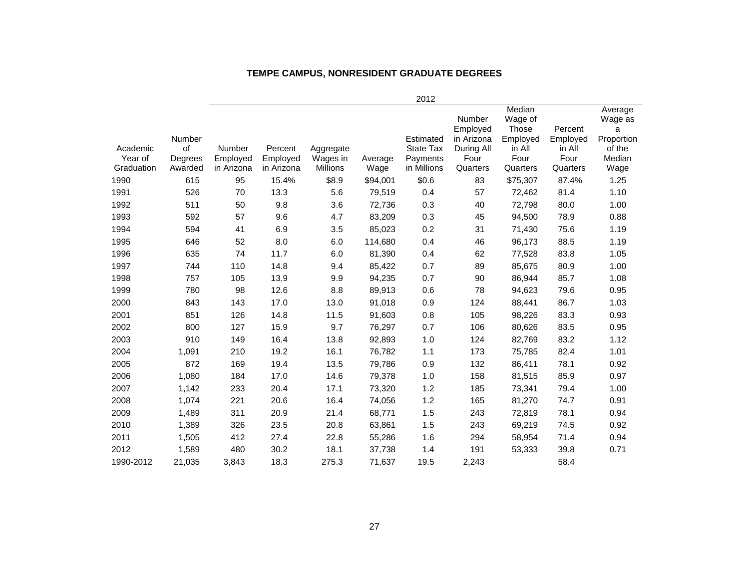## TEMPE CAMPUS, NONRESIDENT GRADUATE DEGREES

| | | 2012 | | | | | | | | |
|---|---|---|---|---|---|---|---|---|---|---|
| Academic Year of Graduation | Number of Degrees Awarded | Number Employed in Arizona | Percent Employed in Arizona | Aggregate Wages in Millions | Average Wage | Estimated State Tax Payments in Millions | Number Employed in Arizona During All Four Quarters | Median Wage of Those Employed in All Four Quarters | Percent Employed in All Four Quarters | Average Wage as a Proportion of the Median Wage |
| 1990 | 615 | 95 | 15.4% | $8.9 | $94,001 | $0.6 | 83 | $75,307 | 87.4% | 1.25 |
| 1991 | 526 | 70 | 13.3 | 5.6 | 79,519 | 0.4 | 57 | 72,462 | 81.4 | 1.10 |
| 1992 | 511 | 50 | 9.8 | 3.6 | 72,736 | 0.3 | 40 | 72,798 | 80.0 | 1.00 |
| 1993 | 592 | 57 | 9.6 | 4.7 | 83,209 | 0.3 | 45 | 94,500 | 78.9 | 0.88 |
| 1994 | 594 | 41 | 6.9 | 3.5 | 85,023 | 0.2 | 31 | 71,430 | 75.6 | 1.19 |
| 1995 | 646 | 52 | 8.0 | 6.0 | 114,680 | 0.4 | 46 | 96,173 | 88.5 | 1.19 |
| 1996 | 635 | 74 | 11.7 | 6.0 | 81,390 | 0.4 | 62 | 77,528 | 83.8 | 1.05 |
| 1997 | 744 | 110 | 14.8 | 9.4 | 85,422 | 0.7 | 89 | 85,675 | 80.9 | 1.00 |
| 1998 | 757 | 105 | 13.9 | 9.9 | 94,235 | 0.7 | 90 | 86,944 | 85.7 | 1.08 |
| 1999 | 780 | 98 | 12.6 | 8.8 | 89,913 | 0.6 | 78 | 94,623 | 79.6 | 0.95 |
| 2000 | 843 | 143 | 17.0 | 13.0 | 91,018 | 0.9 | 124 | 88,441 | 86.7 | 1.03 |
| 2001 | 851 | 126 | 14.8 | 11.5 | 91,603 | 0.8 | 105 | 98,226 | 83.3 | 0.93 |
| 2002 | 800 | 127 | 15.9 | 9.7 | 76,297 | 0.7 | 106 | 80,626 | 83.5 | 0.95 |
| 2003 | 910 | 149 | 16.4 | 13.8 | 92,893 | 1.0 | 124 | 82,769 | 83.2 | 1.12 |
| 2004 | 1,091 | 210 | 19.2 | 16.1 | 76,782 | 1.1 | 173 | 75,785 | 82.4 | 1.01 |
| 2005 | 872 | 169 | 19.4 | 13.5 | 79,786 | 0.9 | 132 | 86,411 | 78.1 | 0.92 |
| 2006 | 1,080 | 184 | 17.0 | 14.6 | 79,378 | 1.0 | 158 | 81,515 | 85.9 | 0.97 |
| 2007 | 1,142 | 233 | 20.4 | 17.1 | 73,320 | 1.2 | 185 | 73,341 | 79.4 | 1.00 |
| 2008 | 1,074 | 221 | 20.6 | 16.4 | 74,056 | 1.2 | 165 | 81,270 | 74.7 | 0.91 |
| 2009 | 1,489 | 311 | 20.9 | 21.4 | 68,771 | 1.5 | 243 | 72,819 | 78.1 | 0.94 |
| 2010 | 1,389 | 326 | 23.5 | 20.8 | 63,861 | 1.5 | 243 | 69,219 | 74.5 | 0.92 |
| 2011 | 1,505 | 412 | 27.4 | 22.8 | 55,286 | 1.6 | 294 | 58,954 | 71.4 | 0.94 |
| 2012 | 1,589 | 480 | 30.2 | 18.1 | 37,738 | 1.4 | 191 | 53,333 | 39.8 | 0.71 |
| 1990-2012 | 21,035 | 3,843 | 18.3 | 275.3 | 71,637 | 19.5 | 2,243 | | 58.4 | |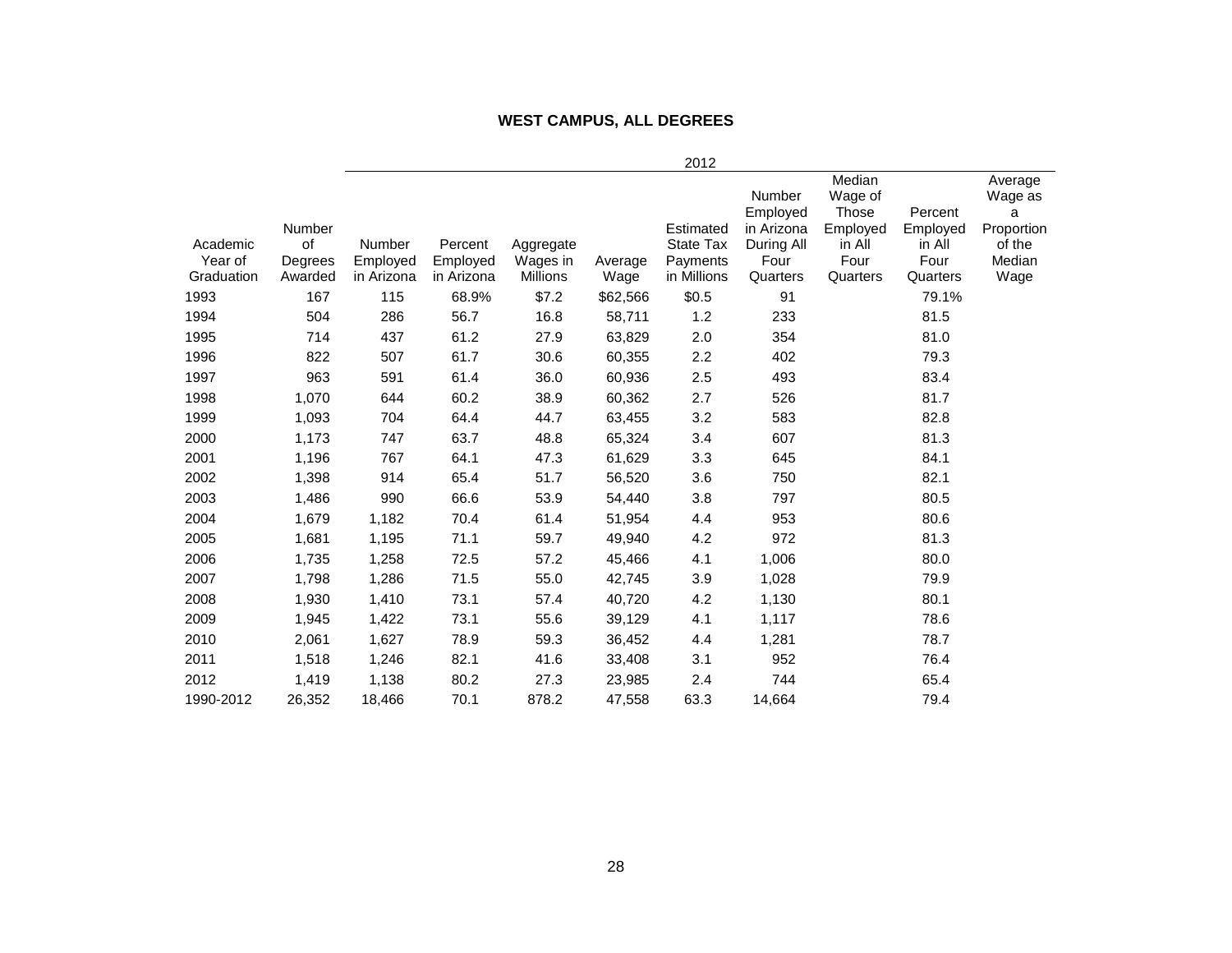**WEST CAMPUS, ALL DEGREES**

| | | 2012 | | | | | | | | |
|---|---|---|---|---|---|---|---|---|---|---|
| Academic Year of Graduation | Number of Degrees Awarded | Number Employed in Arizona | Percent Employed in Arizona | Aggregate Wages in Millions | Average Wage | Estimated State Tax Payments in Millions | Number Employed in Arizona During All Four Quarters | Median Wage of Those Employed in All Four Quarters | Percent Employed in All Four Quarters | Average Wage as a Proportion of the Median Wage |
| 1993 | 167 | 115 | 68.9% | $7.2 | $62,566 | $0.5 | 91 | | 79.1% | |
| 1994 | 504 | 286 | 56.7 | 16.8 | 58,711 | 1.2 | 233 | | 81.5 | |
| 1995 | 714 | 437 | 61.2 | 27.9 | 63,829 | 2.0 | 354 | | 81.0 | |
| 1996 | 822 | 507 | 61.7 | 30.6 | 60,355 | 2.2 | 402 | | 79.3 | |
| 1997 | 963 | 591 | 61.4 | 36.0 | 60,936 | 2.5 | 493 | | 83.4 | |
| 1998 | 1,070 | 644 | 60.2 | 38.9 | 60,362 | 2.7 | 526 | | 81.7 | |
| 1999 | 1,093 | 704 | 64.4 | 44.7 | 63,455 | 3.2 | 583 | | 82.8 | |
| 2000 | 1,173 | 747 | 63.7 | 48.8 | 65,324 | 3.4 | 607 | | 81.3 | |
| 2001 | 1,196 | 767 | 64.1 | 47.3 | 61,629 | 3.3 | 645 | | 84.1 | |
| 2002 | 1,398 | 914 | 65.4 | 51.7 | 56,520 | 3.6 | 750 | | 82.1 | |
| 2003 | 1,486 | 990 | 66.6 | 53.9 | 54,440 | 3.8 | 797 | | 80.5 | |
| 2004 | 1,679 | 1,182 | 70.4 | 61.4 | 51,954 | 4.4 | 953 | | 80.6 | |
| 2005 | 1,681 | 1,195 | 71.1 | 59.7 | 49,940 | 4.2 | 972 | | 81.3 | |
| 2006 | 1,735 | 1,258 | 72.5 | 57.2 | 45,466 | 4.1 | 1,006 | | 80.0 | |
| 2007 | 1,798 | 1,286 | 71.5 | 55.0 | 42,745 | 3.9 | 1,028 | | 79.9 | |
| 2008 | 1,930 | 1,410 | 73.1 | 57.4 | 40,720 | 4.2 | 1,130 | | 80.1 | |
| 2009 | 1,945 | 1,422 | 73.1 | 55.6 | 39,129 | 4.1 | 1,117 | | 78.6 | |
| 2010 | 2,061 | 1,627 | 78.9 | 59.3 | 36,452 | 4.4 | 1,281 | | 78.7 | |
| 2011 | 1,518 | 1,246 | 82.1 | 41.6 | 33,408 | 3.1 | 952 | | 76.4 | |
| 2012 | 1,419 | 1,138 | 80.2 | 27.3 | 23,985 | 2.4 | 744 | | 65.4 | |
| 1990-2012 | 26,352 | 18,466 | 70.1 | 878.2 | 47,558 | 63.3 | 14,664 | | 79.4 | |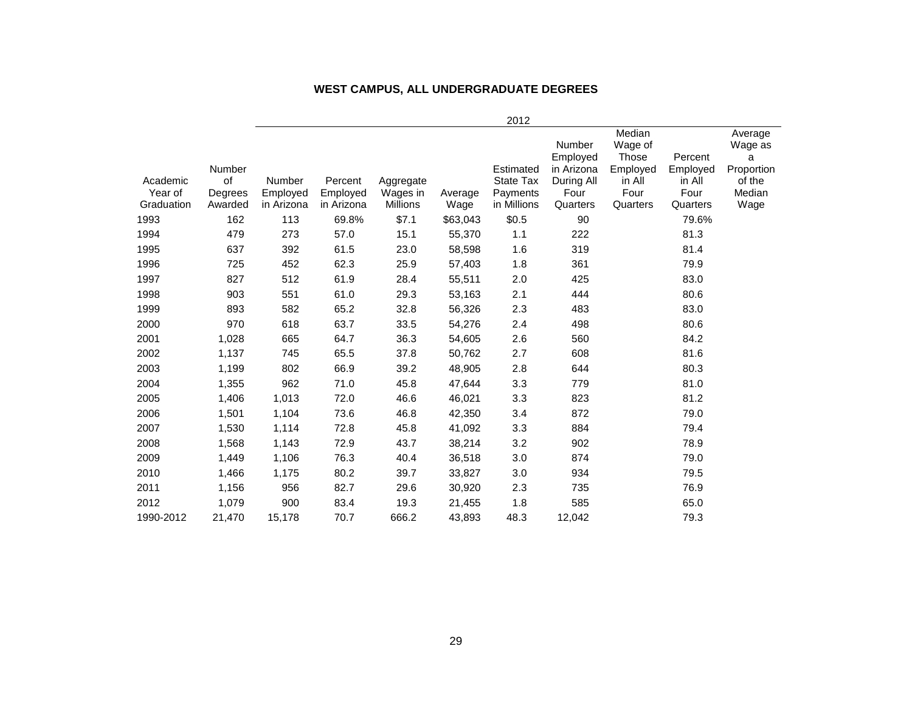## WEST CAMPUS, ALL UNDERGRADUATE DEGREES

| | | 2012 | | | | | | | | |
|---|---|---|---|---|---|---|---|---|---|---|
| Academic Year of Graduation | Number of Degrees Awarded | Number Employed in Arizona | Percent Employed in Arizona | Aggregate Wages in Millions | Average Wage | Estimated State Tax Payments in Millions | Number Employed in Arizona During All Four Quarters | Median Wage of Those Employed in All Four Quarters | Percent Employed in All Four Quarters | Average Wage as a Proportion of the Median Wage |
| 1993 | 162 | 113 | 69.8% | $7.1 | $63,043 | $0.5 | 90 | | 79.6% | |
| 1994 | 479 | 273 | 57.0 | 15.1 | 55,370 | 1.1 | 222 | | 81.3 | |
| 1995 | 637 | 392 | 61.5 | 23.0 | 58,598 | 1.6 | 319 | | 81.4 | |
| 1996 | 725 | 452 | 62.3 | 25.9 | 57,403 | 1.8 | 361 | | 79.9 | |
| 1997 | 827 | 512 | 61.9 | 28.4 | 55,511 | 2.0 | 425 | | 83.0 | |
| 1998 | 903 | 551 | 61.0 | 29.3 | 53,163 | 2.1 | 444 | | 80.6 | |
| 1999 | 893 | 582 | 65.2 | 32.8 | 56,326 | 2.3 | 483 | | 83.0 | |
| 2000 | 970 | 618 | 63.7 | 33.5 | 54,276 | 2.4 | 498 | | 80.6 | |
| 2001 | 1,028 | 665 | 64.7 | 36.3 | 54,605 | 2.6 | 560 | | 84.2 | |
| 2002 | 1,137 | 745 | 65.5 | 37.8 | 50,762 | 2.7 | 608 | | 81.6 | |
| 2003 | 1,199 | 802 | 66.9 | 39.2 | 48,905 | 2.8 | 644 | | 80.3 | |
| 2004 | 1,355 | 962 | 71.0 | 45.8 | 47,644 | 3.3 | 779 | | 81.0 | |
| 2005 | 1,406 | 1,013 | 72.0 | 46.6 | 46,021 | 3.3 | 823 | | 81.2 | |
| 2006 | 1,501 | 1,104 | 73.6 | 46.8 | 42,350 | 3.4 | 872 | | 79.0 | |
| 2007 | 1,530 | 1,114 | 72.8 | 45.8 | 41,092 | 3.3 | 884 | | 79.4 | |
| 2008 | 1,568 | 1,143 | 72.9 | 43.7 | 38,214 | 3.2 | 902 | | 78.9 | |
| 2009 | 1,449 | 1,106 | 76.3 | 40.4 | 36,518 | 3.0 | 874 | | 79.0 | |
| 2010 | 1,466 | 1,175 | 80.2 | 39.7 | 33,827 | 3.0 | 934 | | 79.5 | |
| 2011 | 1,156 | 956 | 82.7 | 29.6 | 30,920 | 2.3 | 735 | | 76.9 | |
| 2012 | 1,079 | 900 | 83.4 | 19.3 | 21,455 | 1.8 | 585 | | 65.0 | |
| 1990-2012 | 21,470 | 15,178 | 70.7 | 666.2 | 43,893 | 48.3 | 12,042 | | 79.3 | |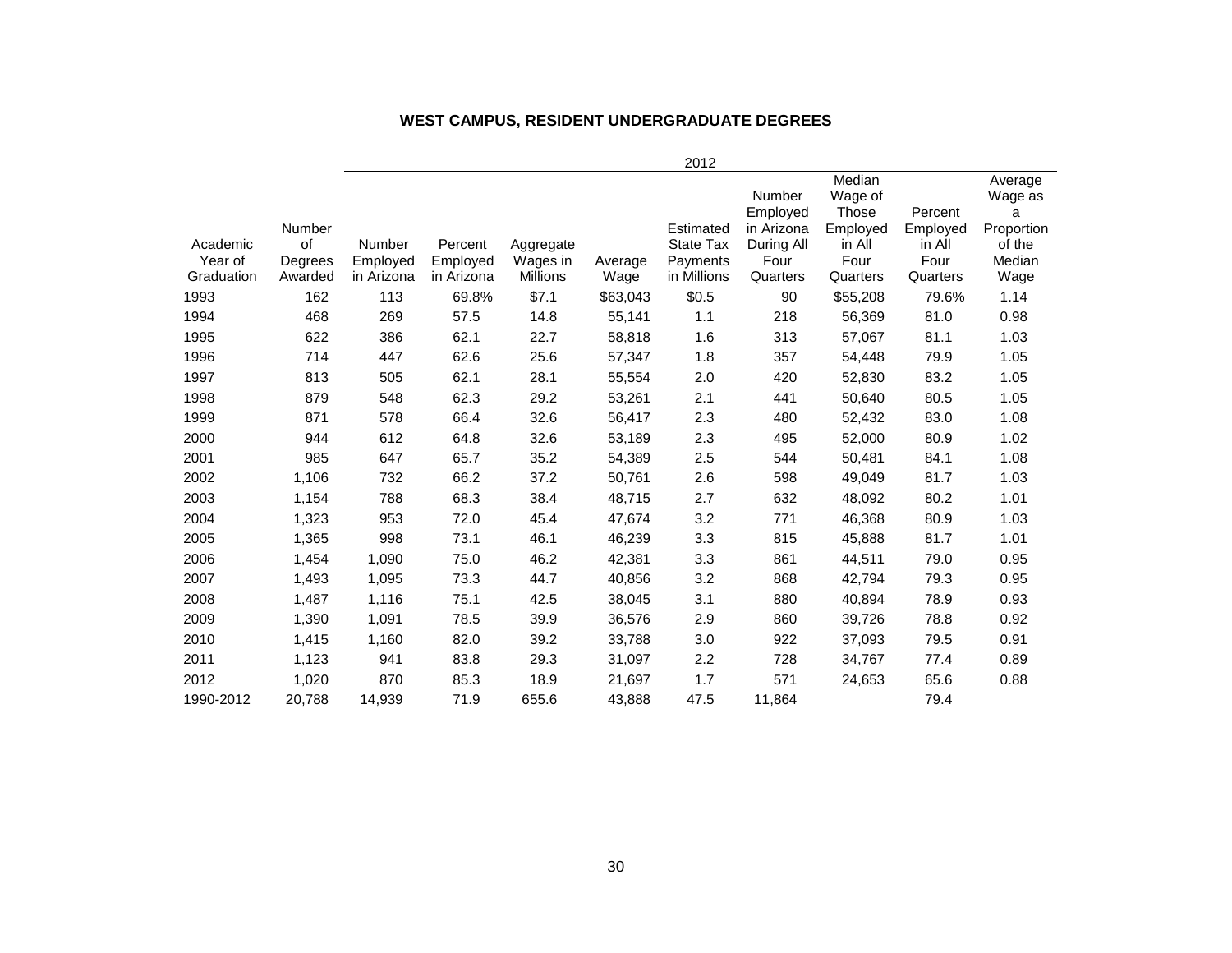### WEST CAMPUS, RESIDENT UNDERGRADUATE DEGREES

| | | 2012 | | | | | | | | |
|---|---|---|---|---|---|---|---|---|---|---|
| Academic Year of Graduation | Number of Degrees Awarded | Number Employed in Arizona | Percent Employed in Arizona | Aggregate Wages in Millions | Average Wage | Estimated State Tax Payments in Millions | Number Employed in Arizona During All Four Quarters | Median Wage of Those Employed in All Four Quarters | Percent Employed in All Four Quarters | Average Wage as a Proportion of the Median Wage |
| 1993 | 162 | 113 | 69.8% | $7.1 | $63,043 | $0.5 | 90 | $55,208 | 79.6% | 1.14 |
| 1994 | 468 | 269 | 57.5 | 14.8 | 55,141 | 1.1 | 218 | 56,369 | 81.0 | 0.98 |
| 1995 | 622 | 386 | 62.1 | 22.7 | 58,818 | 1.6 | 313 | 57,067 | 81.1 | 1.03 |
| 1996 | 714 | 447 | 62.6 | 25.6 | 57,347 | 1.8 | 357 | 54,448 | 79.9 | 1.05 |
| 1997 | 813 | 505 | 62.1 | 28.1 | 55,554 | 2.0 | 420 | 52,830 | 83.2 | 1.05 |
| 1998 | 879 | 548 | 62.3 | 29.2 | 53,261 | 2.1 | 441 | 50,640 | 80.5 | 1.05 |
| 1999 | 871 | 578 | 66.4 | 32.6 | 56,417 | 2.3 | 480 | 52,432 | 83.0 | 1.08 |
| 2000 | 944 | 612 | 64.8 | 32.6 | 53,189 | 2.3 | 495 | 52,000 | 80.9 | 1.02 |
| 2001 | 985 | 647 | 65.7 | 35.2 | 54,389 | 2.5 | 544 | 50,481 | 84.1 | 1.08 |
| 2002 | 1,106 | 732 | 66.2 | 37.2 | 50,761 | 2.6 | 598 | 49,049 | 81.7 | 1.03 |
| 2003 | 1,154 | 788 | 68.3 | 38.4 | 48,715 | 2.7 | 632 | 48,092 | 80.2 | 1.01 |
| 2004 | 1,323 | 953 | 72.0 | 45.4 | 47,674 | 3.2 | 771 | 46,368 | 80.9 | 1.03 |
| 2005 | 1,365 | 998 | 73.1 | 46.1 | 46,239 | 3.3 | 815 | 45,888 | 81.7 | 1.01 |
| 2006 | 1,454 | 1,090 | 75.0 | 46.2 | 42,381 | 3.3 | 861 | 44,511 | 79.0 | 0.95 |
| 2007 | 1,493 | 1,095 | 73.3 | 44.7 | 40,856 | 3.2 | 868 | 42,794 | 79.3 | 0.95 |
| 2008 | 1,487 | 1,116 | 75.1 | 42.5 | 38,045 | 3.1 | 880 | 40,894 | 78.9 | 0.93 |
| 2009 | 1,390 | 1,091 | 78.5 | 39.9 | 36,576 | 2.9 | 860 | 39,726 | 78.8 | 0.92 |
| 2010 | 1,415 | 1,160 | 82.0 | 39.2 | 33,788 | 3.0 | 922 | 37,093 | 79.5 | 0.91 |
| 2011 | 1,123 | 941 | 83.8 | 29.3 | 31,097 | 2.2 | 728 | 34,767 | 77.4 | 0.89 |
| 2012 | 1,020 | 870 | 85.3 | 18.9 | 21,697 | 1.7 | 571 | 24,653 | 65.6 | 0.88 |
| 1990-2012 | 20,788 | 14,939 | 71.9 | 655.6 | 43,888 | 47.5 | 11,864 | | 79.4 | |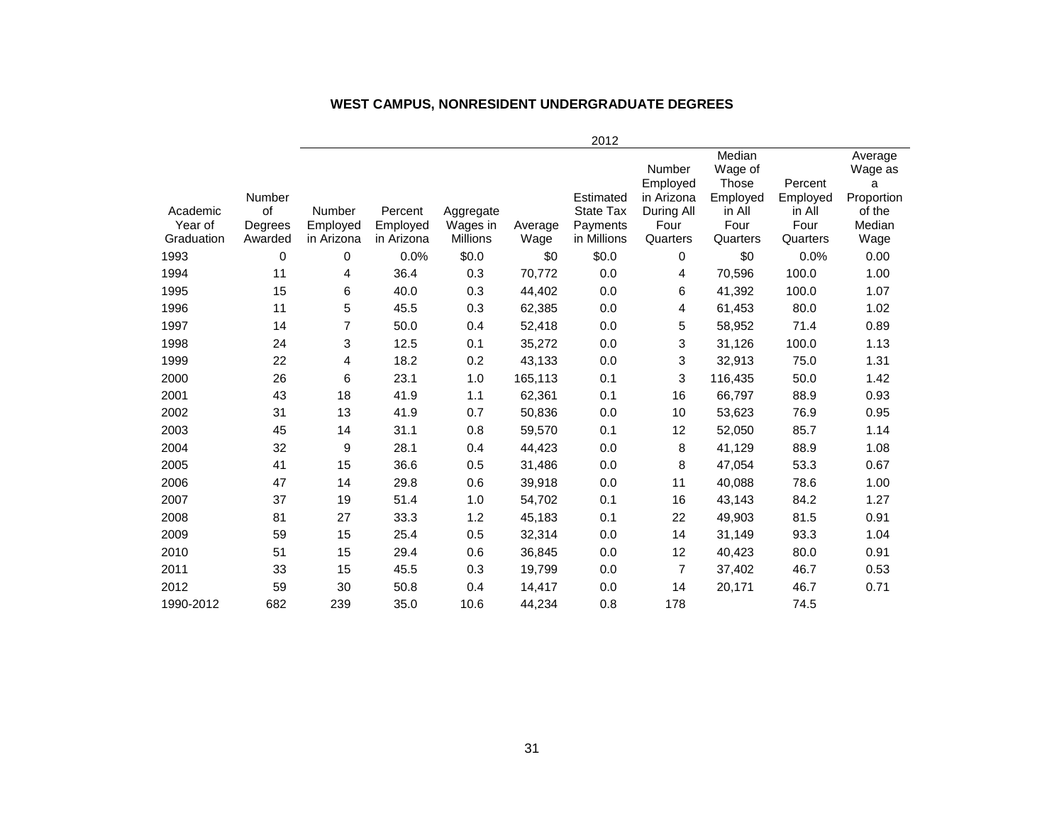## WEST CAMPUS, NONRESIDENT UNDERGRADUATE DEGREES

| | | 2012 | | | | | | | | | |
|---|---|---|---|---|---|---|---|---|---|---|---|
| Academic Year of Graduation | Number of Degrees Awarded | Number Employed in Arizona | Percent Employed in Arizona | Aggregate Wages in Millions | Average Wage | Estimated State Tax Payments in Millions | Number Employed in Arizona During All Four Quarters | Median Wage of Those Employed in All Four Quarters | Percent Employed in All Four Quarters | Average Wage as a Proportion of the Median Wage |
| 1993 | 0 | 0 | 0.0% | $0.0 | $0 | $0.0 | 0 | $0 | 0.0% | 0.00 |
| 1994 | 11 | 4 | 36.4 | 0.3 | 70,772 | 0.0 | 4 | 70,596 | 100.0 | 1.00 |
| 1995 | 15 | 6 | 40.0 | 0.3 | 44,402 | 0.0 | 6 | 41,392 | 100.0 | 1.07 |
| 1996 | 11 | 5 | 45.5 | 0.3 | 62,385 | 0.0 | 4 | 61,453 | 80.0 | 1.02 |
| 1997 | 14 | 7 | 50.0 | 0.4 | 52,418 | 0.0 | 5 | 58,952 | 71.4 | 0.89 |
| 1998 | 24 | 3 | 12.5 | 0.1 | 35,272 | 0.0 | 3 | 31,126 | 100.0 | 1.13 |
| 1999 | 22 | 4 | 18.2 | 0.2 | 43,133 | 0.0 | 3 | 32,913 | 75.0 | 1.31 |
| 2000 | 26 | 6 | 23.1 | 1.0 | 165,113 | 0.1 | 3 | 116,435 | 50.0 | 1.42 |
| 2001 | 43 | 18 | 41.9 | 1.1 | 62,361 | 0.1 | 16 | 66,797 | 88.9 | 0.93 |
| 2002 | 31 | 13 | 41.9 | 0.7 | 50,836 | 0.0 | 10 | 53,623 | 76.9 | 0.95 |
| 2003 | 45 | 14 | 31.1 | 0.8 | 59,570 | 0.1 | 12 | 52,050 | 85.7 | 1.14 |
| 2004 | 32 | 9 | 28.1 | 0.4 | 44,423 | 0.0 | 8 | 41,129 | 88.9 | 1.08 |
| 2005 | 41 | 15 | 36.6 | 0.5 | 31,486 | 0.0 | 8 | 47,054 | 53.3 | 0.67 |
| 2006 | 47 | 14 | 29.8 | 0.6 | 39,918 | 0.0 | 11 | 40,088 | 78.6 | 1.00 |
| 2007 | 37 | 19 | 51.4 | 1.0 | 54,702 | 0.1 | 16 | 43,143 | 84.2 | 1.27 |
| 2008 | 81 | 27 | 33.3 | 1.2 | 45,183 | 0.1 | 22 | 49,903 | 81.5 | 0.91 |
| 2009 | 59 | 15 | 25.4 | 0.5 | 32,314 | 0.0 | 14 | 31,149 | 93.3 | 1.04 |
| 2010 | 51 | 15 | 29.4 | 0.6 | 36,845 | 0.0 | 12 | 40,423 | 80.0 | 0.91 |
| 2011 | 33 | 15 | 45.5 | 0.3 | 19,799 | 0.0 | 7 | 37,402 | 46.7 | 0.53 |
| 2012 | 59 | 30 | 50.8 | 0.4 | 14,417 | 0.0 | 14 | 20,171 | 46.7 | 0.71 |
| 1990-2012 | 682 | 239 | 35.0 | 10.6 | 44,234 | 0.8 | 178 | | 74.5 | |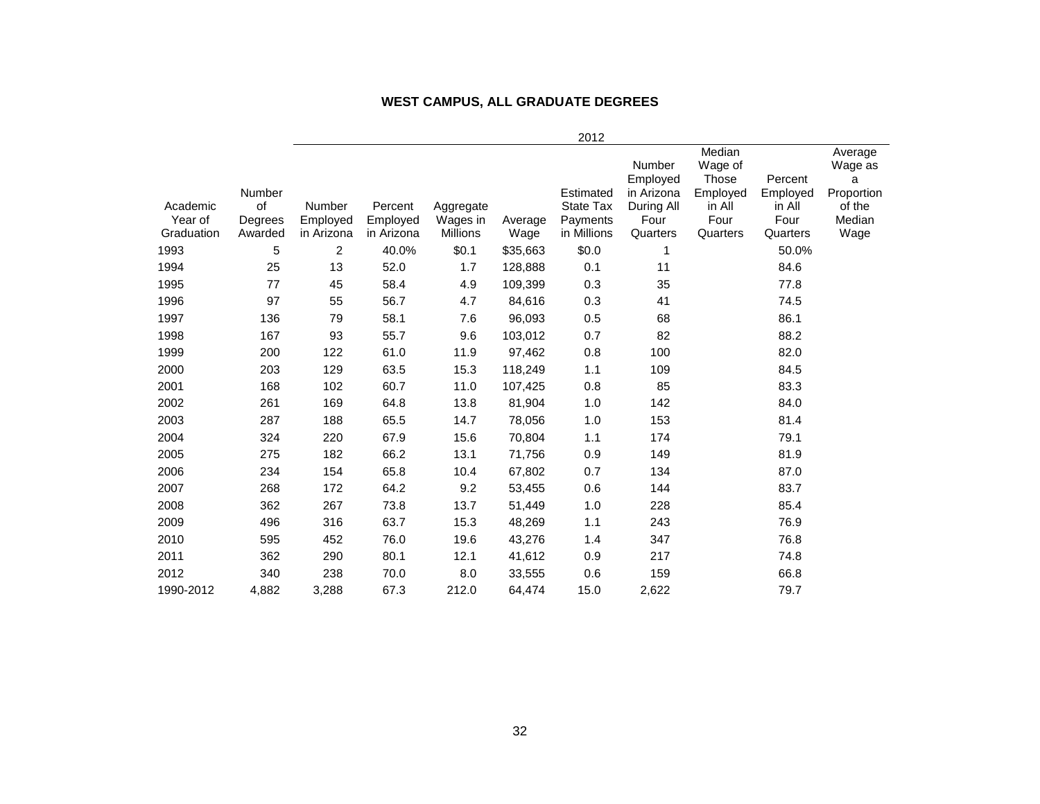## WEST CAMPUS, ALL GRADUATE DEGREES

| Academic Year of Graduation | Number of Degrees Awarded | 2012 | | | | | | | | |
|---|---|---|---|---|---|---|---|---|---|---|
| | | Number Employed in Arizona | Percent Employed in Arizona | Aggregate Wages in Millions | Average Wage | Estimated State Tax Payments in Millions | Number Employed in Arizona During All Four Quarters | Median Wage of Those Employed in All Four Quarters | Percent Employed in All Four Quarters | Average Wage as a Proportion of the Median Wage |
| 1993 | 5 | 2 | 40.0% | $0.1 | $35,663 | $0.0 | 1 | | 50.0% | |
| 1994 | 25 | 13 | 52.0 | 1.7 | 128,888 | 0.1 | 11 | | 84.6 | |
| 1995 | 77 | 45 | 58.4 | 4.9 | 109,399 | 0.3 | 35 | | 77.8 | |
| 1996 | 97 | 55 | 56.7 | 4.7 | 84,616 | 0.3 | 41 | | 74.5 | |
| 1997 | 136 | 79 | 58.1 | 7.6 | 96,093 | 0.5 | 68 | | 86.1 | |
| 1998 | 167 | 93 | 55.7 | 9.6 | 103,012 | 0.7 | 82 | | 88.2 | |
| 1999 | 200 | 122 | 61.0 | 11.9 | 97,462 | 0.8 | 100 | | 82.0 | |
| 2000 | 203 | 129 | 63.5 | 15.3 | 118,249 | 1.1 | 109 | | 84.5 | |
| 2001 | 168 | 102 | 60.7 | 11.0 | 107,425 | 0.8 | 85 | | 83.3 | |
| 2002 | 261 | 169 | 64.8 | 13.8 | 81,904 | 1.0 | 142 | | 84.0 | |
| 2003 | 287 | 188 | 65.5 | 14.7 | 78,056 | 1.0 | 153 | | 81.4 | |
| 2004 | 324 | 220 | 67.9 | 15.6 | 70,804 | 1.1 | 174 | | 79.1 | |
| 2005 | 275 | 182 | 66.2 | 13.1 | 71,756 | 0.9 | 149 | | 81.9 | |
| 2006 | 234 | 154 | 65.8 | 10.4 | 67,802 | 0.7 | 134 | | 87.0 | |
| 2007 | 268 | 172 | 64.2 | 9.2 | 53,455 | 0.6 | 144 | | 83.7 | |
| 2008 | 362 | 267 | 73.8 | 13.7 | 51,449 | 1.0 | 228 | | 85.4 | |
| 2009 | 496 | 316 | 63.7 | 15.3 | 48,269 | 1.1 | 243 | | 76.9 | |
| 2010 | 595 | 452 | 76.0 | 19.6 | 43,276 | 1.4 | 347 | | 76.8 | |
| 2011 | 362 | 290 | 80.1 | 12.1 | 41,612 | 0.9 | 217 | | 74.8 | |
| 2012 | 340 | 238 | 70.0 | 8.0 | 33,555 | 0.6 | 159 | | 66.8 | |
| 1990-2012 | 4,882 | 3,288 | 67.3 | 212.0 | 64,474 | 15.0 | 2,622 | | 79.7 | |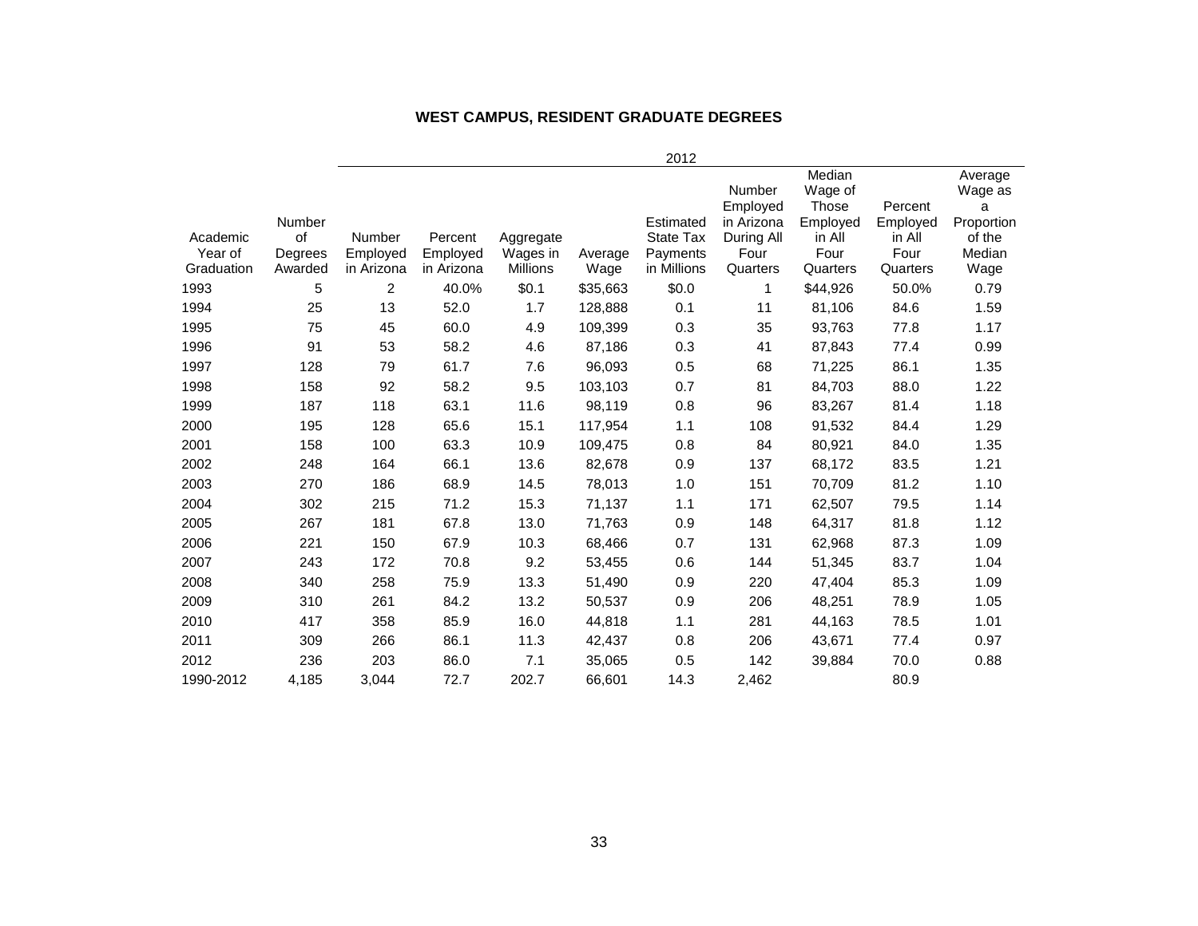## WEST CAMPUS, RESIDENT GRADUATE DEGREES

| Academic Year of Graduation | Number of Degrees Awarded | 2012 | | | | | | | | |
|---|---|---|---|---|---|---|---|---|---|---|
| | | Number Employed in Arizona | Percent Employed in Arizona | Aggregate Wages in Millions | Average Wage | Estimated State Tax Payments in Millions | Number Employed in Arizona During All Four Quarters | Median Wage of Those Employed in All Four Quarters | Percent Employed in All Four Quarters | Average Wage as a Proportion of the Median Wage |
| 1993 | 5 | 2 | 40.0% | $0.1 | $35,663 | $0.0 | 1 | $44,926 | 50.0% | 0.79 |
| 1994 | 25 | 13 | 52.0 | 1.7 | 128,888 | 0.1 | 11 | 81,106 | 84.6 | 1.59 |
| 1995 | 75 | 45 | 60.0 | 4.9 | 109,399 | 0.3 | 35 | 93,763 | 77.8 | 1.17 |
| 1996 | 91 | 53 | 58.2 | 4.6 | 87,186 | 0.3 | 41 | 87,843 | 77.4 | 0.99 |
| 1997 | 128 | 79 | 61.7 | 7.6 | 96,093 | 0.5 | 68 | 71,225 | 86.1 | 1.35 |
| 1998 | 158 | 92 | 58.2 | 9.5 | 103,103 | 0.7 | 81 | 84,703 | 88.0 | 1.22 |
| 1999 | 187 | 118 | 63.1 | 11.6 | 98,119 | 0.8 | 96 | 83,267 | 81.4 | 1.18 |
| 2000 | 195 | 128 | 65.6 | 15.1 | 117,954 | 1.1 | 108 | 91,532 | 84.4 | 1.29 |
| 2001 | 158 | 100 | 63.3 | 10.9 | 109,475 | 0.8 | 84 | 80,921 | 84.0 | 1.35 |
| 2002 | 248 | 164 | 66.1 | 13.6 | 82,678 | 0.9 | 137 | 68,172 | 83.5 | 1.21 |
| 2003 | 270 | 186 | 68.9 | 14.5 | 78,013 | 1.0 | 151 | 70,709 | 81.2 | 1.10 |
| 2004 | 302 | 215 | 71.2 | 15.3 | 71,137 | 1.1 | 171 | 62,507 | 79.5 | 1.14 |
| 2005 | 267 | 181 | 67.8 | 13.0 | 71,763 | 0.9 | 148 | 64,317 | 81.8 | 1.12 |
| 2006 | 221 | 150 | 67.9 | 10.3 | 68,466 | 0.7 | 131 | 62,968 | 87.3 | 1.09 |
| 2007 | 243 | 172 | 70.8 | 9.2 | 53,455 | 0.6 | 144 | 51,345 | 83.7 | 1.04 |
| 2008 | 340 | 258 | 75.9 | 13.3 | 51,490 | 0.9 | 220 | 47,404 | 85.3 | 1.09 |
| 2009 | 310 | 261 | 84.2 | 13.2 | 50,537 | 0.9 | 206 | 48,251 | 78.9 | 1.05 |
| 2010 | 417 | 358 | 85.9 | 16.0 | 44,818 | 1.1 | 281 | 44,163 | 78.5 | 1.01 |
| 2011 | 309 | 266 | 86.1 | 11.3 | 42,437 | 0.8 | 206 | 43,671 | 77.4 | 0.97 |
| 2012 | 236 | 203 | 86.0 | 7.1 | 35,065 | 0.5 | 142 | 39,884 | 70.0 | 0.88 |
| 1990-2012 | 4,185 | 3,044 | 72.7 | 202.7 | 66,601 | 14.3 | 2,462 | | 80.9 | |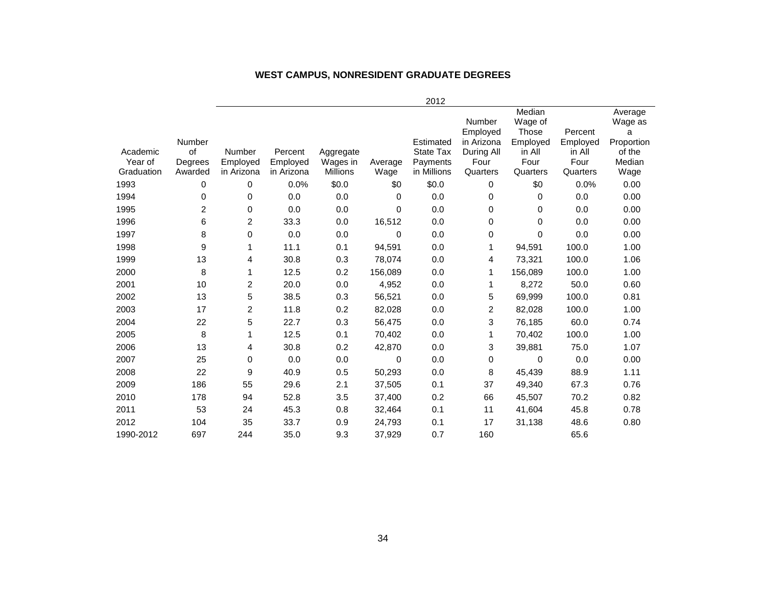## WEST CAMPUS, NONRESIDENT GRADUATE DEGREES

| | | 2012 | | | | | | | | |
|---|---|---|---|---|---|---|---|---|---|---|
| Academic Year of Graduation | Number of Degrees Awarded | Number Employed in Arizona | Percent Employed in Arizona | Aggregate Wages in Millions | Average Wage | Estimated State Tax Payments in Millions | Number Employed in Arizona During All Four Quarters | Median Wage of Those Employed in All Four Quarters | Percent Employed in All Four Quarters | Average Wage as a Proportion of the Median Wage |
| 1993 | 0 | 0 | 0.0% | $0.0 | $0 | $0.0 | 0 | $0 | 0.0% | 0.00 |
| 1994 | 0 | 0 | 0.0 | 0.0 | 0 | 0.0 | 0 | 0 | 0.0 | 0.00 |
| 1995 | 2 | 0 | 0.0 | 0.0 | 0 | 0.0 | 0 | 0 | 0.0 | 0.00 |
| 1996 | 6 | 2 | 33.3 | 0.0 | 16,512 | 0.0 | 0 | 0 | 0.0 | 0.00 |
| 1997 | 8 | 0 | 0.0 | 0.0 | 0 | 0.0 | 0 | 0 | 0.0 | 0.00 |
| 1998 | 9 | 1 | 11.1 | 0.1 | 94,591 | 0.0 | 1 | 94,591 | 100.0 | 1.00 |
| 1999 | 13 | 4 | 30.8 | 0.3 | 78,074 | 0.0 | 4 | 73,321 | 100.0 | 1.06 |
| 2000 | 8 | 1 | 12.5 | 0.2 | 156,089 | 0.0 | 1 | 156,089 | 100.0 | 1.00 |
| 2001 | 10 | 2 | 20.0 | 0.0 | 4,952 | 0.0 | 1 | 8,272 | 50.0 | 0.60 |
| 2002 | 13 | 5 | 38.5 | 0.3 | 56,521 | 0.0 | 5 | 69,999 | 100.0 | 0.81 |
| 2003 | 17 | 2 | 11.8 | 0.2 | 82,028 | 0.0 | 2 | 82,028 | 100.0 | 1.00 |
| 2004 | 22 | 5 | 22.7 | 0.3 | 56,475 | 0.0 | 3 | 76,185 | 60.0 | 0.74 |
| 2005 | 8 | 1 | 12.5 | 0.1 | 70,402 | 0.0 | 1 | 70,402 | 100.0 | 1.00 |
| 2006 | 13 | 4 | 30.8 | 0.2 | 42,870 | 0.0 | 3 | 39,881 | 75.0 | 1.07 |
| 2007 | 25 | 0 | 0.0 | 0.0 | 0 | 0.0 | 0 | 0 | 0.0 | 0.00 |
| 2008 | 22 | 9 | 40.9 | 0.5 | 50,293 | 0.0 | 8 | 45,439 | 88.9 | 1.11 |
| 2009 | 186 | 55 | 29.6 | 2.1 | 37,505 | 0.1 | 37 | 49,340 | 67.3 | 0.76 |
| 2010 | 178 | 94 | 52.8 | 3.5 | 37,400 | 0.2 | 66 | 45,507 | 70.2 | 0.82 |
| 2011 | 53 | 24 | 45.3 | 0.8 | 32,464 | 0.1 | 11 | 41,604 | 45.8 | 0.78 |
| 2012 | 104 | 35 | 33.7 | 0.9 | 24,793 | 0.1 | 17 | 31,138 | 48.6 | 0.80 |
| 1990-2012 | 697 | 244 | 35.0 | 9.3 | 37,929 | 0.7 | 160 | | 65.6 | |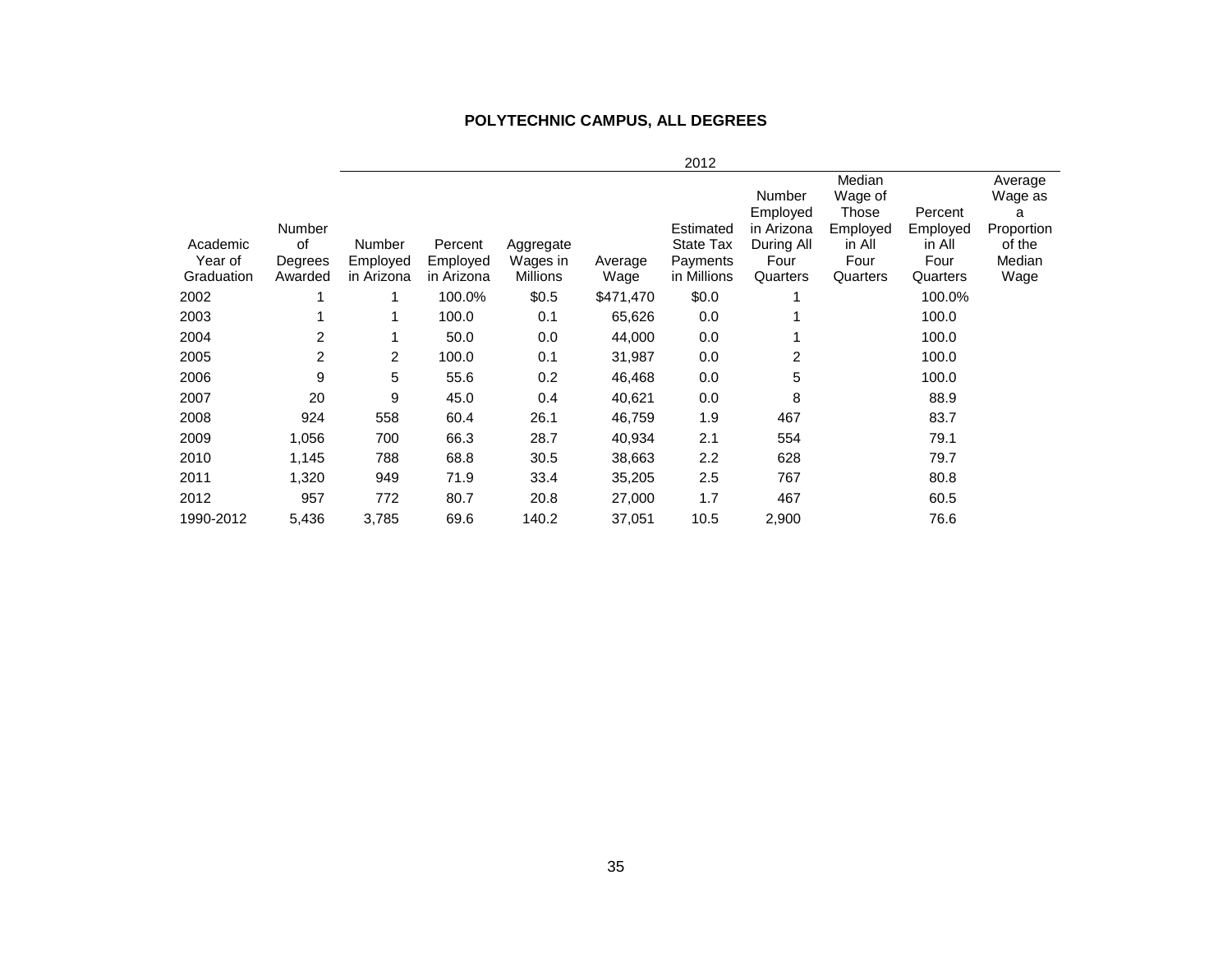## POLYTECHNIC CAMPUS, ALL DEGREES

| | | 2012 | | | | | | | | |
|---|---|---|---|---|---|---|---|---|---|---|
| Academic Year of Graduation | Number of Degrees Awarded | Number Employed in Arizona | Percent Employed in Arizona | Aggregate Wages in Millions | Average Wage | Estimated State Tax Payments in Millions | Number Employed in Arizona During All Four Quarters | Median Wage of Those Employed in All Four Quarters | Percent Employed in All Four Quarters | Average Wage as a Proportion of the Median Wage |
| 2002 | 1 | 1 | 100.0% | $0.5 | $471,470 | $0.0 | 1 | | 100.0% | |
| 2003 | 1 | 1 | 100.0 | 0.1 | 65,626 | 0.0 | 1 | | 100.0 | |
| 2004 | 2 | 1 | 50.0 | 0.0 | 44,000 | 0.0 | 1 | | 100.0 | |
| 2005 | 2 | 2 | 100.0 | 0.1 | 31,987 | 0.0 | 2 | | 100.0 | |
| 2006 | 9 | 5 | 55.6 | 0.2 | 46,468 | 0.0 | 5 | | 100.0 | |
| 2007 | 20 | 9 | 45.0 | 0.4 | 40,621 | 0.0 | 8 | | 88.9 | |
| 2008 | 924 | 558 | 60.4 | 26.1 | 46,759 | 1.9 | 467 | | 83.7 | |
| 2009 | 1,056 | 700 | 66.3 | 28.7 | 40,934 | 2.1 | 554 | | 79.1 | |
| 2010 | 1,145 | 788 | 68.8 | 30.5 | 38,663 | 2.2 | 628 | | 79.7 | |
| 2011 | 1,320 | 949 | 71.9 | 33.4 | 35,205 | 2.5 | 767 | | 80.8 | |
| 2012 | 957 | 772 | 80.7 | 20.8 | 27,000 | 1.7 | 467 | | 60.5 | |
| 1990-2012 | 5,436 | 3,785 | 69.6 | 140.2 | 37,051 | 10.5 | 2,900 | | 76.6 | |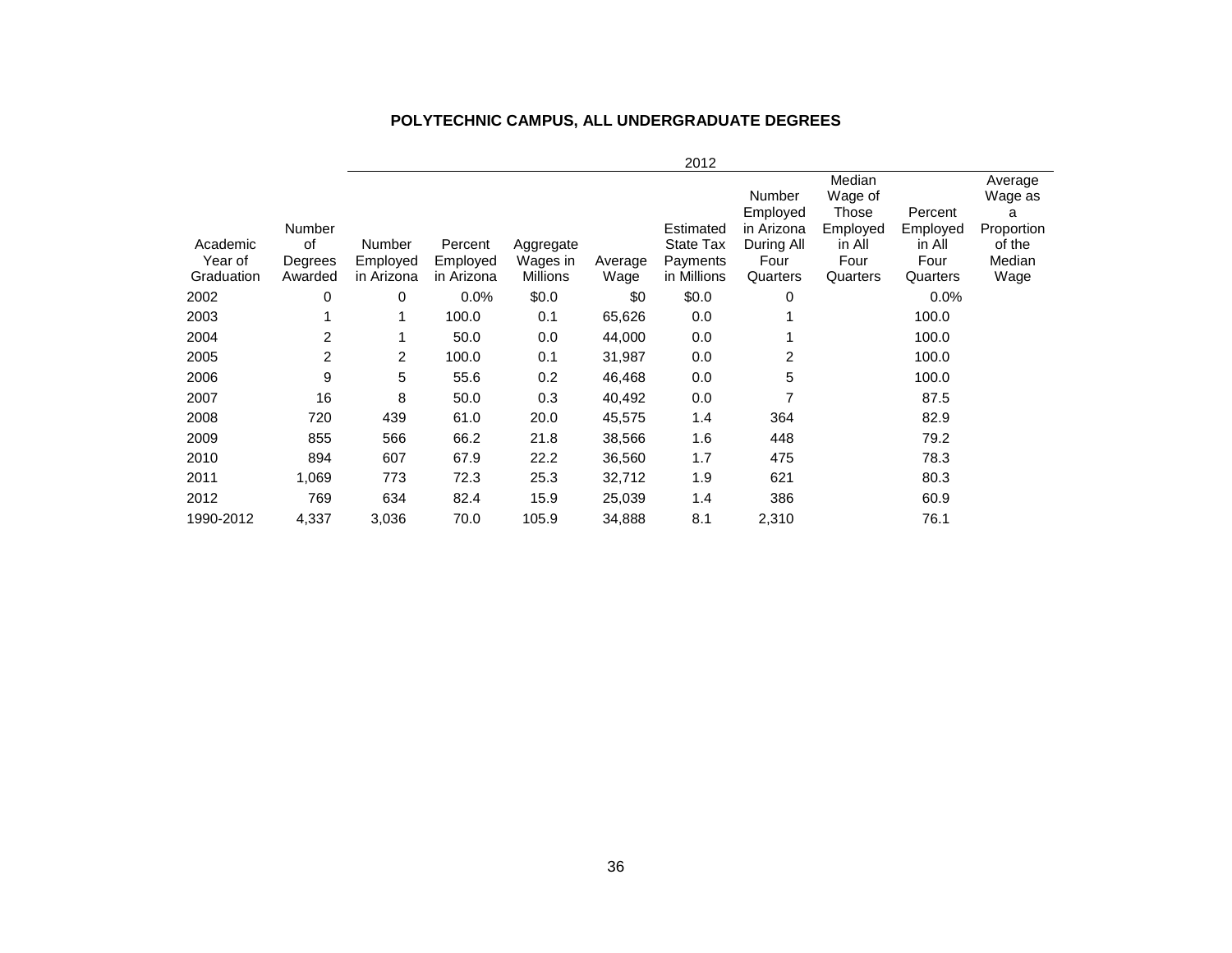**POLYTECHNIC CAMPUS, ALL UNDERGRADUATE DEGREES**

| | | 2012 | | | | | | | | |
|---|---|---|---|---|---|---|---|---|---|---|
| Academic Year of Graduation | Number of Degrees Awarded | Number Employed in Arizona | Percent Employed in Arizona | Aggregate Wages in Millions | Average Wage | Estimated State Tax Payments in Millions | Number Employed in Arizona During All Four Quarters | Median Wage of Those Employed in All Four Quarters | Percent Employed in All Four Quarters | Average Wage as a Proportion of the Median Wage |
| 2002 | 0 | 0 | 0.0% | $0.0 | $0 | $0.0 | 0 | | 0.0% | |
| 2003 | 1 | 1 | 100.0 | 0.1 | 65,626 | 0.0 | 1 | | 100.0 | |
| 2004 | 2 | 1 | 50.0 | 0.0 | 44,000 | 0.0 | 1 | | 100.0 | |
| 2005 | 2 | 2 | 100.0 | 0.1 | 31,987 | 0.0 | 2 | | 100.0 | |
| 2006 | 9 | 5 | 55.6 | 0.2 | 46,468 | 0.0 | 5 | | 100.0 | |
| 2007 | 16 | 8 | 50.0 | 0.3 | 40,492 | 0.0 | 7 | | 87.5 | |
| 2008 | 720 | 439 | 61.0 | 20.0 | 45,575 | 1.4 | 364 | | 82.9 | |
| 2009 | 855 | 566 | 66.2 | 21.8 | 38,566 | 1.6 | 448 | | 79.2 | |
| 2010 | 894 | 607 | 67.9 | 22.2 | 36,560 | 1.7 | 475 | | 78.3 | |
| 2011 | 1,069 | 773 | 72.3 | 25.3 | 32,712 | 1.9 | 621 | | 80.3 | |
| 2012 | 769 | 634 | 82.4 | 15.9 | 25,039 | 1.4 | 386 | | 60.9 | |
| 1990-2012 | 4,337 | 3,036 | 70.0 | 105.9 | 34,888 | 8.1 | 2,310 | | 76.1 | |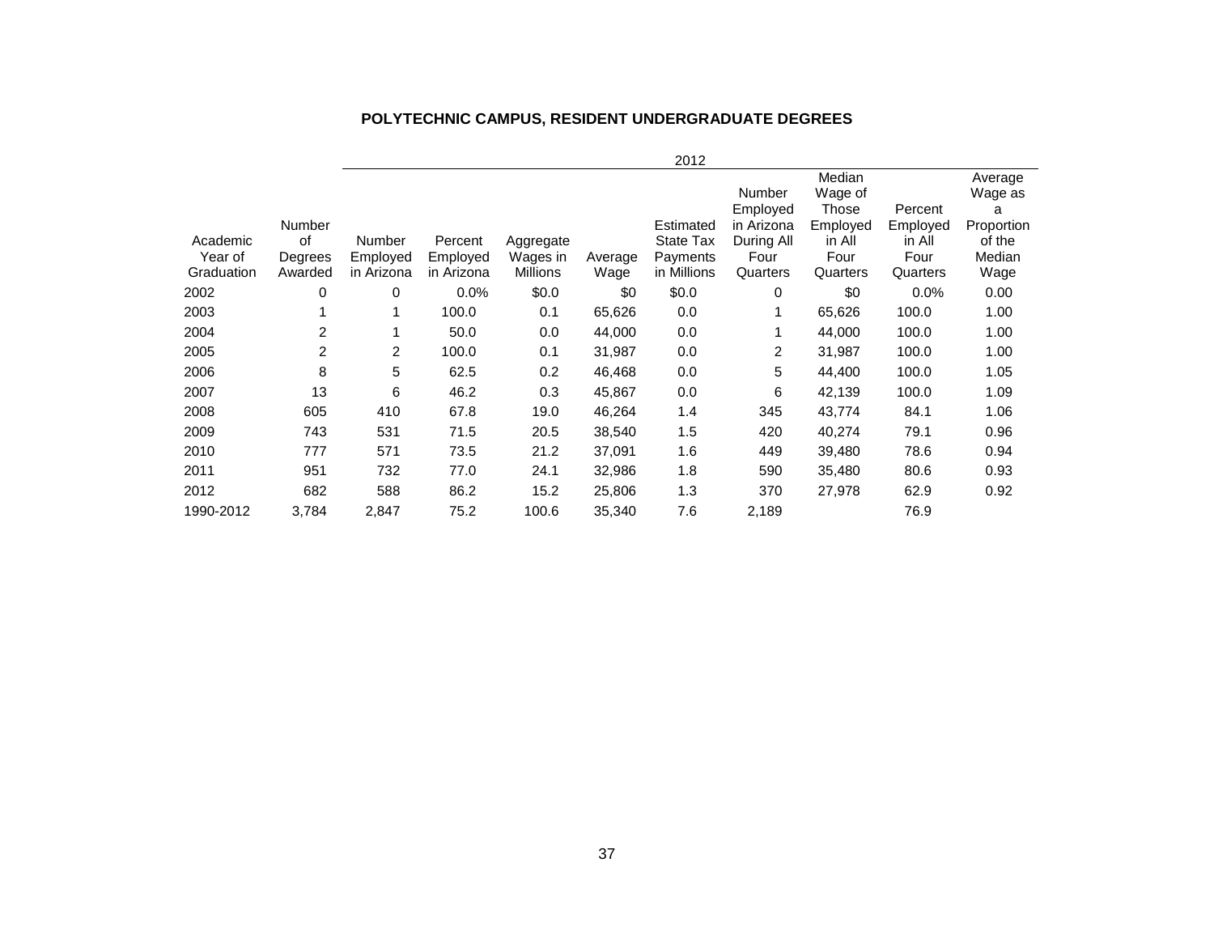## POLYTECHNIC CAMPUS, RESIDENT UNDERGRADUATE DEGREES

| | | 2012 | | | | | | | | | |
|---|---|---|---|---|---|---|---|---|---|---|---|
| Academic Year of Graduation | Number of Degrees Awarded | Number Employed in Arizona | Percent Employed in Arizona | Aggregate Wages in Millions | Average Wage | Estimated State Tax Payments in Millions | Number Employed in Arizona During All Four Quarters | Median Wage of Those Employed in All Four Quarters | Percent Employed in All Four Quarters | Average Wage as a Proportion of the Median Wage |
| 2002 | 0 | 0 | 0.0% | $0.0 | $0 | $0.0 | 0 | $0 | 0.0% | 0.00 |
| 2003 | 1 | 1 | 100.0 | 0.1 | 65,626 | 0.0 | 1 | 65,626 | 100.0 | 1.00 |
| 2004 | 2 | 1 | 50.0 | 0.0 | 44,000 | 0.0 | 1 | 44,000 | 100.0 | 1.00 |
| 2005 | 2 | 2 | 100.0 | 0.1 | 31,987 | 0.0 | 2 | 31,987 | 100.0 | 1.00 |
| 2006 | 8 | 5 | 62.5 | 0.2 | 46,468 | 0.0 | 5 | 44,400 | 100.0 | 1.05 |
| 2007 | 13 | 6 | 46.2 | 0.3 | 45,867 | 0.0 | 6 | 42,139 | 100.0 | 1.09 |
| 2008 | 605 | 410 | 67.8 | 19.0 | 46,264 | 1.4 | 345 | 43,774 | 84.1 | 1.06 |
| 2009 | 743 | 531 | 71.5 | 20.5 | 38,540 | 1.5 | 420 | 40,274 | 79.1 | 0.96 |
| 2010 | 777 | 571 | 73.5 | 21.2 | 37,091 | 1.6 | 449 | 39,480 | 78.6 | 0.94 |
| 2011 | 951 | 732 | 77.0 | 24.1 | 32,986 | 1.8 | 590 | 35,480 | 80.6 | 0.93 |
| 2012 | 682 | 588 | 86.2 | 15.2 | 25,806 | 1.3 | 370 | 27,978 | 62.9 | 0.92 |
| 1990-2012 | 3,784 | 2,847 | 75.2 | 100.6 | 35,340 | 7.6 | 2,189 | | 76.9 | |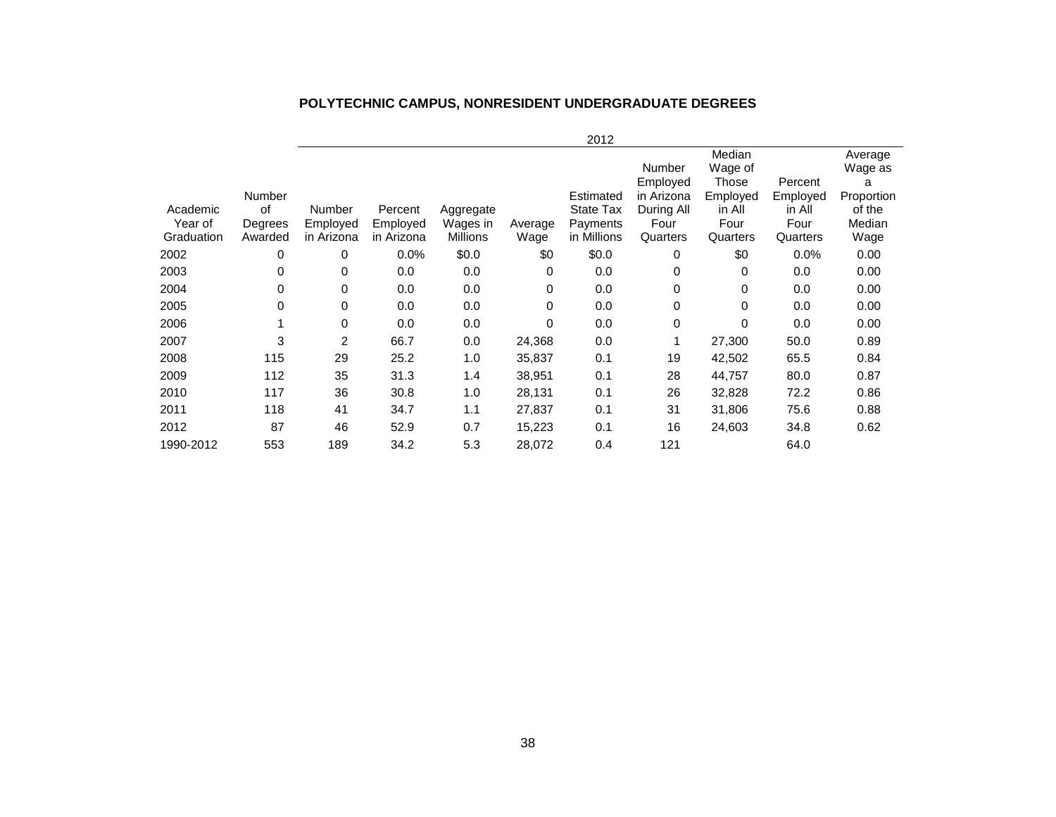**POLYTECHNIC CAMPUS, NONRESIDENT UNDERGRADUATE DEGREES**

| | | 2012 | | | | | | | | | |
|---|---|---|---|---|---|---|---|---|---|---|---|
| Academic Year of Graduation | Number of Degrees Awarded | Number Employed in Arizona | Percent Employed in Arizona | Aggregate Wages in Millions | Average Wage | Estimated State Tax Payments in Millions | Number Employed in Arizona During All Four Quarters | Median Wage of Those Employed in All Four Quarters | Percent Employed in All Four Quarters | Average Wage as a Proportion of the Median Wage |
| 2002 | 0 | 0 | 0.0% | $0.0 | $0 | $0.0 | 0 | $0 | 0.0% | 0.00 |
| 2003 | 0 | 0 | 0.0 | 0.0 | 0 | 0.0 | 0 | 0 | 0.0 | 0.00 |
| 2004 | 0 | 0 | 0.0 | 0.0 | 0 | 0.0 | 0 | 0 | 0.0 | 0.00 |
| 2005 | 0 | 0 | 0.0 | 0.0 | 0 | 0.0 | 0 | 0 | 0.0 | 0.00 |
| 2006 | 1 | 0 | 0.0 | 0.0 | 0 | 0.0 | 0 | 0 | 0.0 | 0.00 |
| 2007 | 3 | 2 | 66.7 | 0.0 | 24,368 | 0.0 | 1 | 27,300 | 50.0 | 0.89 |
| 2008 | 115 | 29 | 25.2 | 1.0 | 35,837 | 0.1 | 19 | 42,502 | 65.5 | 0.84 |
| 2009 | 112 | 35 | 31.3 | 1.4 | 38,951 | 0.1 | 28 | 44,757 | 80.0 | 0.87 |
| 2010 | 117 | 36 | 30.8 | 1.0 | 28,131 | 0.1 | 26 | 32,828 | 72.2 | 0.86 |
| 2011 | 118 | 41 | 34.7 | 1.1 | 27,837 | 0.1 | 31 | 31,806 | 75.6 | 0.88 |
| 2012 | 87 | 46 | 52.9 | 0.7 | 15,223 | 0.1 | 16 | 24,603 | 34.8 | 0.62 |
| 1990-2012 | 553 | 189 | 34.2 | 5.3 | 28,072 | 0.4 | 121 | | 64.0 | |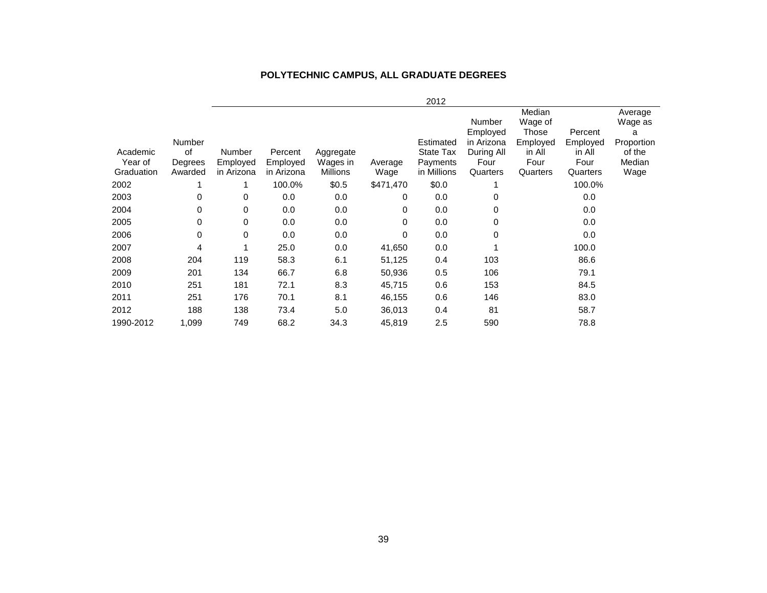**POLYTECHNIC CAMPUS, ALL GRADUATE DEGREES**

| | | 2012 | | | | | | | | |
|---|---|---|---|---|---|---|---|---|---|---|
| Academic Year of Graduation | Number of Degrees Awarded | Number Employed in Arizona | Percent Employed in Arizona | Aggregate Wages in Millions | Average Wage | Estimated State Tax Payments in Millions | Number Employed in Arizona During All Four Quarters | Median Wage of Those Employed in All Four Quarters | Percent Employed in All Four Quarters | Average Wage as a Proportion of the Median Wage |
| 2002 | 1 | 1 | 100.0% | $0.5 | $471,470 | $0.0 | 1 | | 100.0% | |
| 2003 | 0 | 0 | 0.0 | 0.0 | 0 | 0.0 | 0 | | 0.0 | |
| 2004 | 0 | 0 | 0.0 | 0.0 | 0 | 0.0 | 0 | | 0.0 | |
| 2005 | 0 | 0 | 0.0 | 0.0 | 0 | 0.0 | 0 | | 0.0 | |
| 2006 | 0 | 0 | 0.0 | 0.0 | 0 | 0.0 | 0 | | 0.0 | |
| 2007 | 4 | 1 | 25.0 | 0.0 | 41,650 | 0.0 | 1 | | 100.0 | |
| 2008 | 204 | 119 | 58.3 | 6.1 | 51,125 | 0.4 | 103 | | 86.6 | |
| 2009 | 201 | 134 | 66.7 | 6.8 | 50,936 | 0.5 | 106 | | 79.1 | |
| 2010 | 251 | 181 | 72.1 | 8.3 | 45,715 | 0.6 | 153 | | 84.5 | |
| 2011 | 251 | 176 | 70.1 | 8.1 | 46,155 | 0.6 | 146 | | 83.0 | |
| 2012 | 188 | 138 | 73.4 | 5.0 | 36,013 | 0.4 | 81 | | 58.7 | |
| 1990-2012 | 1,099 | 749 | 68.2 | 34.3 | 45,819 | 2.5 | 590 | | 78.8 | |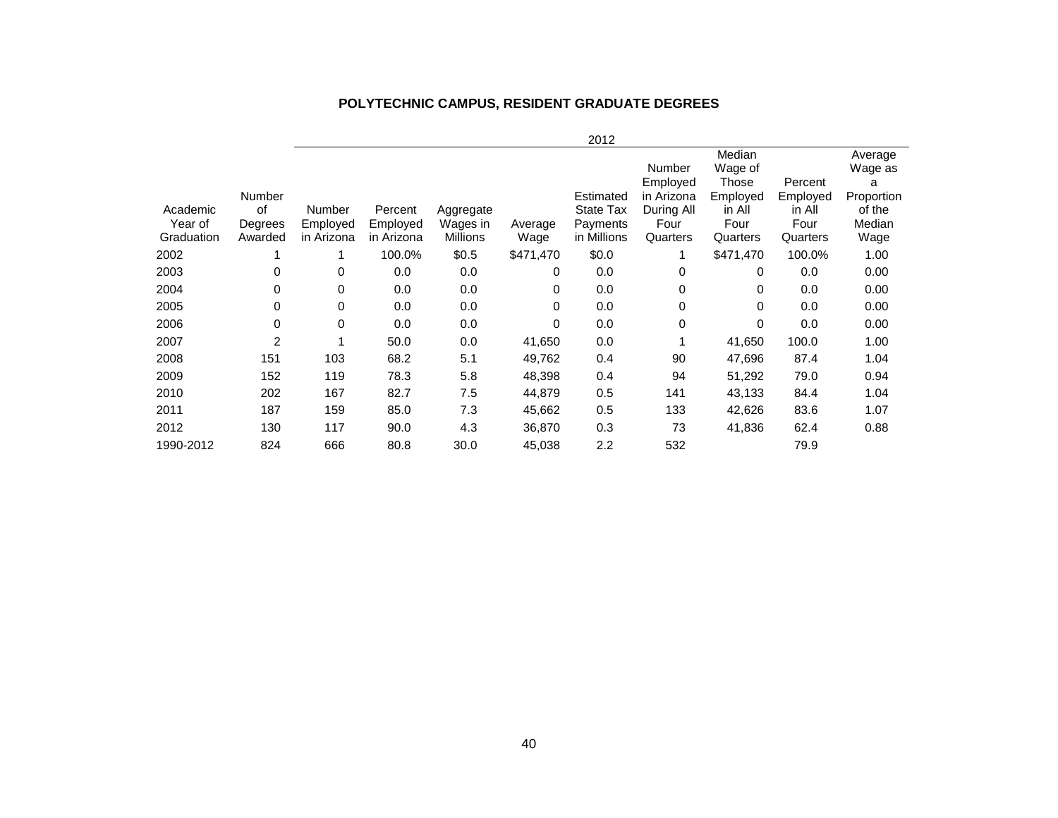## POLYTECHNIC CAMPUS, RESIDENT GRADUATE DEGREES

| | | 2012 | | | | | | | | |
|---|---|---|---|---|---|---|---|---|---|---|
| Academic Year of Graduation | Number of Degrees Awarded | Number Employed in Arizona | Percent Employed in Arizona | Aggregate Wages in Millions | Average Wage | Estimated State Tax Payments in Millions | Number Employed in Arizona During All Four Quarters | Median Wage of Those Employed in All Four Quarters | Percent Employed in All Four Quarters | Average Wage as a Proportion of the Median Wage |
| 2002 | 1 | 1 | 100.0% | $0.5 | $471,470 | $0.0 | 1 | $471,470 | 100.0% | 1.00 |
| 2003 | 0 | 0 | 0.0 | 0.0 | 0 | 0.0 | 0 | 0 | 0.0 | 0.00 |
| 2004 | 0 | 0 | 0.0 | 0.0 | 0 | 0.0 | 0 | 0 | 0.0 | 0.00 |
| 2005 | 0 | 0 | 0.0 | 0.0 | 0 | 0.0 | 0 | 0 | 0.0 | 0.00 |
| 2006 | 0 | 0 | 0.0 | 0.0 | 0 | 0.0 | 0 | 0 | 0.0 | 0.00 |
| 2007 | 2 | 1 | 50.0 | 0.0 | 41,650 | 0.0 | 1 | 41,650 | 100.0 | 1.00 |
| 2008 | 151 | 103 | 68.2 | 5.1 | 49,762 | 0.4 | 90 | 47,696 | 87.4 | 1.04 |
| 2009 | 152 | 119 | 78.3 | 5.8 | 48,398 | 0.4 | 94 | 51,292 | 79.0 | 0.94 |
| 2010 | 202 | 167 | 82.7 | 7.5 | 44,879 | 0.5 | 141 | 43,133 | 84.4 | 1.04 |
| 2011 | 187 | 159 | 85.0 | 7.3 | 45,662 | 0.5 | 133 | 42,626 | 83.6 | 1.07 |
| 2012 | 130 | 117 | 90.0 | 4.3 | 36,870 | 0.3 | 73 | 41,836 | 62.4 | 0.88 |
| 1990-2012 | 824 | 666 | 80.8 | 30.0 | 45,038 | 2.2 | 532 | | 79.9 | |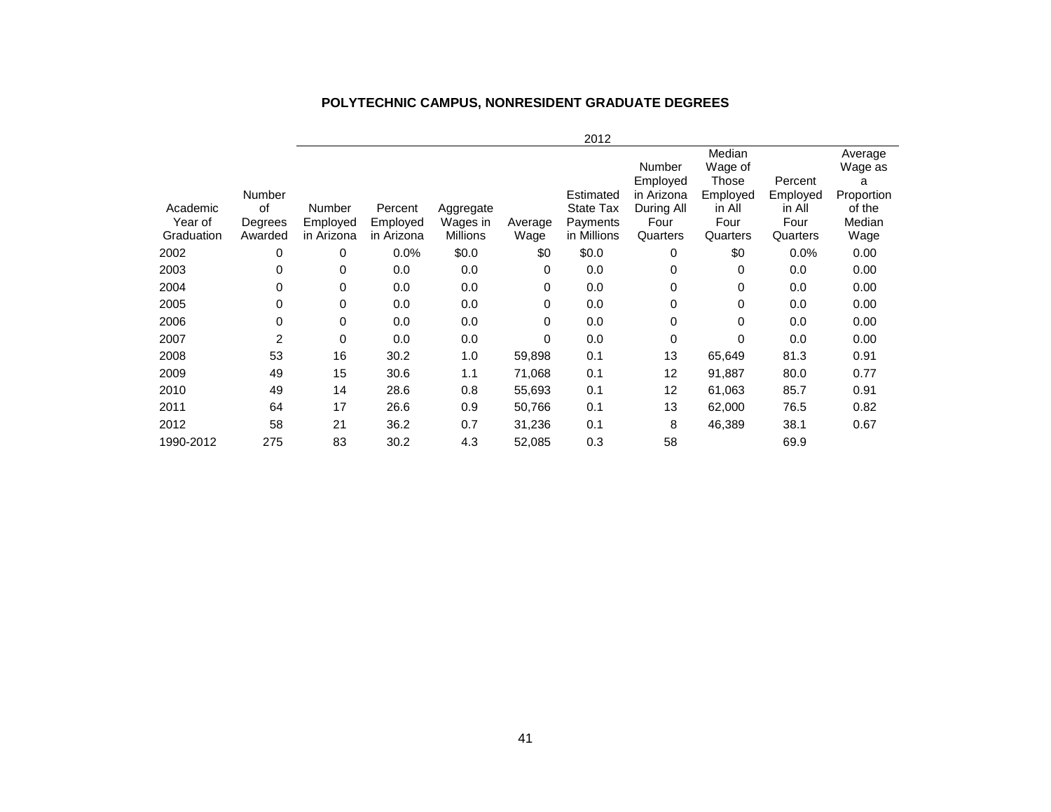## POLYTECHNIC CAMPUS, NONRESIDENT GRADUATE DEGREES

| | | 2012 | | | | | | | | |
|---|---|---|---|---|---|---|---|---|---|---|
| Academic Year of Graduation | Number of Degrees Awarded | Number Employed in Arizona | Percent Employed in Arizona | Aggregate Wages in Millions | Average Wage | Estimated State Tax Payments in Millions | Number Employed in Arizona During All Four Quarters | Median Wage of Those Employed in All Four Quarters | Percent Employed in All Four Quarters | Average Wage as a Proportion of the Median Wage |
| 2002 | 0 | 0 | 0.0% | $0.0 | $0 | $0.0 | 0 | $0 | 0.0% | 0.00 |
| 2003 | 0 | 0 | 0.0 | 0.0 | 0 | 0.0 | 0 | 0 | 0.0 | 0.00 |
| 2004 | 0 | 0 | 0.0 | 0.0 | 0 | 0.0 | 0 | 0 | 0.0 | 0.00 |
| 2005 | 0 | 0 | 0.0 | 0.0 | 0 | 0.0 | 0 | 0 | 0.0 | 0.00 |
| 2006 | 0 | 0 | 0.0 | 0.0 | 0 | 0.0 | 0 | 0 | 0.0 | 0.00 |
| 2007 | 2 | 0 | 0.0 | 0.0 | 0 | 0.0 | 0 | 0 | 0.0 | 0.00 |
| 2008 | 53 | 16 | 30.2 | 1.0 | 59,898 | 0.1 | 13 | 65,649 | 81.3 | 0.91 |
| 2009 | 49 | 15 | 30.6 | 1.1 | 71,068 | 0.1 | 12 | 91,887 | 80.0 | 0.77 |
| 2010 | 49 | 14 | 28.6 | 0.8 | 55,693 | 0.1 | 12 | 61,063 | 85.7 | 0.91 |
| 2011 | 64 | 17 | 26.6 | 0.9 | 50,766 | 0.1 | 13 | 62,000 | 76.5 | 0.82 |
| 2012 | 58 | 21 | 36.2 | 0.7 | 31,236 | 0.1 | 8 | 46,389 | 38.1 | 0.67 |
| 1990-2012 | 275 | 83 | 30.2 | 4.3 | 52,085 | 0.3 | 58 | | 69.9 | |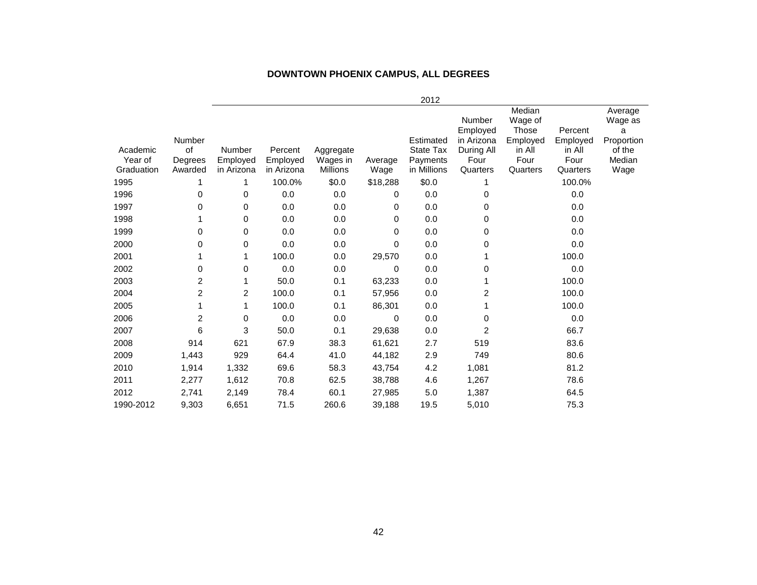## DOWNTOWN PHOENIX CAMPUS, ALL DEGREES

| Academic Year of Graduation | Number of Degrees Awarded | 2012 | | | | | | | | |
|---|---|---|---|---|---|---|---|---|---|---|
| | | Number Employed in Arizona | Percent Employed in Arizona | Aggregate Wages in Millions | Average Wage | Estimated State Tax Payments in Millions | Number Employed in Arizona During All Four Quarters | Median Wage of Those Employed in All Four Quarters | Percent Employed in All Four Quarters | Average Wage as a Proportion of the Median Wage |
| 1995 | 1 | 1 | 100.0% | $0.0 | $18,288 | $0.0 | 1 | | 100.0% | |
| 1996 | 0 | 0 | 0.0 | 0.0 | 0 | 0.0 | 0 | | 0.0 | |
| 1997 | 0 | 0 | 0.0 | 0.0 | 0 | 0.0 | 0 | | 0.0 | |
| 1998 | 1 | 0 | 0.0 | 0.0 | 0 | 0.0 | 0 | | 0.0 | |
| 1999 | 0 | 0 | 0.0 | 0.0 | 0 | 0.0 | 0 | | 0.0 | |
| 2000 | 0 | 0 | 0.0 | 0.0 | 0 | 0.0 | 0 | | 0.0 | |
| 2001 | 1 | 1 | 100.0 | 0.0 | 29,570 | 0.0 | 1 | | 100.0 | |
| 2002 | 0 | 0 | 0.0 | 0.0 | 0 | 0.0 | 0 | | 0.0 | |
| 2003 | 2 | 1 | 50.0 | 0.1 | 63,233 | 0.0 | 1 | | 100.0 | |
| 2004 | 2 | 2 | 100.0 | 0.1 | 57,956 | 0.0 | 2 | | 100.0 | |
| 2005 | 1 | 1 | 100.0 | 0.1 | 86,301 | 0.0 | 1 | | 100.0 | |
| 2006 | 2 | 0 | 0.0 | 0.0 | 0 | 0.0 | 0 | | 0.0 | |
| 2007 | 6 | 3 | 50.0 | 0.1 | 29,638 | 0.0 | 2 | | 66.7 | |
| 2008 | 914 | 621 | 67.9 | 38.3 | 61,621 | 2.7 | 519 | | 83.6 | |
| 2009 | 1,443 | 929 | 64.4 | 41.0 | 44,182 | 2.9 | 749 | | 80.6 | |
| 2010 | 1,914 | 1,332 | 69.6 | 58.3 | 43,754 | 4.2 | 1,081 | | 81.2 | |
| 2011 | 2,277 | 1,612 | 70.8 | 62.5 | 38,788 | 4.6 | 1,267 | | 78.6 | |
| 2012 | 2,741 | 2,149 | 78.4 | 60.1 | 27,985 | 5.0 | 1,387 | | 64.5 | |
| 1990-2012 | 9,303 | 6,651 | 71.5 | 260.6 | 39,188 | 19.5 | 5,010 | | 75.3 | |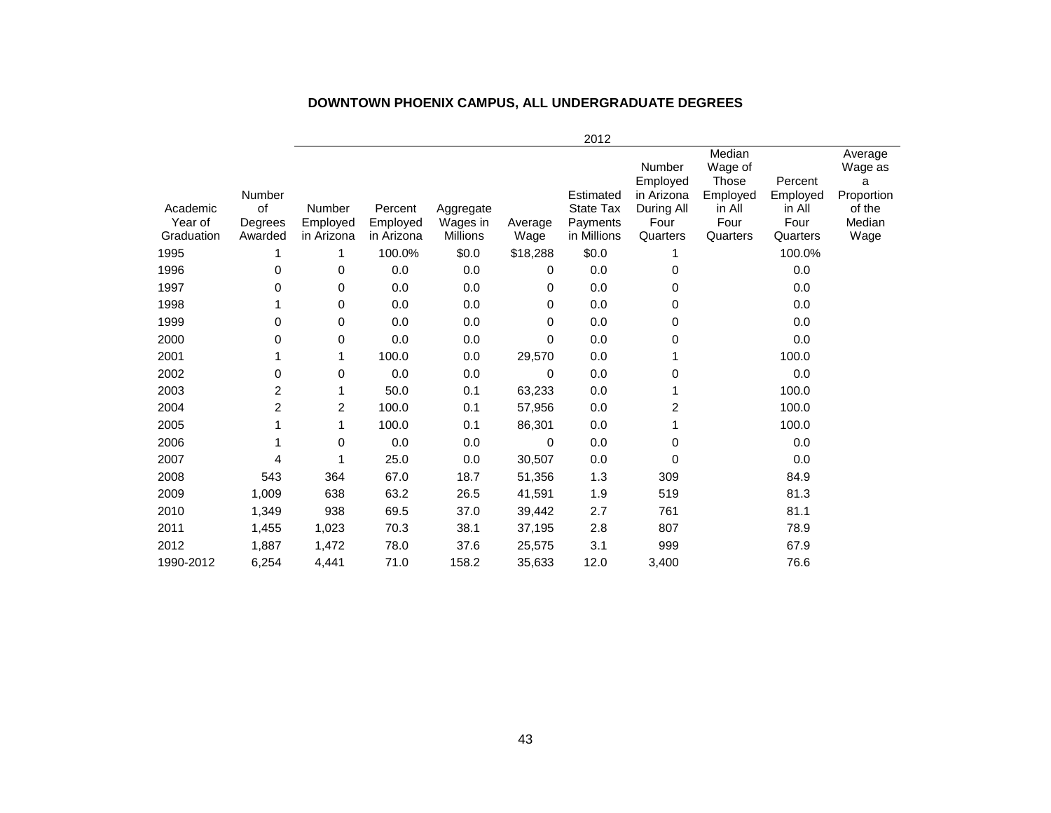**DOWNTOWN PHOENIX CAMPUS, ALL UNDERGRADUATE DEGREES**

| | | 2012 | | | | | | | | |
|---|---|---|---|---|---|---|---|---|---|---|
| Academic Year of Graduation | Number of Degrees Awarded | Number Employed in Arizona | Percent Employed in Arizona | Aggregate Wages in Millions | Average Wage | Estimated State Tax Payments in Millions | Number Employed in Arizona During All Four Quarters | Median Wage of Those Employed in All Four Quarters | Percent Employed in All Four Quarters | Average Wage as a Proportion of the Median Wage |
| 1995 | 1 | 1 | 100.0% | $0.0 | $18,288 | $0.0 | 1 | | 100.0% | |
| 1996 | 0 | 0 | 0.0 | 0.0 | 0 | 0.0 | 0 | | 0.0 | |
| 1997 | 0 | 0 | 0.0 | 0.0 | 0 | 0.0 | 0 | | 0.0 | |
| 1998 | 1 | 0 | 0.0 | 0.0 | 0 | 0.0 | 0 | | 0.0 | |
| 1999 | 0 | 0 | 0.0 | 0.0 | 0 | 0.0 | 0 | | 0.0 | |
| 2000 | 0 | 0 | 0.0 | 0.0 | 0 | 0.0 | 0 | | 0.0 | |
| 2001 | 1 | 1 | 100.0 | 0.0 | 29,570 | 0.0 | 1 | | 100.0 | |
| 2002 | 0 | 0 | 0.0 | 0.0 | 0 | 0.0 | 0 | | 0.0 | |
| 2003 | 2 | 1 | 50.0 | 0.1 | 63,233 | 0.0 | 1 | | 100.0 | |
| 2004 | 2 | 2 | 100.0 | 0.1 | 57,956 | 0.0 | 2 | | 100.0 | |
| 2005 | 1 | 1 | 100.0 | 0.1 | 86,301 | 0.0 | 1 | | 100.0 | |
| 2006 | 1 | 0 | 0.0 | 0.0 | 0 | 0.0 | 0 | | 0.0 | |
| 2007 | 4 | 1 | 25.0 | 0.0 | 30,507 | 0.0 | 0 | | 0.0 | |
| 2008 | 543 | 364 | 67.0 | 18.7 | 51,356 | 1.3 | 309 | | 84.9 | |
| 2009 | 1,009 | 638 | 63.2 | 26.5 | 41,591 | 1.9 | 519 | | 81.3 | |
| 2010 | 1,349 | 938 | 69.5 | 37.0 | 39,442 | 2.7 | 761 | | 81.1 | |
| 2011 | 1,455 | 1,023 | 70.3 | 38.1 | 37,195 | 2.8 | 807 | | 78.9 | |
| 2012 | 1,887 | 1,472 | 78.0 | 37.6 | 25,575 | 3.1 | 999 | | 67.9 | |
| 1990-2012 | 6,254 | 4,441 | 71.0 | 158.2 | 35,633 | 12.0 | 3,400 | | 76.6 | |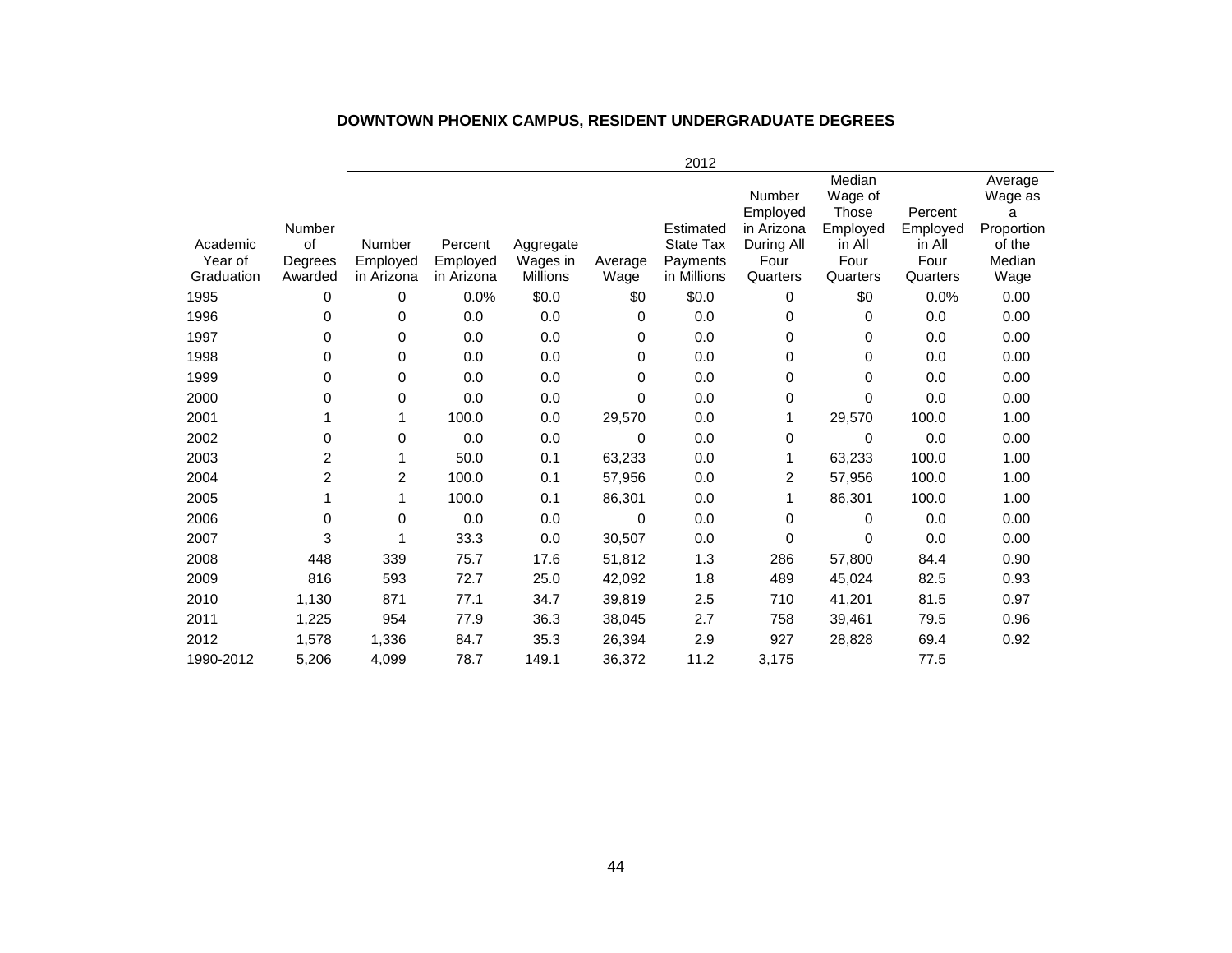## DOWNTOWN PHOENIX CAMPUS, RESIDENT UNDERGRADUATE DEGREES

| | | 2012 | | | | | | | | |
|---|---|---|---|---|---|---|---|---|---|---|
| Academic Year of Graduation | Number of Degrees Awarded | Number Employed in Arizona | Percent Employed in Arizona | Aggregate Wages in Millions | Average Wage | Estimated State Tax Payments in Millions | Number Employed in Arizona During All Four Quarters | Median Wage of Those Employed in All Four Quarters | Percent Employed in All Four Quarters | Average Wage as a Proportion of the Median Wage |
| 1995 | 0 | 0 | 0.0% | $0.0 | $0 | $0.0 | 0 | $0 | 0.0% | 0.00 |
| 1996 | 0 | 0 | 0.0 | 0.0 | 0 | 0.0 | 0 | 0 | 0.0 | 0.00 |
| 1997 | 0 | 0 | 0.0 | 0.0 | 0 | 0.0 | 0 | 0 | 0.0 | 0.00 |
| 1998 | 0 | 0 | 0.0 | 0.0 | 0 | 0.0 | 0 | 0 | 0.0 | 0.00 |
| 1999 | 0 | 0 | 0.0 | 0.0 | 0 | 0.0 | 0 | 0 | 0.0 | 0.00 |
| 2000 | 0 | 0 | 0.0 | 0.0 | 0 | 0.0 | 0 | 0 | 0.0 | 0.00 |
| 2001 | 1 | 1 | 100.0 | 0.0 | 29,570 | 0.0 | 1 | 29,570 | 100.0 | 1.00 |
| 2002 | 0 | 0 | 0.0 | 0.0 | 0 | 0.0 | 0 | 0 | 0.0 | 0.00 |
| 2003 | 2 | 1 | 50.0 | 0.1 | 63,233 | 0.0 | 1 | 63,233 | 100.0 | 1.00 |
| 2004 | 2 | 2 | 100.0 | 0.1 | 57,956 | 0.0 | 2 | 57,956 | 100.0 | 1.00 |
| 2005 | 1 | 1 | 100.0 | 0.1 | 86,301 | 0.0 | 1 | 86,301 | 100.0 | 1.00 |
| 2006 | 0 | 0 | 0.0 | 0.0 | 0 | 0.0 | 0 | 0 | 0.0 | 0.00 |
| 2007 | 3 | 1 | 33.3 | 0.0 | 30,507 | 0.0 | 0 | 0 | 0.0 | 0.00 |
| 2008 | 448 | 339 | 75.7 | 17.6 | 51,812 | 1.3 | 286 | 57,800 | 84.4 | 0.90 |
| 2009 | 816 | 593 | 72.7 | 25.0 | 42,092 | 1.8 | 489 | 45,024 | 82.5 | 0.93 |
| 2010 | 1,130 | 871 | 77.1 | 34.7 | 39,819 | 2.5 | 710 | 41,201 | 81.5 | 0.97 |
| 2011 | 1,225 | 954 | 77.9 | 36.3 | 38,045 | 2.7 | 758 | 39,461 | 79.5 | 0.96 |
| 2012 | 1,578 | 1,336 | 84.7 | 35.3 | 26,394 | 2.9 | 927 | 28,828 | 69.4 | 0.92 |
| 1990-2012 | 5,206 | 4,099 | 78.7 | 149.1 | 36,372 | 11.2 | 3,175 | | 77.5 | |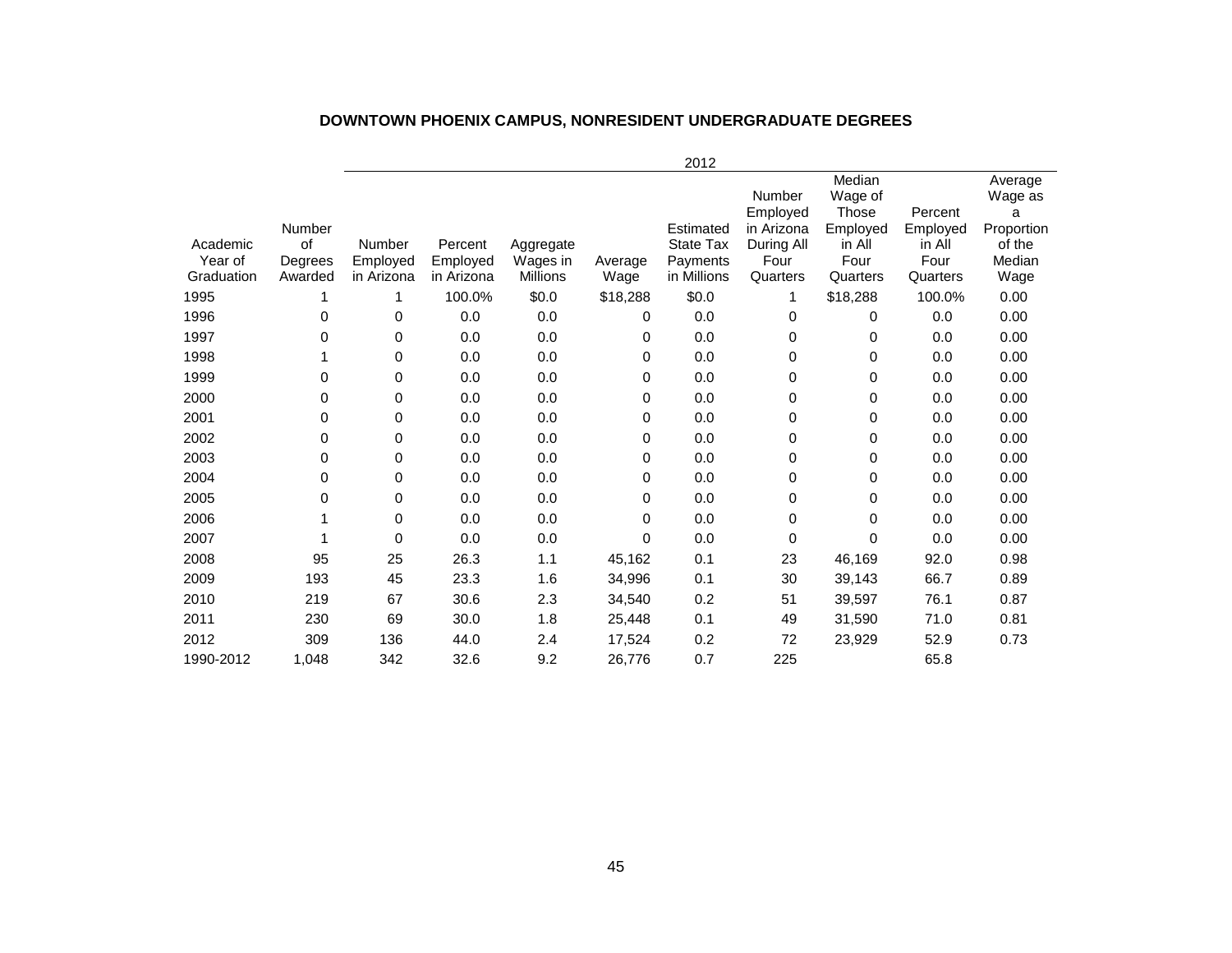## DOWNTOWN PHOENIX CAMPUS, NONRESIDENT UNDERGRADUATE DEGREES

| | | 2012 | | | | | | | | |
|---|---|---|---|---|---|---|---|---|---|---|
| Academic Year of Graduation | Number of Degrees Awarded | Number Employed in Arizona | Percent Employed in Arizona | Aggregate Wages in Millions | Average Wage | Estimated State Tax Payments in Millions | Number Employed in Arizona During All Four Quarters | Median Wage of Those Employed in All Four Quarters | Percent Employed in All Four Quarters | Average Wage as a Proportion of the Median Wage |
| 1995 | 1 | 1 | 100.0% | $0.0 | $18,288 | $0.0 | 1 | $18,288 | 100.0% | 0.00 |
| 1996 | 0 | 0 | 0.0 | 0.0 | 0 | 0.0 | 0 | 0 | 0.0 | 0.00 |
| 1997 | 0 | 0 | 0.0 | 0.0 | 0 | 0.0 | 0 | 0 | 0.0 | 0.00 |
| 1998 | 1 | 0 | 0.0 | 0.0 | 0 | 0.0 | 0 | 0 | 0.0 | 0.00 |
| 1999 | 0 | 0 | 0.0 | 0.0 | 0 | 0.0 | 0 | 0 | 0.0 | 0.00 |
| 2000 | 0 | 0 | 0.0 | 0.0 | 0 | 0.0 | 0 | 0 | 0.0 | 0.00 |
| 2001 | 0 | 0 | 0.0 | 0.0 | 0 | 0.0 | 0 | 0 | 0.0 | 0.00 |
| 2002 | 0 | 0 | 0.0 | 0.0 | 0 | 0.0 | 0 | 0 | 0.0 | 0.00 |
| 2003 | 0 | 0 | 0.0 | 0.0 | 0 | 0.0 | 0 | 0 | 0.0 | 0.00 |
| 2004 | 0 | 0 | 0.0 | 0.0 | 0 | 0.0 | 0 | 0 | 0.0 | 0.00 |
| 2005 | 0 | 0 | 0.0 | 0.0 | 0 | 0.0 | 0 | 0 | 0.0 | 0.00 |
| 2006 | 1 | 0 | 0.0 | 0.0 | 0 | 0.0 | 0 | 0 | 0.0 | 0.00 |
| 2007 | 1 | 0 | 0.0 | 0.0 | 0 | 0.0 | 0 | 0 | 0.0 | 0.00 |
| 2008 | 95 | 25 | 26.3 | 1.1 | 45,162 | 0.1 | 23 | 46,169 | 92.0 | 0.98 |
| 2009 | 193 | 45 | 23.3 | 1.6 | 34,996 | 0.1 | 30 | 39,143 | 66.7 | 0.89 |
| 2010 | 219 | 67 | 30.6 | 2.3 | 34,540 | 0.2 | 51 | 39,597 | 76.1 | 0.87 |
| 2011 | 230 | 69 | 30.0 | 1.8 | 25,448 | 0.1 | 49 | 31,590 | 71.0 | 0.81 |
| 2012 | 309 | 136 | 44.0 | 2.4 | 17,524 | 0.2 | 72 | 23,929 | 52.9 | 0.73 |
| 1990-2012 | 1,048 | 342 | 32.6 | 9.2 | 26,776 | 0.7 | 225 | | 65.8 | |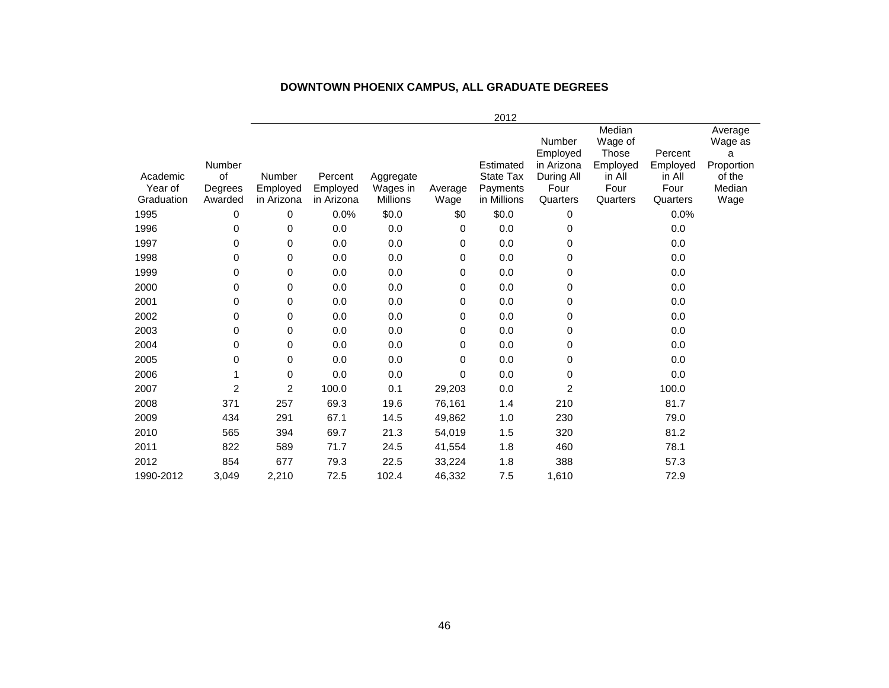# DOWNTOWN PHOENIX CAMPUS, ALL GRADUATE DEGREES

| | | 2012 | | | | | | | | |
|---|---|---|---|---|---|---|---|---|---|---|
| Academic Year of Graduation | Number of Degrees Awarded | Number Employed in Arizona | Percent Employed in Arizona | Aggregate Wages in Millions | Average Wage | Estimated State Tax Payments in Millions | Number Employed in Arizona During All Four Quarters | Median Wage of Those Employed in All Four Quarters | Percent Employed in All Four Quarters | Average Wage as a Proportion of the Median Wage |
| 1995 | 0 | 0 | 0.0% | $0.0 | $0 | $0.0 | 0 | | 0.0% | |
| 1996 | 0 | 0 | 0.0 | 0.0 | 0 | 0.0 | 0 | | 0.0 | |
| 1997 | 0 | 0 | 0.0 | 0.0 | 0 | 0.0 | 0 | | 0.0 | |
| 1998 | 0 | 0 | 0.0 | 0.0 | 0 | 0.0 | 0 | | 0.0 | |
| 1999 | 0 | 0 | 0.0 | 0.0 | 0 | 0.0 | 0 | | 0.0 | |
| 2000 | 0 | 0 | 0.0 | 0.0 | 0 | 0.0 | 0 | | 0.0 | |
| 2001 | 0 | 0 | 0.0 | 0.0 | 0 | 0.0 | 0 | | 0.0 | |
| 2002 | 0 | 0 | 0.0 | 0.0 | 0 | 0.0 | 0 | | 0.0 | |
| 2003 | 0 | 0 | 0.0 | 0.0 | 0 | 0.0 | 0 | | 0.0 | |
| 2004 | 0 | 0 | 0.0 | 0.0 | 0 | 0.0 | 0 | | 0.0 | |
| 2005 | 0 | 0 | 0.0 | 0.0 | 0 | 0.0 | 0 | | 0.0 | |
| 2006 | 1 | 0 | 0.0 | 0.0 | 0 | 0.0 | 0 | | 0.0 | |
| 2007 | 2 | 2 | 100.0 | 0.1 | 29,203 | 0.0 | 2 | | 100.0 | |
| 2008 | 371 | 257 | 69.3 | 19.6 | 76,161 | 1.4 | 210 | | 81.7 | |
| 2009 | 434 | 291 | 67.1 | 14.5 | 49,862 | 1.0 | 230 | | 79.0 | |
| 2010 | 565 | 394 | 69.7 | 21.3 | 54,019 | 1.5 | 320 | | 81.2 | |
| 2011 | 822 | 589 | 71.7 | 24.5 | 41,554 | 1.8 | 460 | | 78.1 | |
| 2012 | 854 | 677 | 79.3 | 22.5 | 33,224 | 1.8 | 388 | | 57.3 | |
| 1990-2012 | 3,049 | 2,210 | 72.5 | 102.4 | 46,332 | 7.5 | 1,610 | | 72.9 | |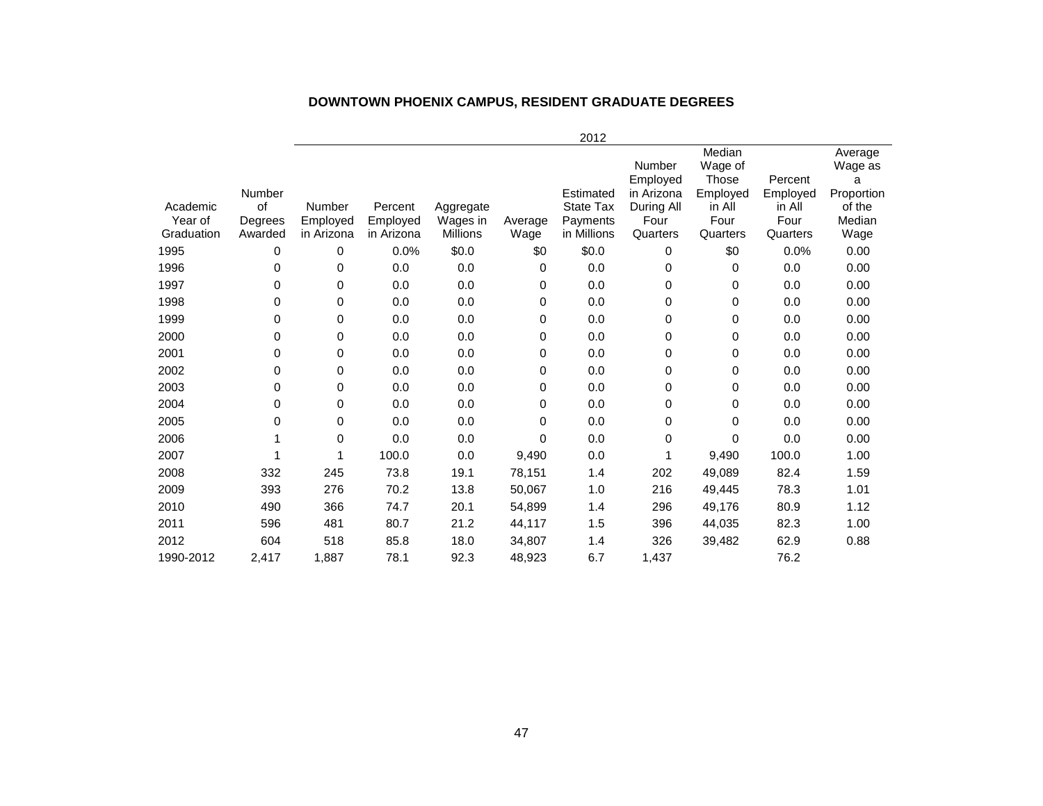**DOWNTOWN PHOENIX CAMPUS, RESIDENT GRADUATE DEGREES**

| | | 2012 | | | | | | | | |
|---|---|---|---|---|---|---|---|---|---|---|
| Academic Year of Graduation | Number of Degrees Awarded | Number Employed in Arizona | Percent Employed in Arizona | Aggregate Wages in Millions | Average Wage | Estimated State Tax Payments in Millions | Number Employed in Arizona During All Four Quarters | Median Wage of Those Employed in All Four Quarters | Percent Employed in All Four Quarters | Average Wage as a Proportion of the Median Wage |
| 1995 | 0 | 0 | 0.0% | $0.0 | $0 | $0.0 | 0 | $0 | 0.0% | 0.00 |
| 1996 | 0 | 0 | 0.0 | 0.0 | 0 | 0.0 | 0 | 0 | 0.0 | 0.00 |
| 1997 | 0 | 0 | 0.0 | 0.0 | 0 | 0.0 | 0 | 0 | 0.0 | 0.00 |
| 1998 | 0 | 0 | 0.0 | 0.0 | 0 | 0.0 | 0 | 0 | 0.0 | 0.00 |
| 1999 | 0 | 0 | 0.0 | 0.0 | 0 | 0.0 | 0 | 0 | 0.0 | 0.00 |
| 2000 | 0 | 0 | 0.0 | 0.0 | 0 | 0.0 | 0 | 0 | 0.0 | 0.00 |
| 2001 | 0 | 0 | 0.0 | 0.0 | 0 | 0.0 | 0 | 0 | 0.0 | 0.00 |
| 2002 | 0 | 0 | 0.0 | 0.0 | 0 | 0.0 | 0 | 0 | 0.0 | 0.00 |
| 2003 | 0 | 0 | 0.0 | 0.0 | 0 | 0.0 | 0 | 0 | 0.0 | 0.00 |
| 2004 | 0 | 0 | 0.0 | 0.0 | 0 | 0.0 | 0 | 0 | 0.0 | 0.00 |
| 2005 | 0 | 0 | 0.0 | 0.0 | 0 | 0.0 | 0 | 0 | 0.0 | 0.00 |
| 2006 | 1 | 0 | 0.0 | 0.0 | 0 | 0.0 | 0 | 0 | 0.0 | 0.00 |
| 2007 | 1 | 1 | 100.0 | 0.0 | 9,490 | 0.0 | 1 | 9,490 | 100.0 | 1.00 |
| 2008 | 332 | 245 | 73.8 | 19.1 | 78,151 | 1.4 | 202 | 49,089 | 82.4 | 1.59 |
| 2009 | 393 | 276 | 70.2 | 13.8 | 50,067 | 1.0 | 216 | 49,445 | 78.3 | 1.01 |
| 2010 | 490 | 366 | 74.7 | 20.1 | 54,899 | 1.4 | 296 | 49,176 | 80.9 | 1.12 |
| 2011 | 596 | 481 | 80.7 | 21.2 | 44,117 | 1.5 | 396 | 44,035 | 82.3 | 1.00 |
| 2012 | 604 | 518 | 85.8 | 18.0 | 34,807 | 1.4 | 326 | 39,482 | 62.9 | 0.88 |
| 1990-2012 | 2,417 | 1,887 | 78.1 | 92.3 | 48,923 | 6.7 | 1,437 | | 76.2 | |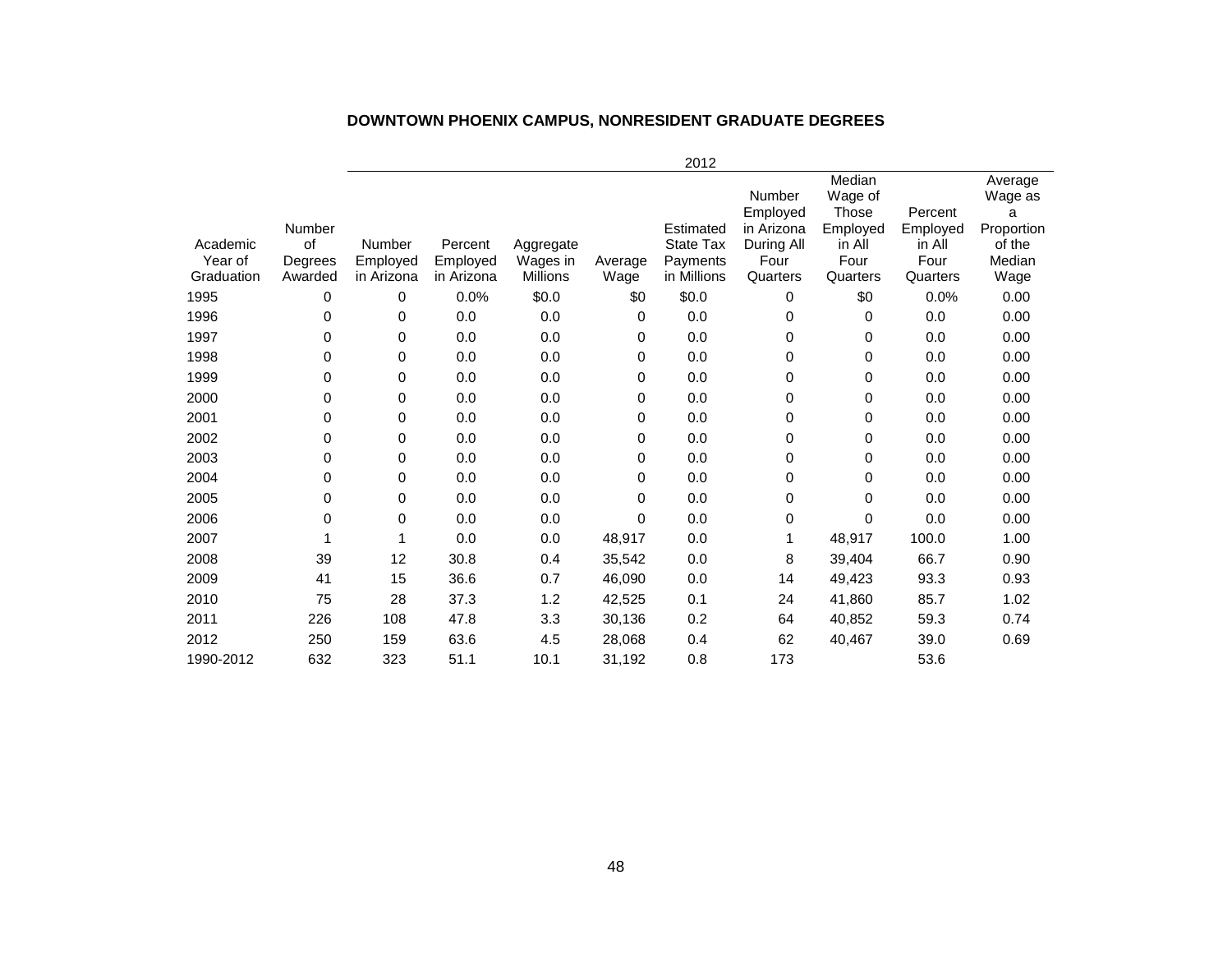**DOWNTOWN PHOENIX CAMPUS, NONRESIDENT GRADUATE DEGREES**

| | | 2012 | | | | | | | | |
|---|---|---|---|---|---|---|---|---|---|---|
| Academic Year of Graduation | Number of Degrees Awarded | Number Employed in Arizona | Percent Employed in Arizona | Aggregate Wages in Millions | Average Wage | Estimated State Tax Payments in Millions | Number Employed in Arizona During All Four Quarters | Median Wage of Those Employed in All Four Quarters | Percent Employed in All Four Quarters | Average Wage as a Proportion of the Median Wage |
| 1995 | 0 | 0 | 0.0% | $0.0 | $0 | $0.0 | 0 | $0 | 0.0% | 0.00 |
| 1996 | 0 | 0 | 0.0 | 0.0 | 0 | 0.0 | 0 | 0 | 0.0 | 0.00 |
| 1997 | 0 | 0 | 0.0 | 0.0 | 0 | 0.0 | 0 | 0 | 0.0 | 0.00 |
| 1998 | 0 | 0 | 0.0 | 0.0 | 0 | 0.0 | 0 | 0 | 0.0 | 0.00 |
| 1999 | 0 | 0 | 0.0 | 0.0 | 0 | 0.0 | 0 | 0 | 0.0 | 0.00 |
| 2000 | 0 | 0 | 0.0 | 0.0 | 0 | 0.0 | 0 | 0 | 0.0 | 0.00 |
| 2001 | 0 | 0 | 0.0 | 0.0 | 0 | 0.0 | 0 | 0 | 0.0 | 0.00 |
| 2002 | 0 | 0 | 0.0 | 0.0 | 0 | 0.0 | 0 | 0 | 0.0 | 0.00 |
| 2003 | 0 | 0 | 0.0 | 0.0 | 0 | 0.0 | 0 | 0 | 0.0 | 0.00 |
| 2004 | 0 | 0 | 0.0 | 0.0 | 0 | 0.0 | 0 | 0 | 0.0 | 0.00 |
| 2005 | 0 | 0 | 0.0 | 0.0 | 0 | 0.0 | 0 | 0 | 0.0 | 0.00 |
| 2006 | 0 | 0 | 0.0 | 0.0 | 0 | 0.0 | 0 | 0 | 0.0 | 0.00 |
| 2007 | 1 | 1 | 0.0 | 0.0 | 48,917 | 0.0 | 1 | 48,917 | 100.0 | 1.00 |
| 2008 | 39 | 12 | 30.8 | 0.4 | 35,542 | 0.0 | 8 | 39,404 | 66.7 | 0.90 |
| 2009 | 41 | 15 | 36.6 | 0.7 | 46,090 | 0.0 | 14 | 49,423 | 93.3 | 0.93 |
| 2010 | 75 | 28 | 37.3 | 1.2 | 42,525 | 0.1 | 24 | 41,860 | 85.7 | 1.02 |
| 2011 | 226 | 108 | 47.8 | 3.3 | 30,136 | 0.2 | 64 | 40,852 | 59.3 | 0.74 |
| 2012 | 250 | 159 | 63.6 | 4.5 | 28,068 | 0.4 | 62 | 40,467 | 39.0 | 0.69 |
| 1990-2012 | 632 | 323 | 51.1 | 10.1 | 31,192 | 0.8 | 173 | | 53.6 | |